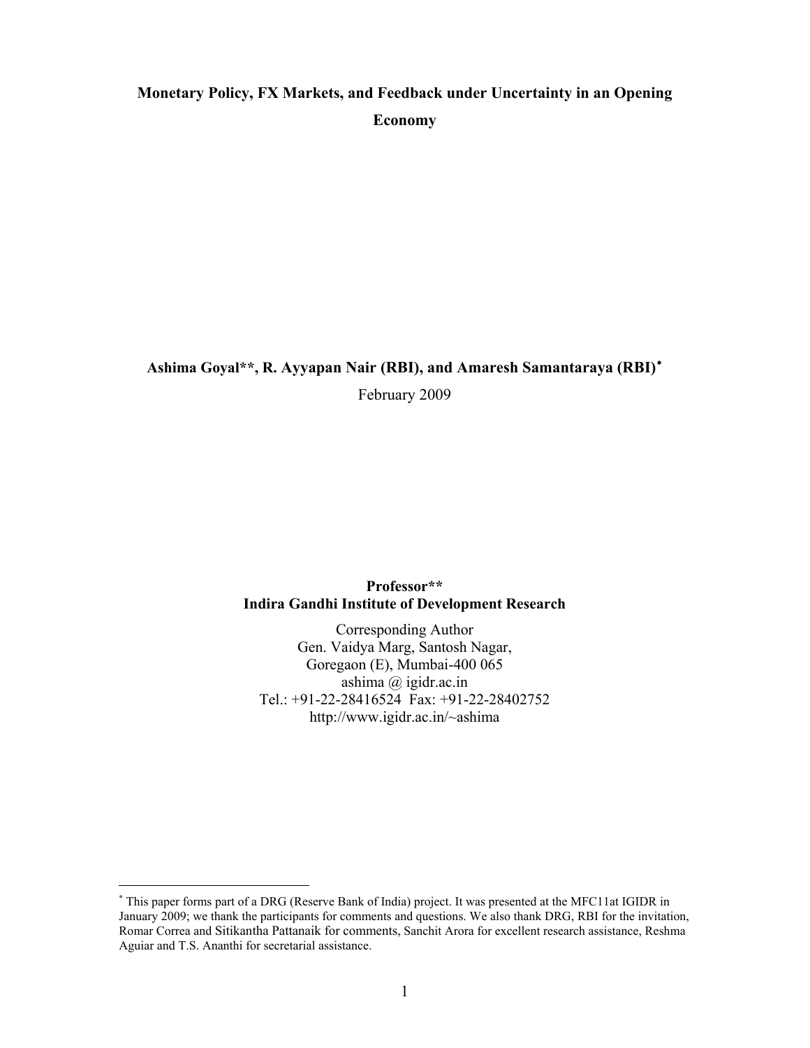# Monetary Policy, FX Markets, and Feedback under Uncertainty in an Opening Economy

**Ashima Goyal\*\*, R. Ayyapan Nair (RBI), and Amaresh Samantaraya (RBI)[\*]**

February 2009

**Professor\*\***
**Indira Gandhi Institute of Development Research**

Corresponding Author
Gen. Vaidya Marg, Santosh Nagar,
Goregaon (E), Mumbai-400 065
ashima @ igidr.ac.in
Tel.: +91-22-28416524 Fax: +91-22-28402752
http://www.igidr.ac.in/~ashima

---

[\*] This paper forms part of a DRG (Reserve Bank of India) project. It was presented at the MFC11at IGIDR in January 2009; we thank the participants for comments and questions. We also thank DRG, RBI for the invitation, Romar Correa and Sitikantha Pattanaik for comments, Sanchit Arora for excellent research assistance, Reshma Aguiar and T.S. Ananthi for secretarial assistance.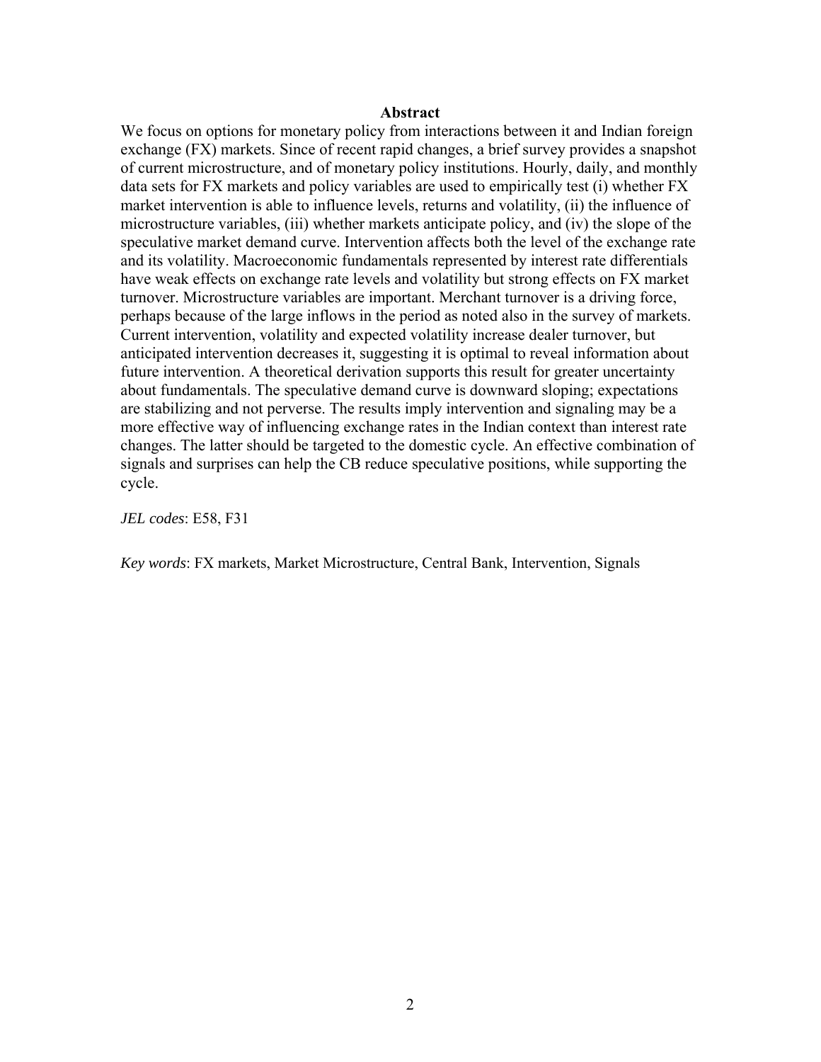## Abstract

We focus on options for monetary policy from interactions between it and Indian foreign exchange (FX) markets. Since of recent rapid changes, a brief survey provides a snapshot of current microstructure, and of monetary policy institutions. Hourly, daily, and monthly data sets for FX markets and policy variables are used to empirically test (i) whether FX market intervention is able to influence levels, returns and volatility, (ii) the influence of microstructure variables, (iii) whether markets anticipate policy, and (iv) the slope of the speculative market demand curve. Intervention affects both the level of the exchange rate and its volatility. Macroeconomic fundamentals represented by interest rate differentials have weak effects on exchange rate levels and volatility but strong effects on FX market turnover. Microstructure variables are important. Merchant turnover is a driving force, perhaps because of the large inflows in the period as noted also in the survey of markets. Current intervention, volatility and expected volatility increase dealer turnover, but anticipated intervention decreases it, suggesting it is optimal to reveal information about future intervention. A theoretical derivation supports this result for greater uncertainty about fundamentals. The speculative demand curve is downward sloping; expectations are stabilizing and not perverse. The results imply intervention and signaling may be a more effective way of influencing exchange rates in the Indian context than interest rate changes. The latter should be targeted to the domestic cycle. An effective combination of signals and surprises can help the CB reduce speculative positions, while supporting the cycle.

*JEL codes*: E58, F31

*Key words*: FX markets, Market Microstructure, Central Bank, Intervention, Signals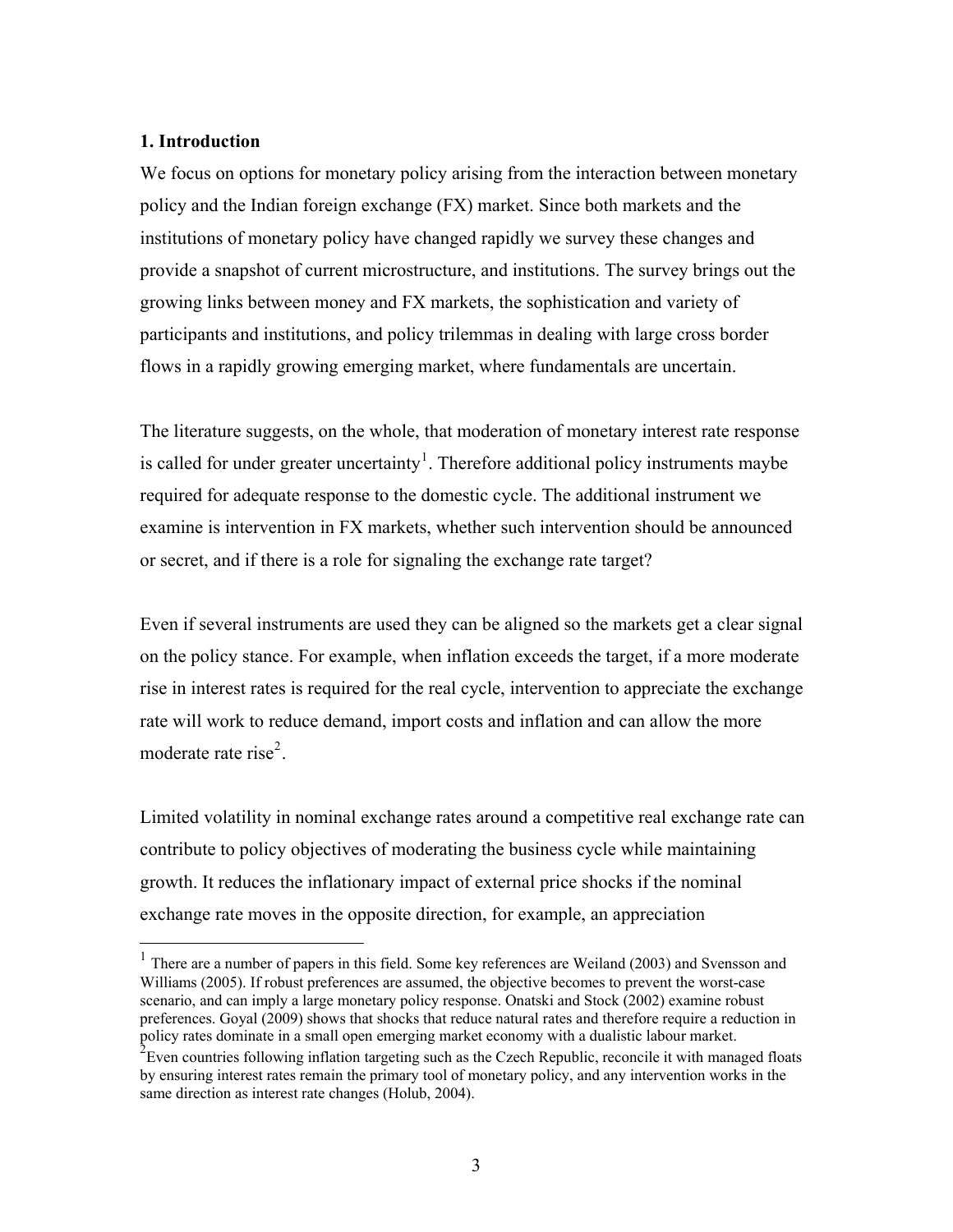## 1. Introduction

We focus on options for monetary policy arising from the interaction between monetary policy and the Indian foreign exchange (FX) market. Since both markets and the institutions of monetary policy have changed rapidly we survey these changes and provide a snapshot of current microstructure, and institutions. The survey brings out the growing links between money and FX markets, the sophistication and variety of participants and institutions, and policy trilemmas in dealing with large cross border flows in a rapidly growing emerging market, where fundamentals are uncertain.

The literature suggests, on the whole, that moderation of monetary interest rate response is called for under greater uncertainty[1]. Therefore additional policy instruments maybe required for adequate response to the domestic cycle. The additional instrument we examine is intervention in FX markets, whether such intervention should be announced or secret, and if there is a role for signaling the exchange rate target?

Even if several instruments are used they can be aligned so the markets get a clear signal on the policy stance. For example, when inflation exceeds the target, if a more moderate rise in interest rates is required for the real cycle, intervention to appreciate the exchange rate will work to reduce demand, import costs and inflation and can allow the more moderate rate rise[2].

Limited volatility in nominal exchange rates around a competitive real exchange rate can contribute to policy objectives of moderating the business cycle while maintaining growth. It reduces the inflationary impact of external price shocks if the nominal exchange rate moves in the opposite direction, for example, an appreciation

---

[1] There are a number of papers in this field. Some key references are Weiland (2003) and Svensson and Williams (2005). If robust preferences are assumed, the objective becomes to prevent the worst-case scenario, and can imply a large monetary policy response. Onatski and Stock (2002) examine robust preferences. Goyal (2009) shows that shocks that reduce natural rates and therefore require a reduction in policy rates dominate in a small open emerging market economy with a dualistic labour market.

[2] Even countries following inflation targeting such as the Czech Republic, reconcile it with managed floats by ensuring interest rates remain the primary tool of monetary policy, and any intervention works in the same direction as interest rate changes (Holub, 2004).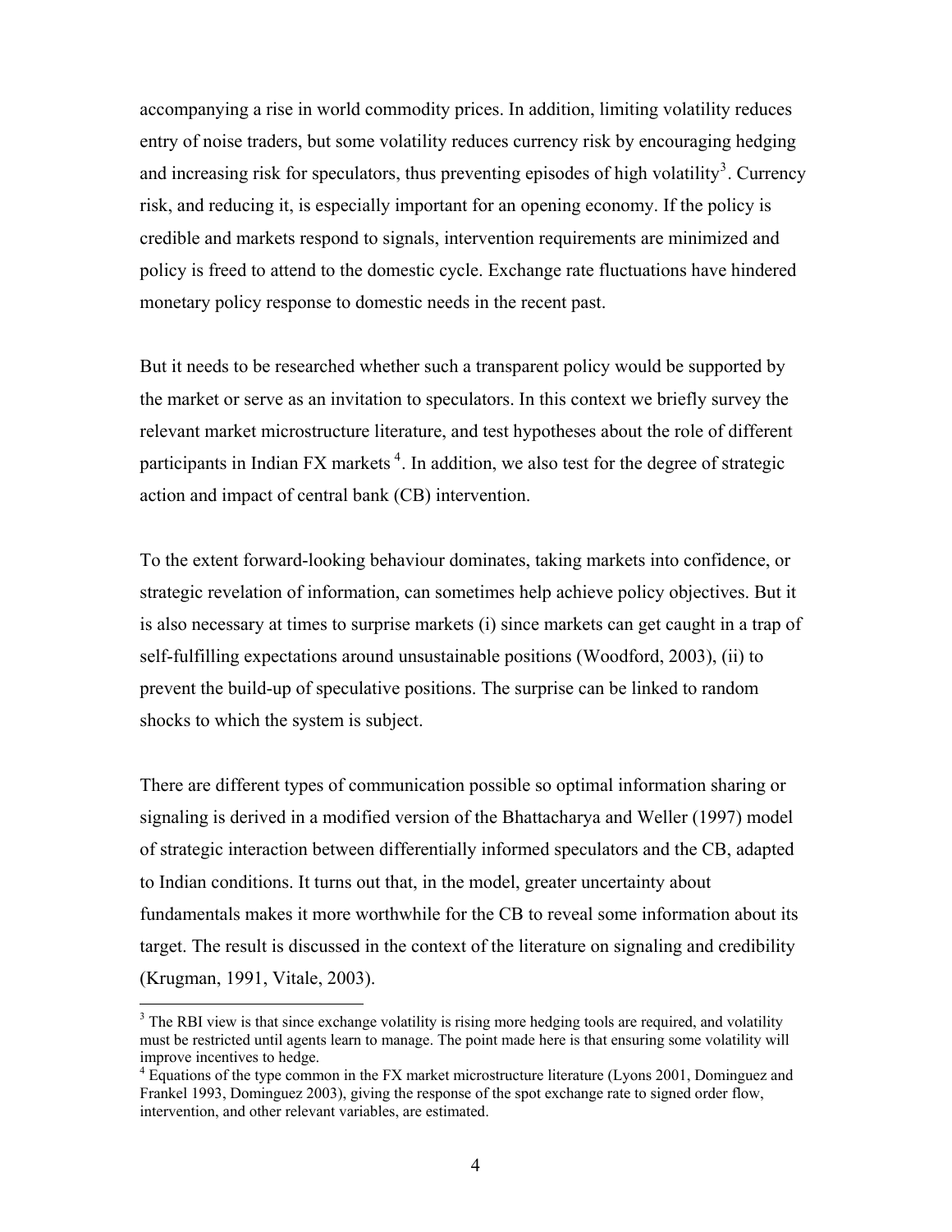accompanying a rise in world commodity prices. In addition, limiting volatility reduces entry of noise traders, but some volatility reduces currency risk by encouraging hedging and increasing risk for speculators, thus preventing episodes of high volatility[3]. Currency risk, and reducing it, is especially important for an opening economy. If the policy is credible and markets respond to signals, intervention requirements are minimized and policy is freed to attend to the domestic cycle. Exchange rate fluctuations have hindered monetary policy response to domestic needs in the recent past.

But it needs to be researched whether such a transparent policy would be supported by the market or serve as an invitation to speculators. In this context we briefly survey the relevant market microstructure literature, and test hypotheses about the role of different participants in Indian FX markets [4]. In addition, we also test for the degree of strategic action and impact of central bank (CB) intervention.

To the extent forward-looking behaviour dominates, taking markets into confidence, or strategic revelation of information, can sometimes help achieve policy objectives. But it is also necessary at times to surprise markets (i) since markets can get caught in a trap of self-fulfilling expectations around unsustainable positions (Woodford, 2003), (ii) to prevent the build-up of speculative positions. The surprise can be linked to random shocks to which the system is subject.

There are different types of communication possible so optimal information sharing or signaling is derived in a modified version of the Bhattacharya and Weller (1997) model of strategic interaction between differentially informed speculators and the CB, adapted to Indian conditions. It turns out that, in the model, greater uncertainty about fundamentals makes it more worthwhile for the CB to reveal some information about its target. The result is discussed in the context of the literature on signaling and credibility (Krugman, 1991, Vitale, 2003).

---

[3] The RBI view is that since exchange volatility is rising more hedging tools are required, and volatility must be restricted until agents learn to manage. The point made here is that ensuring some volatility will improve incentives to hedge.

[4] Equations of the type common in the FX market microstructure literature (Lyons 2001, Dominguez and Frankel 1993, Dominguez 2003), giving the response of the spot exchange rate to signed order flow, intervention, and other relevant variables, are estimated.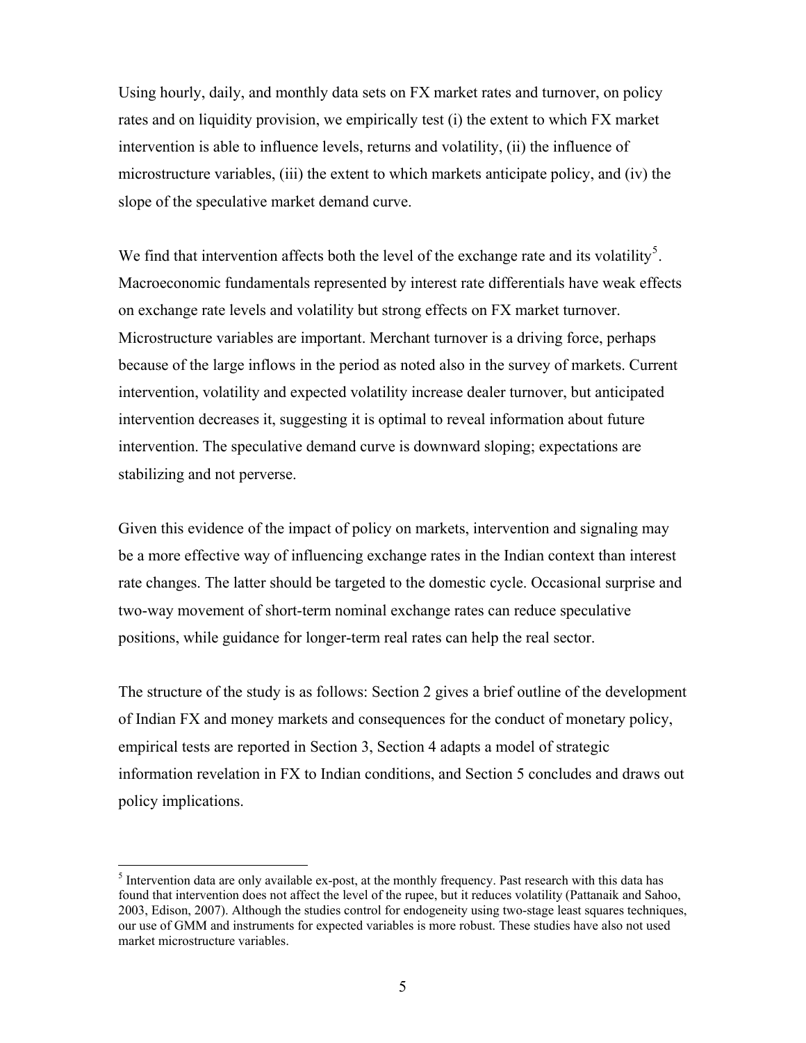Using hourly, daily, and monthly data sets on FX market rates and turnover, on policy rates and on liquidity provision, we empirically test (i) the extent to which FX market intervention is able to influence levels, returns and volatility, (ii) the influence of microstructure variables, (iii) the extent to which markets anticipate policy, and (iv) the slope of the speculative market demand curve.

We find that intervention affects both the level of the exchange rate and its volatility[5]. Macroeconomic fundamentals represented by interest rate differentials have weak effects on exchange rate levels and volatility but strong effects on FX market turnover. Microstructure variables are important. Merchant turnover is a driving force, perhaps because of the large inflows in the period as noted also in the survey of markets. Current intervention, volatility and expected volatility increase dealer turnover, but anticipated intervention decreases it, suggesting it is optimal to reveal information about future intervention. The speculative demand curve is downward sloping; expectations are stabilizing and not perverse.

Given this evidence of the impact of policy on markets, intervention and signaling may be a more effective way of influencing exchange rates in the Indian context than interest rate changes. The latter should be targeted to the domestic cycle. Occasional surprise and two-way movement of short-term nominal exchange rates can reduce speculative positions, while guidance for longer-term real rates can help the real sector.

The structure of the study is as follows: Section 2 gives a brief outline of the development of Indian FX and money markets and consequences for the conduct of monetary policy, empirical tests are reported in Section 3, Section 4 adapts a model of strategic information revelation in FX to Indian conditions, and Section 5 concludes and draws out policy implications.

[5] Intervention data are only available ex-post, at the monthly frequency. Past research with this data has found that intervention does not affect the level of the rupee, but it reduces volatility (Pattanaik and Sahoo, 2003, Edison, 2007). Although the studies control for endogeneity using two-stage least squares techniques, our use of GMM and instruments for expected variables is more robust. These studies have also not used market microstructure variables.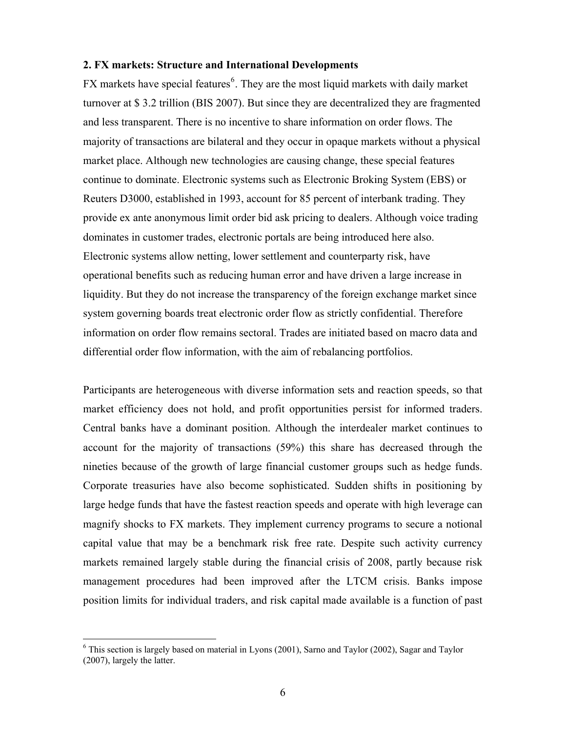## 2. FX markets: Structure and International Developments

FX markets have special features[6]. They are the most liquid markets with daily market turnover at $ 3.2 trillion (BIS 2007). But since they are decentralized they are fragmented and less transparent. There is no incentive to share information on order flows. The majority of transactions are bilateral and they occur in opaque markets without a physical market place. Although new technologies are causing change, these special features continue to dominate. Electronic systems such as Electronic Broking System (EBS) or Reuters D3000, established in 1993, account for 85 percent of interbank trading. They provide ex ante anonymous limit order bid ask pricing to dealers. Although voice trading dominates in customer trades, electronic portals are being introduced here also. Electronic systems allow netting, lower settlement and counterparty risk, have operational benefits such as reducing human error and have driven a large increase in liquidity. But they do not increase the transparency of the foreign exchange market since system governing boards treat electronic order flow as strictly confidential. Therefore information on order flow remains sectoral. Trades are initiated based on macro data and differential order flow information, with the aim of rebalancing portfolios.

Participants are heterogeneous with diverse information sets and reaction speeds, so that market efficiency does not hold, and profit opportunities persist for informed traders. Central banks have a dominant position. Although the interdealer market continues to account for the majority of transactions (59%) this share has decreased through the nineties because of the growth of large financial customer groups such as hedge funds. Corporate treasuries have also become sophisticated. Sudden shifts in positioning by large hedge funds that have the fastest reaction speeds and operate with high leverage can magnify shocks to FX markets. They implement currency programs to secure a notional capital value that may be a benchmark risk free rate. Despite such activity currency markets remained largely stable during the financial crisis of 2008, partly because risk management procedures had been improved after the LTCM crisis. Banks impose position limits for individual traders, and risk capital made available is a function of past

[6] This section is largely based on material in Lyons (2001), Sarno and Taylor (2002), Sagar and Taylor (2007), largely the latter.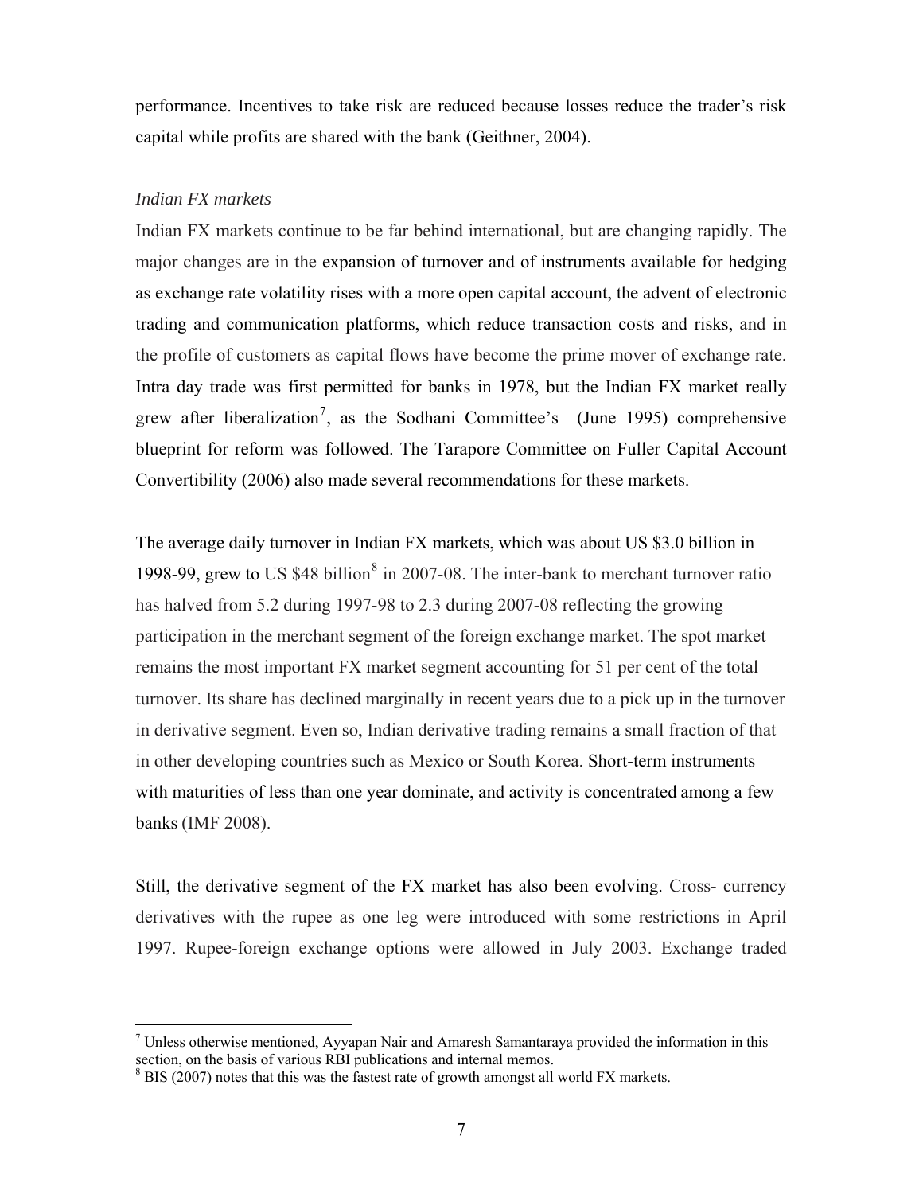performance. Incentives to take risk are reduced because losses reduce the trader's risk capital while profits are shared with the bank (Geithner, 2004).

*Indian FX markets*

Indian FX markets continue to be far behind international, but are changing rapidly. The major changes are in the expansion of turnover and of instruments available for hedging as exchange rate volatility rises with a more open capital account, the advent of electronic trading and communication platforms, which reduce transaction costs and risks, and in the profile of customers as capital flows have become the prime mover of exchange rate. Intra day trade was first permitted for banks in 1978, but the Indian FX market really grew after liberalization[7], as the Sodhani Committee's (June 1995) comprehensive blueprint for reform was followed. The Tarapore Committee on Fuller Capital Account Convertibility (2006) also made several recommendations for these markets.

The average daily turnover in Indian FX markets, which was about US $3.0 billion in 1998-99, grew to US $48 billion[8] in 2007-08. The inter-bank to merchant turnover ratio has halved from 5.2 during 1997-98 to 2.3 during 2007-08 reflecting the growing participation in the merchant segment of the foreign exchange market. The spot market remains the most important FX market segment accounting for 51 per cent of the total turnover. Its share has declined marginally in recent years due to a pick up in the turnover in derivative segment. Even so, Indian derivative trading remains a small fraction of that in other developing countries such as Mexico or South Korea. Short-term instruments with maturities of less than one year dominate, and activity is concentrated among a few banks (IMF 2008).

Still, the derivative segment of the FX market has also been evolving. Cross- currency derivatives with the rupee as one leg were introduced with some restrictions in April 1997. Rupee-foreign exchange options were allowed in July 2003. Exchange traded

---

[7] Unless otherwise mentioned, Ayyapan Nair and Amaresh Samantaraya provided the information in this section, on the basis of various RBI publications and internal memos.

[8] BIS (2007) notes that this was the fastest rate of growth amongst all world FX markets.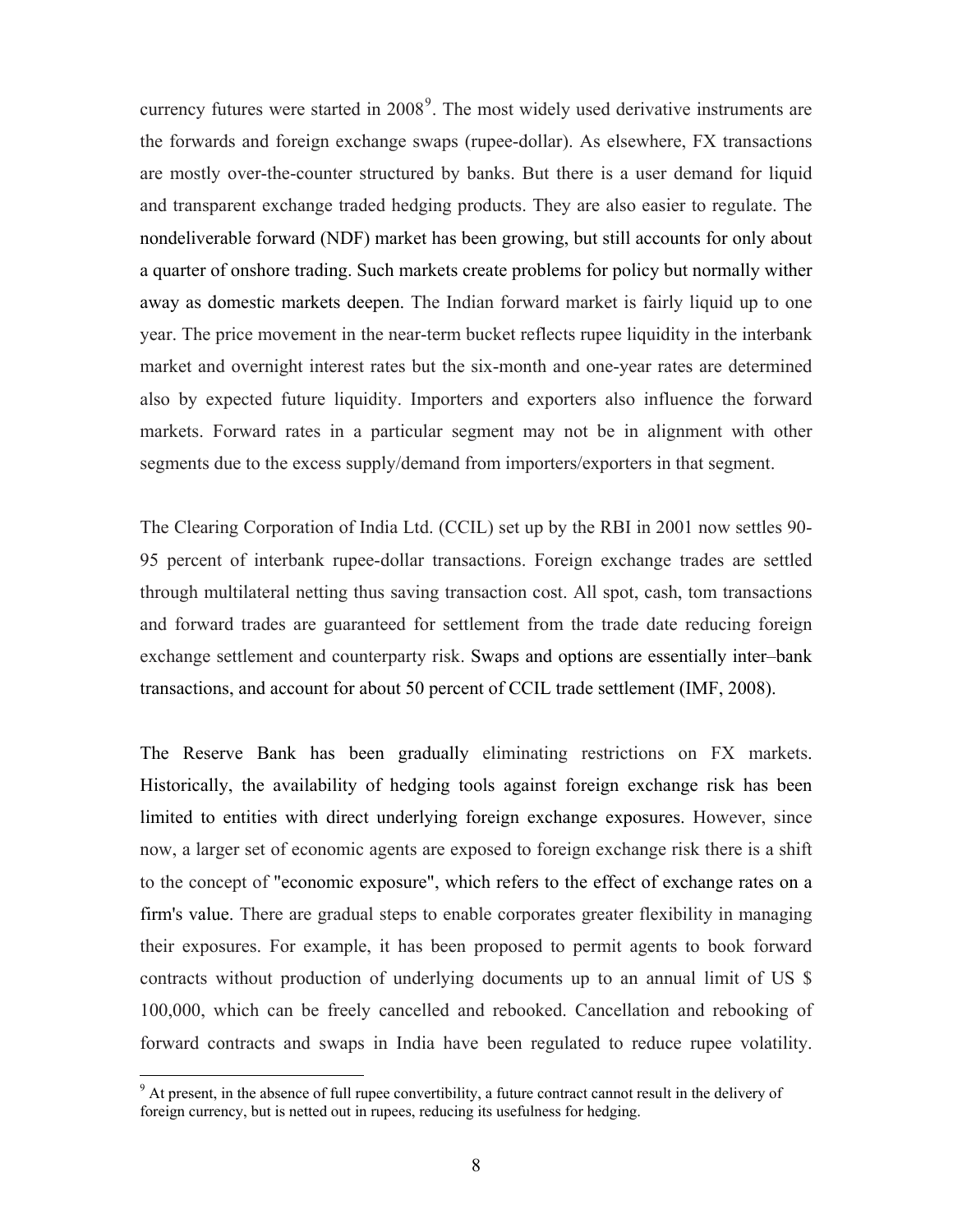currency futures were started in 2008[9]. The most widely used derivative instruments are the forwards and foreign exchange swaps (rupee-dollar). As elsewhere, FX transactions are mostly over-the-counter structured by banks. But there is a user demand for liquid and transparent exchange traded hedging products. They are also easier to regulate. The nondeliverable forward (NDF) market has been growing, but still accounts for only about a quarter of onshore trading. Such markets create problems for policy but normally wither away as domestic markets deepen. The Indian forward market is fairly liquid up to one year. The price movement in the near-term bucket reflects rupee liquidity in the interbank market and overnight interest rates but the six-month and one-year rates are determined also by expected future liquidity. Importers and exporters also influence the forward markets. Forward rates in a particular segment may not be in alignment with other segments due to the excess supply/demand from importers/exporters in that segment.

The Clearing Corporation of India Ltd. (CCIL) set up by the RBI in 2001 now settles 90-95 percent of interbank rupee-dollar transactions. Foreign exchange trades are settled through multilateral netting thus saving transaction cost. All spot, cash, tom transactions and forward trades are guaranteed for settlement from the trade date reducing foreign exchange settlement and counterparty risk. Swaps and options are essentially inter–bank transactions, and account for about 50 percent of CCIL trade settlement (IMF, 2008).

The Reserve Bank has been gradually eliminating restrictions on FX markets. Historically, the availability of hedging tools against foreign exchange risk has been limited to entities with direct underlying foreign exchange exposures. However, since now, a larger set of economic agents are exposed to foreign exchange risk there is a shift to the concept of "economic exposure", which refers to the effect of exchange rates on a firm's value. There are gradual steps to enable corporates greater flexibility in managing their exposures. For example, it has been proposed to permit agents to book forward contracts without production of underlying documents up to an annual limit of US $ 100,000, which can be freely cancelled and rebooked. Cancellation and rebooking of forward contracts and swaps in India have been regulated to reduce rupee volatility.

[9] At present, in the absence of full rupee convertibility, a future contract cannot result in the delivery of foreign currency, but is netted out in rupees, reducing its usefulness for hedging.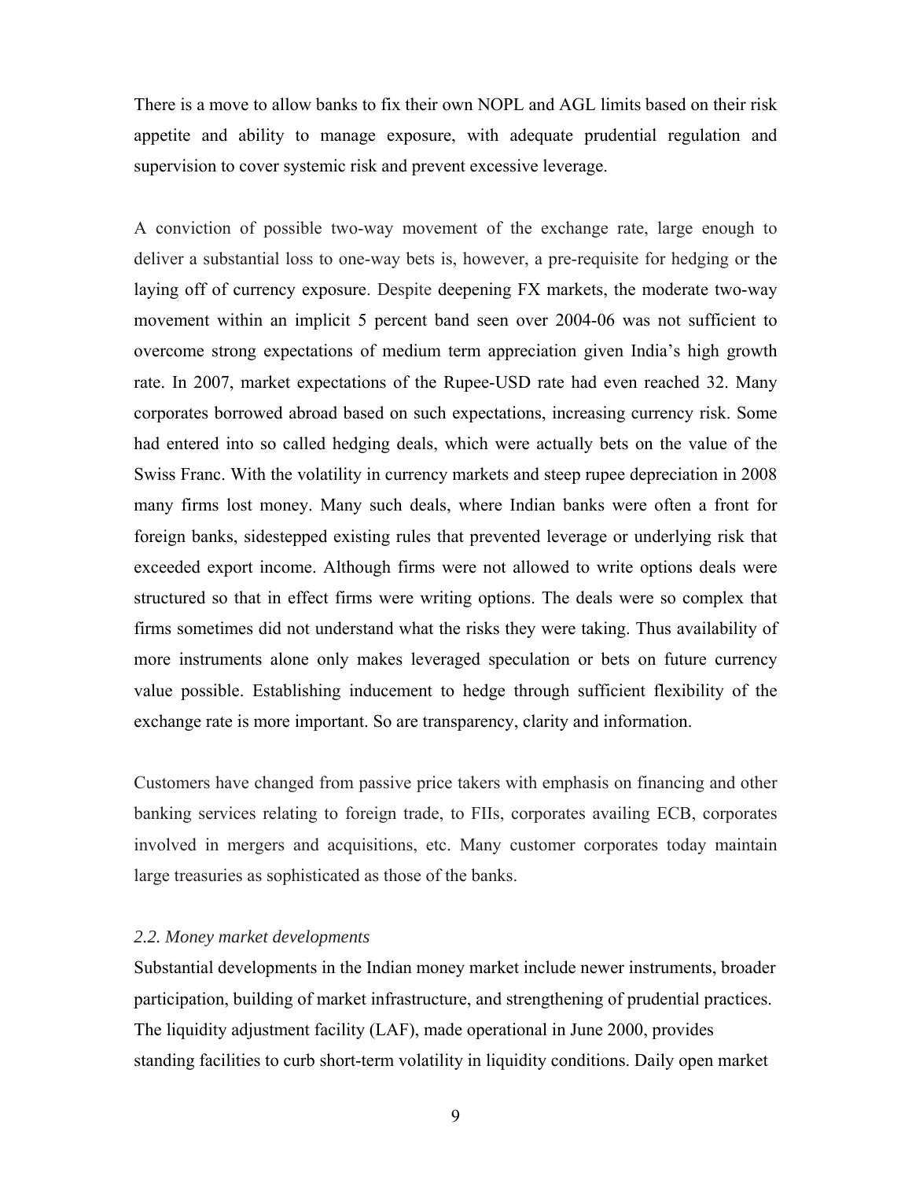There is a move to allow banks to fix their own NOPL and AGL limits based on their risk appetite and ability to manage exposure, with adequate prudential regulation and supervision to cover systemic risk and prevent excessive leverage.

A conviction of possible two-way movement of the exchange rate, large enough to deliver a substantial loss to one-way bets is, however, a pre-requisite for hedging or the laying off of currency exposure. Despite deepening FX markets, the moderate two-way movement within an implicit 5 percent band seen over 2004-06 was not sufficient to overcome strong expectations of medium term appreciation given India's high growth rate. In 2007, market expectations of the Rupee-USD rate had even reached 32. Many corporates borrowed abroad based on such expectations, increasing currency risk. Some had entered into so called hedging deals, which were actually bets on the value of the Swiss Franc. With the volatility in currency markets and steep rupee depreciation in 2008 many firms lost money. Many such deals, where Indian banks were often a front for foreign banks, sidestepped existing rules that prevented leverage or underlying risk that exceeded export income. Although firms were not allowed to write options deals were structured so that in effect firms were writing options. The deals were so complex that firms sometimes did not understand what the risks they were taking. Thus availability of more instruments alone only makes leveraged speculation or bets on future currency value possible. Establishing inducement to hedge through sufficient flexibility of the exchange rate is more important. So are transparency, clarity and information.

Customers have changed from passive price takers with emphasis on financing and other banking services relating to foreign trade, to FIIs, corporates availing ECB, corporates involved in mergers and acquisitions, etc. Many customer corporates today maintain large treasuries as sophisticated as those of the banks.

### *2.2. Money market developments*

Substantial developments in the Indian money market include newer instruments, broader participation, building of market infrastructure, and strengthening of prudential practices. The liquidity adjustment facility (LAF), made operational in June 2000, provides standing facilities to curb short-term volatility in liquidity conditions. Daily open market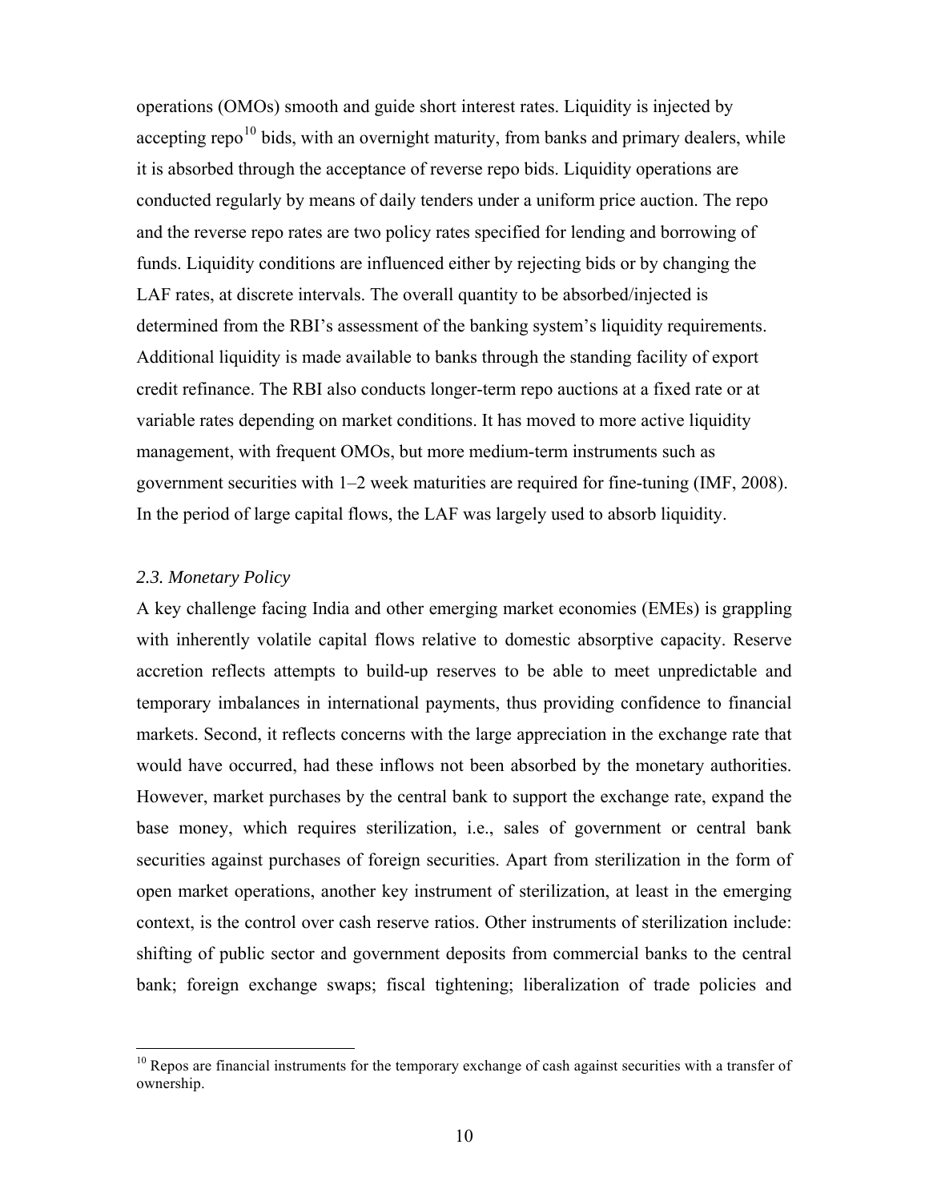operations (OMOs) smooth and guide short interest rates. Liquidity is injected by accepting repo[10] bids, with an overnight maturity, from banks and primary dealers, while it is absorbed through the acceptance of reverse repo bids. Liquidity operations are conducted regularly by means of daily tenders under a uniform price auction. The repo and the reverse repo rates are two policy rates specified for lending and borrowing of funds. Liquidity conditions are influenced either by rejecting bids or by changing the LAF rates, at discrete intervals. The overall quantity to be absorbed/injected is determined from the RBI's assessment of the banking system's liquidity requirements. Additional liquidity is made available to banks through the standing facility of export credit refinance. The RBI also conducts longer-term repo auctions at a fixed rate or at variable rates depending on market conditions. It has moved to more active liquidity management, with frequent OMOs, but more medium-term instruments such as government securities with 1–2 week maturities are required for fine-tuning (IMF, 2008). In the period of large capital flows, the LAF was largely used to absorb liquidity.

### *2.3. Monetary Policy*

A key challenge facing India and other emerging market economies (EMEs) is grappling with inherently volatile capital flows relative to domestic absorptive capacity. Reserve accretion reflects attempts to build-up reserves to be able to meet unpredictable and temporary imbalances in international payments, thus providing confidence to financial markets. Second, it reflects concerns with the large appreciation in the exchange rate that would have occurred, had these inflows not been absorbed by the monetary authorities. However, market purchases by the central bank to support the exchange rate, expand the base money, which requires sterilization, i.e., sales of government or central bank securities against purchases of foreign securities. Apart from sterilization in the form of open market operations, another key instrument of sterilization, at least in the emerging context, is the control over cash reserve ratios. Other instruments of sterilization include: shifting of public sector and government deposits from commercial banks to the central bank; foreign exchange swaps; fiscal tightening; liberalization of trade policies and

[10] Repos are financial instruments for the temporary exchange of cash against securities with a transfer of ownership.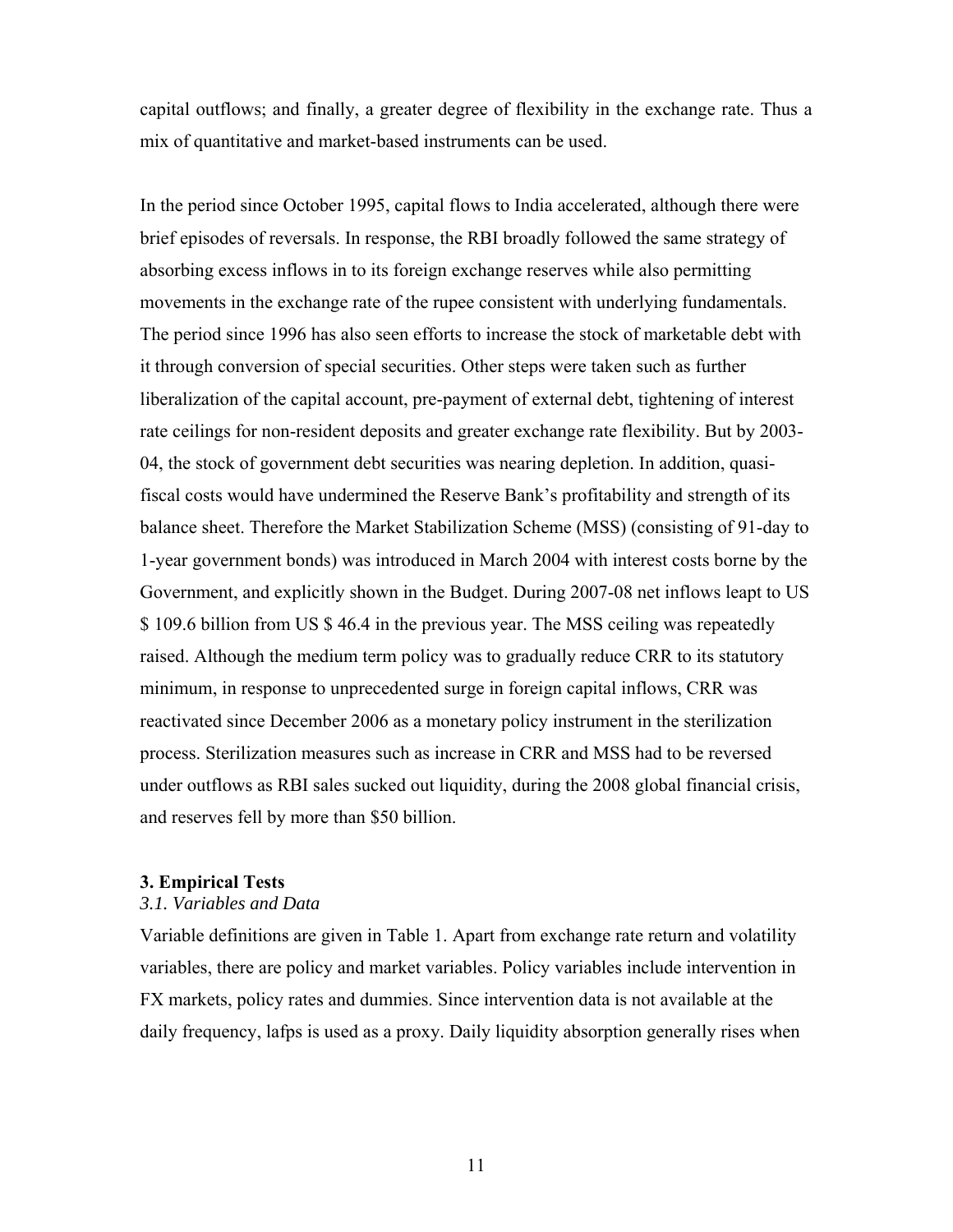capital outflows; and finally, a greater degree of flexibility in the exchange rate. Thus a mix of quantitative and market-based instruments can be used.

In the period since October 1995, capital flows to India accelerated, although there were brief episodes of reversals. In response, the RBI broadly followed the same strategy of absorbing excess inflows in to its foreign exchange reserves while also permitting movements in the exchange rate of the rupee consistent with underlying fundamentals. The period since 1996 has also seen efforts to increase the stock of marketable debt with it through conversion of special securities. Other steps were taken such as further liberalization of the capital account, pre-payment of external debt, tightening of interest rate ceilings for non-resident deposits and greater exchange rate flexibility. But by 2003-04, the stock of government debt securities was nearing depletion. In addition, quasi-fiscal costs would have undermined the Reserve Bank's profitability and strength of its balance sheet. Therefore the Market Stabilization Scheme (MSS) (consisting of 91-day to 1-year government bonds) was introduced in March 2004 with interest costs borne by the Government, and explicitly shown in the Budget. During 2007-08 net inflows leapt to US $ 109.6 billion from US $ 46.4 in the previous year. The MSS ceiling was repeatedly raised. Although the medium term policy was to gradually reduce CRR to its statutory minimum, in response to unprecedented surge in foreign capital inflows, CRR was reactivated since December 2006 as a monetary policy instrument in the sterilization process. Sterilization measures such as increase in CRR and MSS had to be reversed under outflows as RBI sales sucked out liquidity, during the 2008 global financial crisis, and reserves fell by more than $50 billion.

## 3. Empirical Tests

### *3.1. Variables and Data*

Variable definitions are given in Table 1. Apart from exchange rate return and volatility variables, there are policy and market variables. Policy variables include intervention in FX markets, policy rates and dummies. Since intervention data is not available at the daily frequency, lafps is used as a proxy. Daily liquidity absorption generally rises when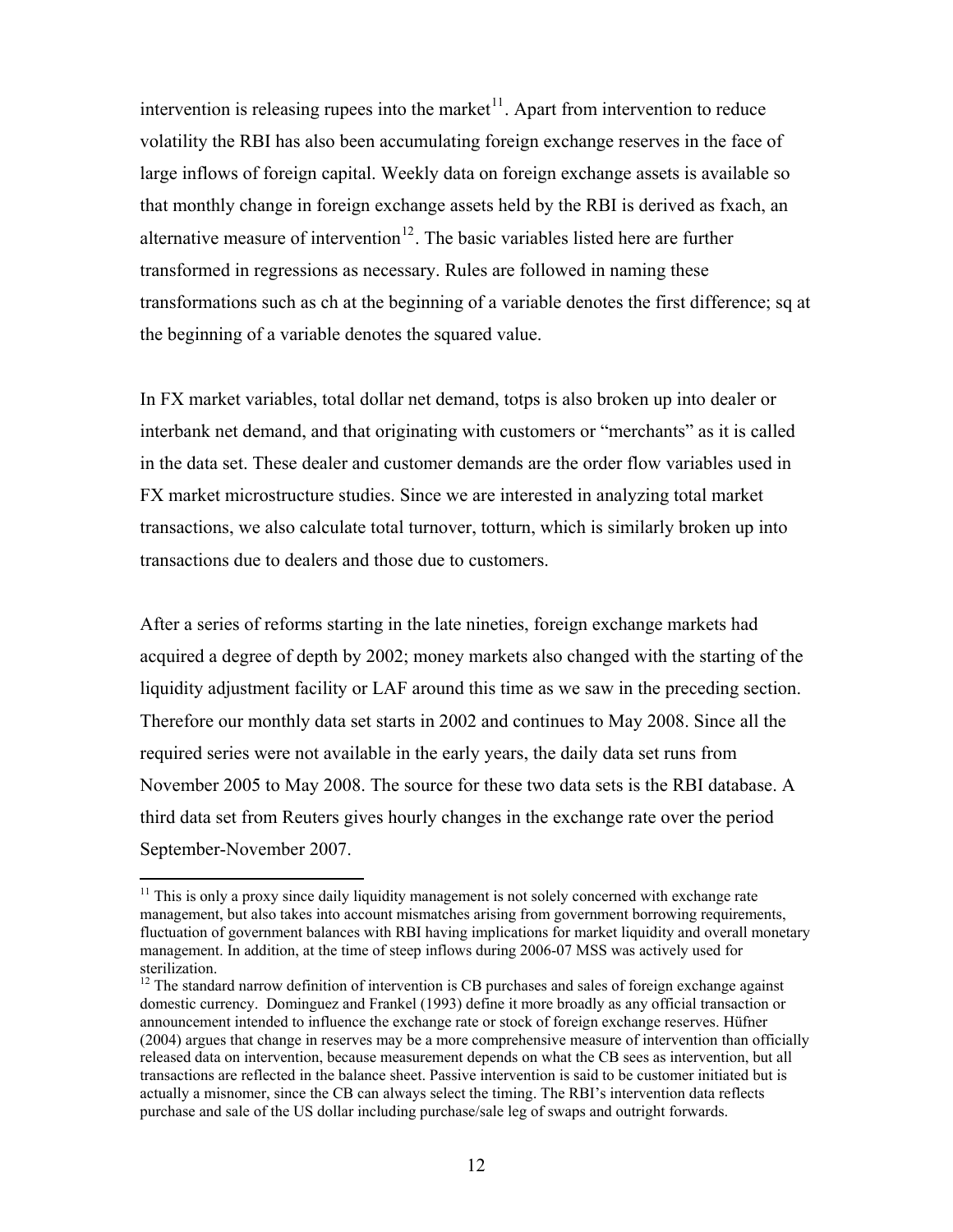intervention is releasing rupees into the market[11]. Apart from intervention to reduce volatility the RBI has also been accumulating foreign exchange reserves in the face of large inflows of foreign capital. Weekly data on foreign exchange assets is available so that monthly change in foreign exchange assets held by the RBI is derived as fxach, an alternative measure of intervention[12]. The basic variables listed here are further transformed in regressions as necessary. Rules are followed in naming these transformations such as ch at the beginning of a variable denotes the first difference; sq at the beginning of a variable denotes the squared value.

In FX market variables, total dollar net demand, totps is also broken up into dealer or interbank net demand, and that originating with customers or "merchants" as it is called in the data set. These dealer and customer demands are the order flow variables used in FX market microstructure studies. Since we are interested in analyzing total market transactions, we also calculate total turnover, totturn, which is similarly broken up into transactions due to dealers and those due to customers.

After a series of reforms starting in the late nineties, foreign exchange markets had acquired a degree of depth by 2002; money markets also changed with the starting of the liquidity adjustment facility or LAF around this time as we saw in the preceding section. Therefore our monthly data set starts in 2002 and continues to May 2008. Since all the required series were not available in the early years, the daily data set runs from November 2005 to May 2008. The source for these two data sets is the RBI database. A third data set from Reuters gives hourly changes in the exchange rate over the period September-November 2007.

---

[11] This is only a proxy since daily liquidity management is not solely concerned with exchange rate management, but also takes into account mismatches arising from government borrowing requirements, fluctuation of government balances with RBI having implications for market liquidity and overall monetary management. In addition, at the time of steep inflows during 2006-07 MSS was actively used for sterilization.

[12] The standard narrow definition of intervention is CB purchases and sales of foreign exchange against domestic currency. Dominguez and Frankel (1993) define it more broadly as any official transaction or announcement intended to influence the exchange rate or stock of foreign exchange reserves. Hüfner (2004) argues that change in reserves may be a more comprehensive measure of intervention than officially released data on intervention, because measurement depends on what the CB sees as intervention, but all transactions are reflected in the balance sheet. Passive intervention is said to be customer initiated but is actually a misnomer, since the CB can always select the timing. The RBI's intervention data reflects purchase and sale of the US dollar including purchase/sale leg of swaps and outright forwards.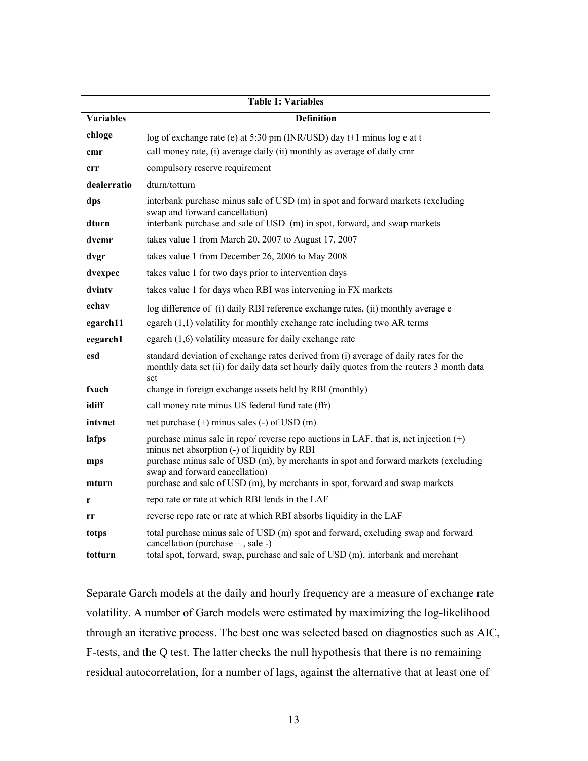**Table 1: Variables**

| Variables | Definition |
|---|---|
| **chloge** | log of exchange rate (e) at 5:30 pm (INR/USD) day t+1 minus log e at t |
| **cmr** | call money rate, (i) average daily (ii) monthly as average of daily cmr |
| **crr** | compulsory reserve requirement |
| **dealerratio** | dturn/totturn |
| **dps** | interbank purchase minus sale of USD (m) in spot and forward markets (excluding swap and forward cancellation) |
| **dturn** | interbank purchase and sale of USD (m) in spot, forward, and swap markets |
| **dvcmr** | takes value 1 from March 20, 2007 to August 17, 2007 |
| **dvgr** | takes value 1 from December 26, 2006 to May 2008 |
| **dvexpec** | takes value 1 for two days prior to intervention days |
| **dvintv** | takes value 1 for days when RBI was intervening in FX markets |
| **echav** | log difference of (i) daily RBI reference exchange rates, (ii) monthly average e |
| **egarch11** | egarch (1,1) volatility for monthly exchange rate including two AR terms |
| **eegarch1** | egarch (1,6) volatility measure for daily exchange rate |
| **esd** | standard deviation of exchange rates derived from (i) average of daily rates for the monthly data set (ii) for daily data set hourly daily quotes from the reuters 3 month data set |
| **fxach** | change in foreign exchange assets held by RBI (monthly) |
| **idiff** | call money rate minus US federal fund rate (ffr) |
| **intvnet** | net purchase (+) minus sales (-) of USD (m) |
| **lafps** | purchase minus sale in repo/ reverse repo auctions in LAF, that is, net injection (+) minus net absorption (-) of liquidity by RBI |
| **mps** | purchase minus sale of USD (m), by merchants in spot and forward markets (excluding swap and forward cancellation) |
| **mturn** | purchase and sale of USD (m), by merchants in spot, forward and swap markets |
| **r** | repo rate or rate at which RBI lends in the LAF |
| **rr** | reverse repo rate or rate at which RBI absorbs liquidity in the LAF |
| **totps** | total purchase minus sale of USD (m) spot and forward, excluding swap and forward cancellation (purchase + , sale -) |
| **totturn** | total spot, forward, swap, purchase and sale of USD (m), interbank and merchant |

Separate Garch models at the daily and hourly frequency are a measure of exchange rate volatility. A number of Garch models were estimated by maximizing the log-likelihood through an iterative process. The best one was selected based on diagnostics such as AIC, F-tests, and the Q test. The latter checks the null hypothesis that there is no remaining residual autocorrelation, for a number of lags, against the alternative that at least one of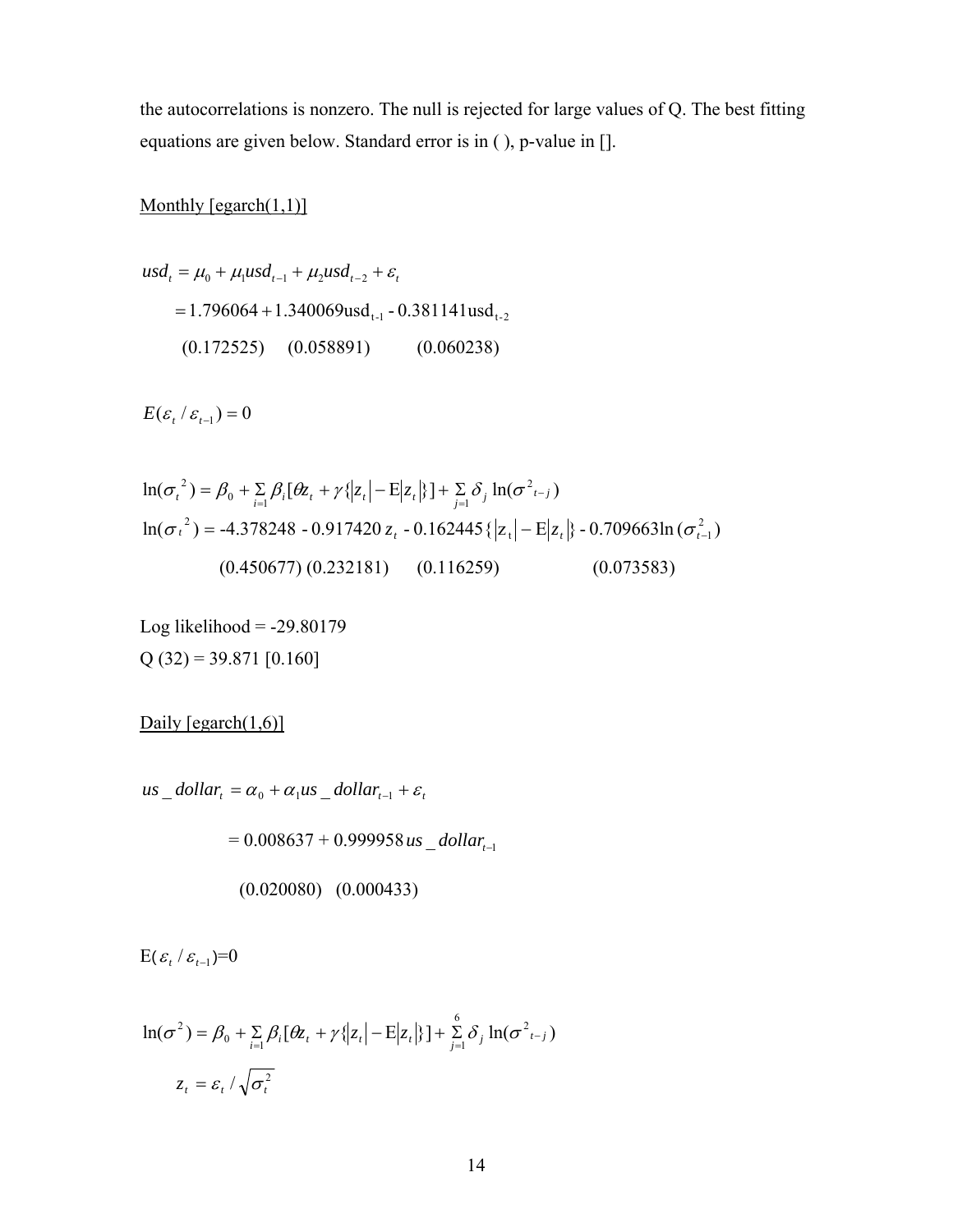the autocorrelations is nonzero. The null is rejected for large values of Q. The best fitting equations are given below. Standard error is in ( ), p-value in [].

Monthly [egarch(1,1)]

$$usd_t = \mu_0 + \mu_1 usd_{t-1} + \mu_2 usd_{t-2} + \varepsilon_t$$

$$= 1.796064 + 1.340069\text{usd}_{t-1} - 0.381141\text{usd}_{t-2}$$

(0.172525) (0.058891) (0.060238)

$$E(\varepsilon_t / \varepsilon_{t-1}) = 0$$

$$\ln(\sigma_t^{\,2}) = \beta_0 + \sum_{i=1} \beta_i [\theta z_t + \gamma \{|z_t| - \mathrm{E}|z_t|\}] + \sum_{j=1} \delta_j \ln(\sigma^2_{t-j})$$

$$\ln(\sigma_t^{\,2}) = -4.378248 - 0.917420\, z_t - 0.162445\{|z_t| - \mathrm{E}|z_t|\} - 0.709663\ln(\sigma^2_{t-1})$$

(0.450677) (0.232181) (0.116259) (0.073583)

Log likelihood = -29.80179

Q (32) = 39.871 [0.160]

Daily [egarch(1,6)]

$$us\_dollar_t = \alpha_0 + \alpha_1 us\_dollar_{t-1} + \varepsilon_t$$

$$= 0.008637 + 0.999958\, us\_dollar_{t-1}$$

(0.020080) (0.000433)

$$\mathrm{E}(\varepsilon_t / \varepsilon_{t-1}) = 0$$

$$\ln(\sigma^2) = \beta_0 + \sum_{i=1} \beta_i [\theta z_t + \gamma \{|z_t| - \mathrm{E}|z_t|\}] + \sum_{j=1}^{6} \delta_j \ln(\sigma^2_{t-j})$$

$$z_t = \varepsilon_t / \sqrt{\sigma_t^2}$$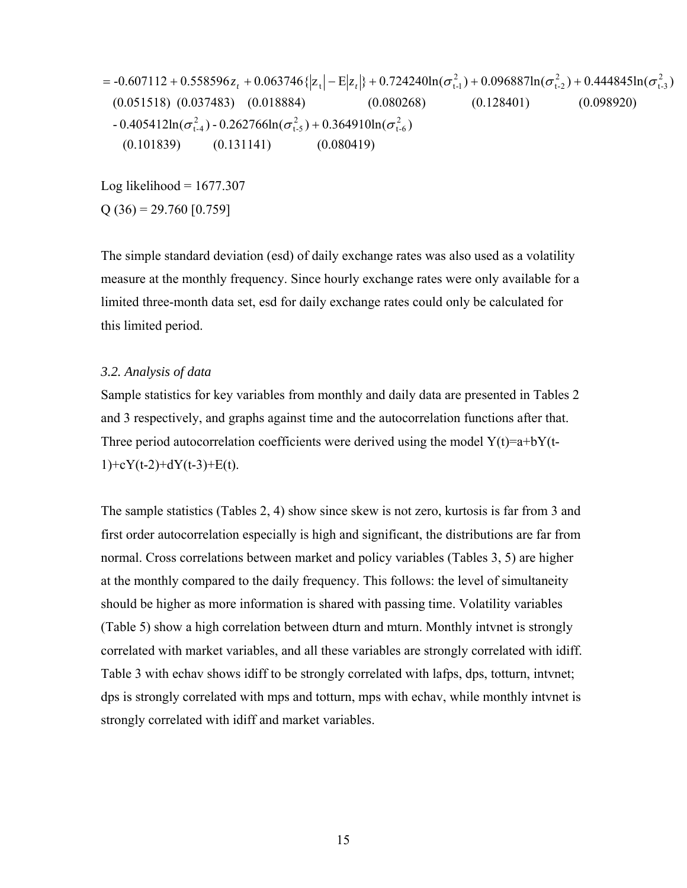$$= -0.607112 + 0.558596 z_t + 0.063746\{|z_t| - E|z_t|\} + 0.724240\ln(\sigma^2_{t-1}) + 0.096887\ln(\sigma^2_{t-2}) + 0.444845\ln(\sigma^2_{t-3})$$

$$(0.051518) \quad (0.037483) \quad (0.018884) \qquad (0.080268) \qquad (0.128401) \qquad (0.098920)$$

$$- 0.405412\ln(\sigma^2_{t-4}) - 0.262766\ln(\sigma^2_{t-5}) + 0.364910\ln(\sigma^2_{t-6})$$

$$(0.101839) \qquad (0.131141) \qquad (0.080419)$$

Log likelihood = 1677.307

Q (36) = 29.760 [0.759]

The simple standard deviation (esd) of daily exchange rates was also used as a volatility measure at the monthly frequency. Since hourly exchange rates were only available for a limited three-month data set, esd for daily exchange rates could only be calculated for this limited period.

### *3.2. Analysis of data*

Sample statistics for key variables from monthly and daily data are presented in Tables 2 and 3 respectively, and graphs against time and the autocorrelation functions after that. Three period autocorrelation coefficients were derived using the model Y(t)=a+bY(t-1)+cY(t-2)+dY(t-3)+E(t).

The sample statistics (Tables 2, 4) show since skew is not zero, kurtosis is far from 3 and first order autocorrelation especially is high and significant, the distributions are far from normal. Cross correlations between market and policy variables (Tables 3, 5) are higher at the monthly compared to the daily frequency. This follows: the level of simultaneity should be higher as more information is shared with passing time. Volatility variables (Table 5) show a high correlation between dturn and mturn. Monthly intvnet is strongly correlated with market variables, and all these variables are strongly correlated with idiff. Table 3 with echav shows idiff to be strongly correlated with lafps, dps, totturn, intvnet; dps is strongly correlated with mps and totturn, mps with echav, while monthly intvnet is strongly correlated with idiff and market variables.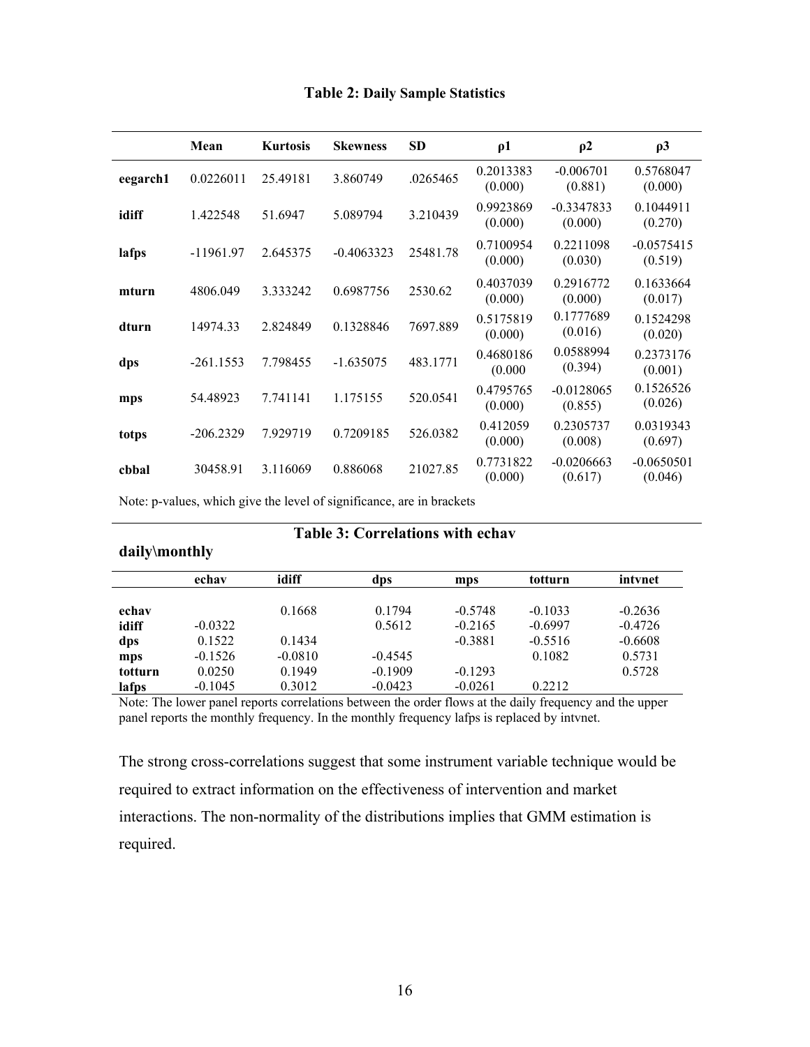**Table 2: Daily Sample Statistics**

| | Mean | Kurtosis | Skewness | SD | ρ1 | ρ2 | ρ3 |
|---|---|---|---|---|---|---|---|
| **eegarch1** | 0.0226011 | 25.49181 | 3.860749 | .0265465 | 0.2013383 (0.000) | -0.006701 (0.881) | 0.5768047 (0.000) |
| **idiff** | 1.422548 | 51.6947 | 5.089794 | 3.210439 | 0.9923869 (0.000) | -0.3347833 (0.000) | 0.1044911 (0.270) |
| **lafps** | -11961.97 | 2.645375 | -0.4063323 | 25481.78 | 0.7100954 (0.000) | 0.2211098 (0.030) | -0.0575415 (0.519) |
| **mturn** | 4806.049 | 3.333242 | 0.6987756 | 2530.62 | 0.4037039 (0.000) | 0.2916772 (0.000) | 0.1633664 (0.017) |
| **dturn** | 14974.33 | 2.824849 | 0.1328846 | 7697.889 | 0.5175819 (0.000) | 0.1777689 (0.016) | 0.1524298 (0.020) |
| **dps** | -261.1553 | 7.798455 | -1.635075 | 483.1771 | 0.4680186 (0.000 | 0.0588994 (0.394) | 0.2373176 (0.001) |
| **mps** | 54.48923 | 7.741141 | 1.175155 | 520.0541 | 0.4795765 (0.000) | -0.0128065 (0.855) | 0.1526526 (0.026) |
| **totps** | -206.2329 | 7.929719 | 0.7209185 | 526.0382 | 0.412059 (0.000) | 0.2305737 (0.008) | 0.0319343 (0.697) |
| **cbbal** | 30458.91 | 3.116069 | 0.886068 | 21027.85 | 0.7731822 (0.000) | -0.0206663 (0.617) | -0.0650501 (0.046) |

Note: p-values, which give the level of significance, are in brackets

**Table 3: Correlations with echav**

**daily\monthly**

| | echav | idiff | dps | mps | totturn | intvnet |
|---|---|---|---|---|---|---|
| **echav** | | 0.1668 | 0.1794 | -0.5748 | -0.1033 | -0.2636 |
| **idiff** | -0.0322 | | 0.5612 | -0.2165 | -0.6997 | -0.4726 |
| **dps** | 0.1522 | 0.1434 | | -0.3881 | -0.5516 | -0.6608 |
| **mps** | -0.1526 | -0.0810 | -0.4545 | | 0.1082 | 0.5731 |
| **totturn** | 0.0250 | 0.1949 | -0.1909 | -0.1293 | | 0.5728 |
| **lafps** | -0.1045 | 0.3012 | -0.0423 | -0.0261 | 0.2212 | |

Note: The lower panel reports correlations between the order flows at the daily frequency and the upper panel reports the monthly frequency. In the monthly frequency lafps is replaced by intvnet.

The strong cross-correlations suggest that some instrument variable technique would be required to extract information on the effectiveness of intervention and market interactions. The non-normality of the distributions implies that GMM estimation is required.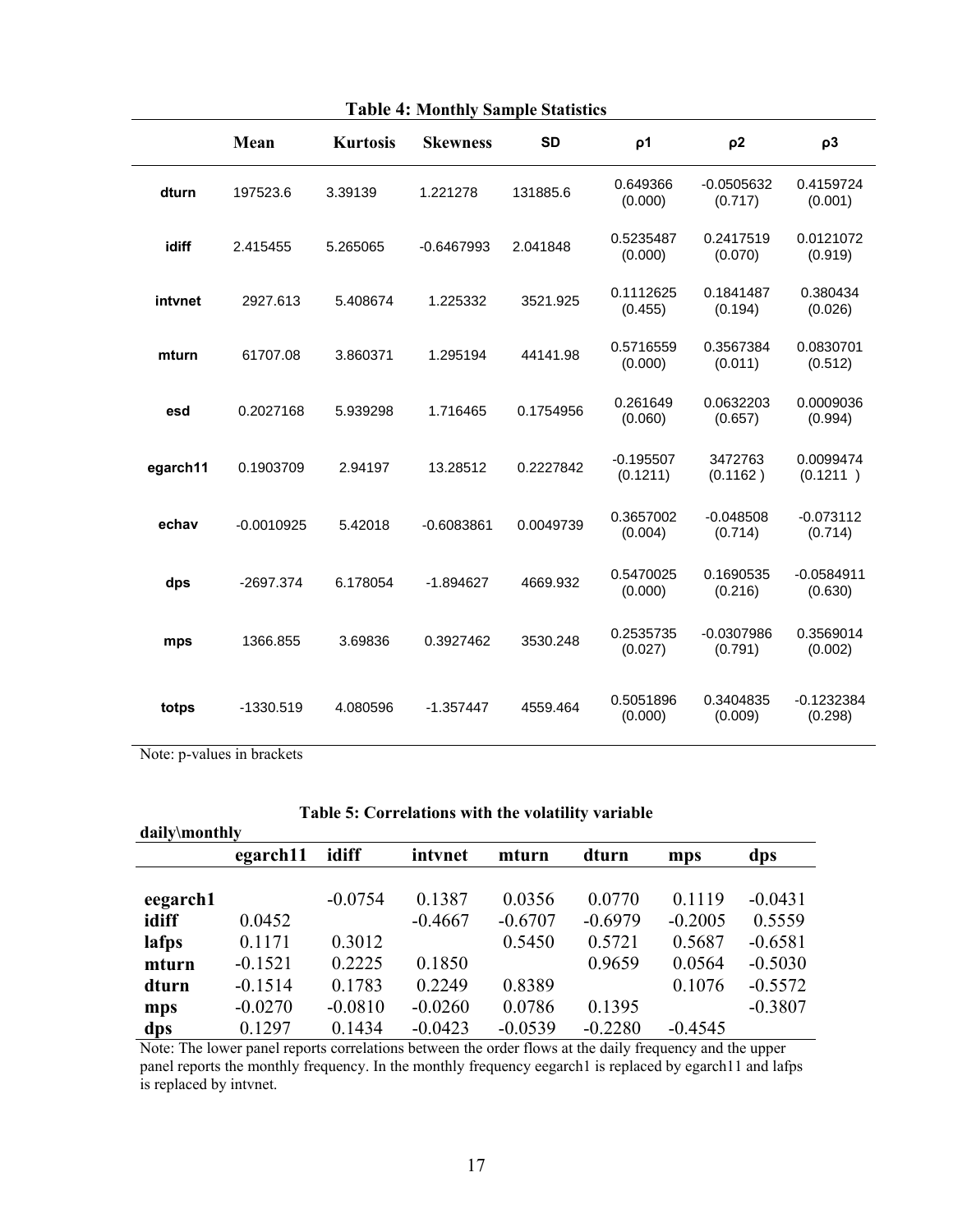**Table 4: Monthly Sample Statistics**

| | Mean | Kurtosis | Skewness | SD | ρ1 | ρ2 | ρ3 |
|---|---|---|---|---|---|---|---|
| **dturn** | 197523.6 | 3.39139 | 1.221278 | 131885.6 | 0.649366 (0.000) | -0.0505632 (0.717) | 0.4159724 (0.001) |
| **idiff** | 2.415455 | 5.265065 | -0.6467993 | 2.041848 | 0.5235487 (0.000) | 0.2417519 (0.070) | 0.0121072 (0.919) |
| **intvnet** | 2927.613 | 5.408674 | 1.225332 | 3521.925 | 0.1112625 (0.455) | 0.1841487 (0.194) | 0.380434 (0.026) |
| **mturn** | 61707.08 | 3.860371 | 1.295194 | 44141.98 | 0.5716559 (0.000) | 0.3567384 (0.011) | 0.0830701 (0.512) |
| **esd** | 0.2027168 | 5.939298 | 1.716465 | 0.1754956 | 0.261649 (0.060) | 0.0632203 (0.657) | 0.0009036 (0.994) |
| **egarch11** | 0.1903709 | 2.94197 | 13.28512 | 0.2227842 | -0.195507 (0.1211) | 3472763 (0.1162 ) | 0.0099474 (0.1211 ) |
| **echav** | -0.0010925 | 5.42018 | -0.6083861 | 0.0049739 | 0.3657002 (0.004) | -0.048508 (0.714) | -0.073112 (0.714) |
| **dps** | -2697.374 | 6.178054 | -1.894627 | 4669.932 | 0.5470025 (0.000) | 0.1690535 (0.216) | -0.0584911 (0.630) |
| **mps** | 1366.855 | 3.69836 | 0.3927462 | 3530.248 | 0.2535735 (0.027) | -0.0307986 (0.791) | 0.3569014 (0.002) |
| **totps** | -1330.519 | 4.080596 | -1.357447 | 4559.464 | 0.5051896 (0.000) | 0.3404835 (0.009) | -0.1232384 (0.298) |

Note: p-values in brackets

**Table 5: Correlations with the volatility variable**

| daily\monthly | egarch11 | idiff | intvnet | mturn | dturn | mps | dps |
|---|---|---|---|---|---|---|---|
| **eegarch1** | | -0.0754 | 0.1387 | 0.0356 | 0.0770 | 0.1119 | -0.0431 |
| **idiff** | 0.0452 | | -0.4667 | -0.6707 | -0.6979 | -0.2005 | 0.5559 |
| **lafps** | 0.1171 | 0.3012 | | 0.5450 | 0.5721 | 0.5687 | -0.6581 |
| **mturn** | -0.1521 | 0.2225 | 0.1850 | | 0.9659 | 0.0564 | -0.5030 |
| **dturn** | -0.1514 | 0.1783 | 0.2249 | 0.8389 | | 0.1076 | -0.5572 |
| **mps** | -0.0270 | -0.0810 | -0.0260 | 0.0786 | 0.1395 | | -0.3807 |
| **dps** | 0.1297 | 0.1434 | -0.0423 | -0.0539 | -0.2280 | -0.4545 | |

Note: The lower panel reports correlations between the order flows at the daily frequency and the upper panel reports the monthly frequency. In the monthly frequency eegarch1 is replaced by egarch11 and lafps is replaced by intvnet.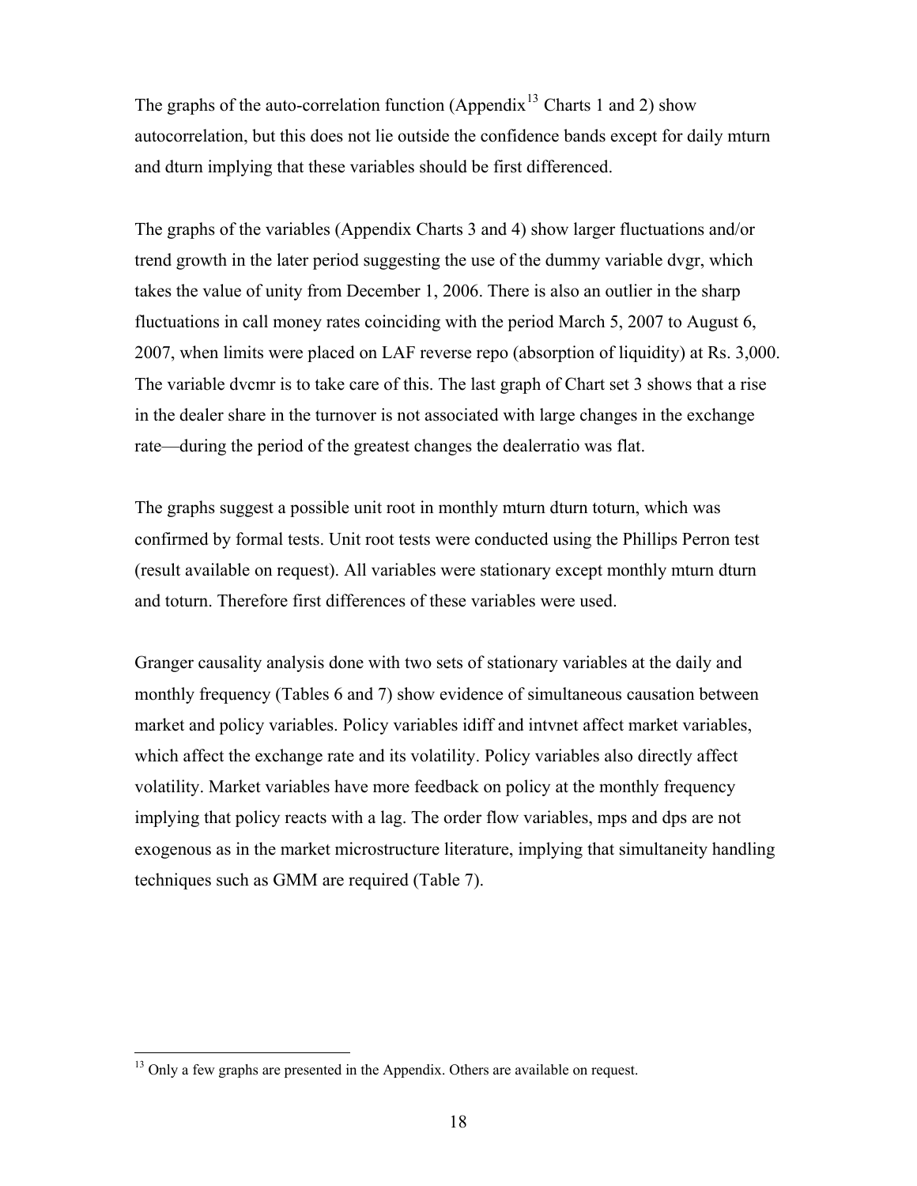The graphs of the auto-correlation function (Appendix[13] Charts 1 and 2) show autocorrelation, but this does not lie outside the confidence bands except for daily mturn and dturn implying that these variables should be first differenced.

The graphs of the variables (Appendix Charts 3 and 4) show larger fluctuations and/or trend growth in the later period suggesting the use of the dummy variable dvgr, which takes the value of unity from December 1, 2006. There is also an outlier in the sharp fluctuations in call money rates coinciding with the period March 5, 2007 to August 6, 2007, when limits were placed on LAF reverse repo (absorption of liquidity) at Rs. 3,000. The variable dvcmr is to take care of this. The last graph of Chart set 3 shows that a rise in the dealer share in the turnover is not associated with large changes in the exchange rate—during the period of the greatest changes the dealerratio was flat.

The graphs suggest a possible unit root in monthly mturn dturn toturn, which was confirmed by formal tests. Unit root tests were conducted using the Phillips Perron test (result available on request). All variables were stationary except monthly mturn dturn and toturn. Therefore first differences of these variables were used.

Granger causality analysis done with two sets of stationary variables at the daily and monthly frequency (Tables 6 and 7) show evidence of simultaneous causation between market and policy variables. Policy variables idiff and intvnet affect market variables, which affect the exchange rate and its volatility. Policy variables also directly affect volatility. Market variables have more feedback on policy at the monthly frequency implying that policy reacts with a lag. The order flow variables, mps and dps are not exogenous as in the market microstructure literature, implying that simultaneity handling techniques such as GMM are required (Table 7).

[13] Only a few graphs are presented in the Appendix. Others are available on request.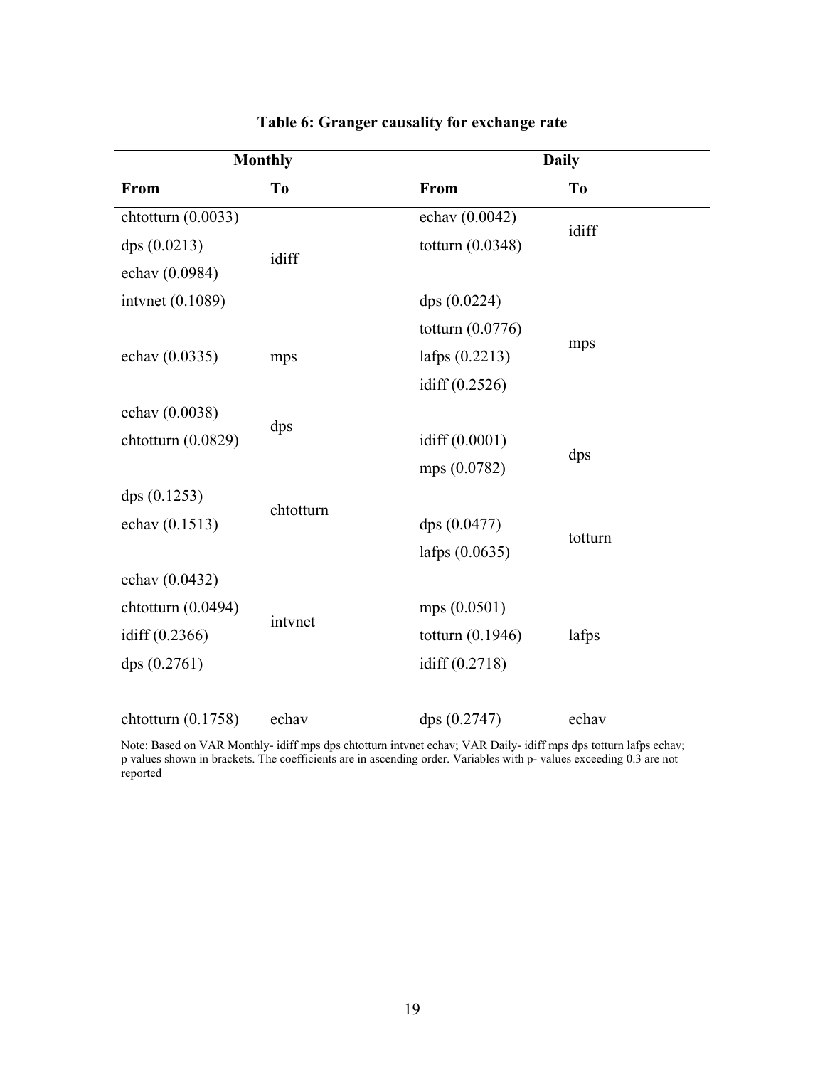**Table 6: Granger causality for exchange rate**

| Monthly | | Daily | |
|---|---|---|---|
| **From** | **To** | **From** | **To** |
| chtotturn (0.0033) | idiff | echav (0.0042) | idiff |
| dps (0.0213) | | totturn (0.0348) | |
| echav (0.0984) | | | |
| intvnet (0.1089) | | dps (0.0224) | mps |
| echav (0.0335) | mps | totturn (0.0776) | |
| | | lafps (0.2213) | |
| | | idiff (0.2526) | |
| echav (0.0038) | dps | idiff (0.0001) | dps |
| chtotturn (0.0829) | | mps (0.0782) | |
| dps (0.1253) | chtotturn | dps (0.0477) | totturn |
| echav (0.1513) | | lafps (0.0635) | |
| echav (0.0432) | intvnet | mps (0.0501) | lafps |
| chtotturn (0.0494) | | totturn (0.1946) | |
| idiff (0.2366) | | idiff (0.2718) | |
| dps (0.2761) | | | |
| chtotturn (0.1758) | echav | dps (0.2747) | echav |

Note: Based on VAR Monthly- idiff mps dps chtotturn intvnet echav; VAR Daily- idiff mps dps totturn lafps echav; p values shown in brackets. The coefficients are in ascending order. Variables with p- values exceeding 0.3 are not reported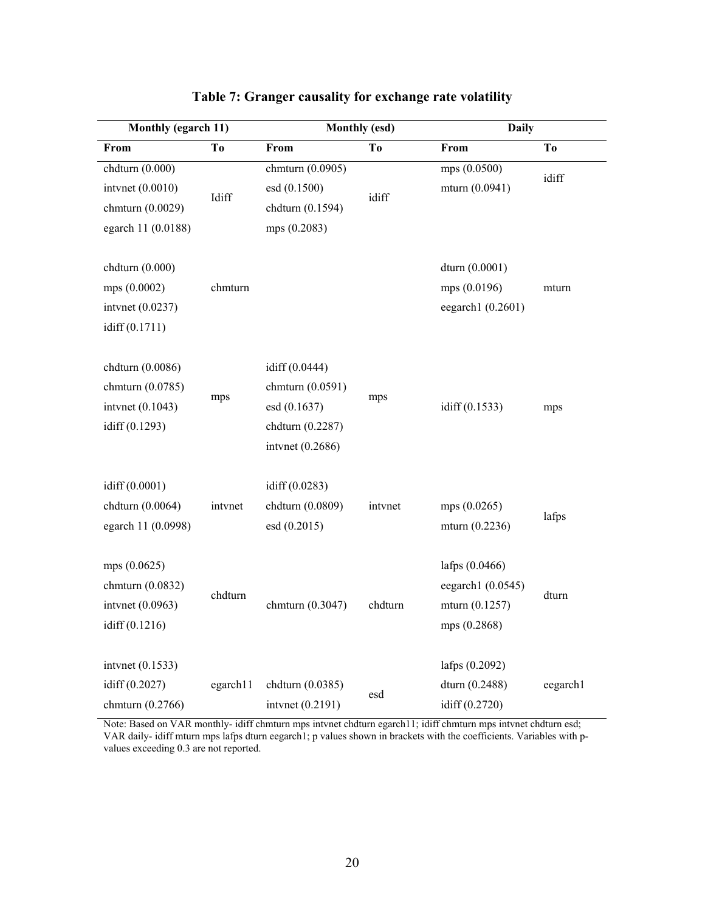**Table 7: Granger causality for exchange rate volatility**

| Monthly (egarch 11) | | Monthly (esd) | | Daily | |
|---|---|---|---|---|---|
| **From** | **To** | **From** | **To** | **From** | **To** |
| chdturn (0.000)<br>intvnet (0.0010)<br>chmturn (0.0029)<br>egarch 11 (0.0188) | Idiff | chmturn (0.0905)<br>esd (0.1500)<br>chdturn (0.1594)<br>mps (0.2083) | idiff | mps (0.0500)<br>mturn (0.0941) | idiff |
| chdturn (0.000)<br>mps (0.0002)<br>intvnet (0.0237)<br>idiff (0.1711) | chmturn | | | dturn (0.0001)<br>mps (0.0196)<br>eegarch1 (0.2601) | mturn |
| chdturn (0.0086)<br>chmturn (0.0785)<br>intvnet (0.1043)<br>idiff (0.1293) | mps | idiff (0.0444)<br>chmturn (0.0591)<br>esd (0.1637)<br>chdturn (0.2287)<br>intvnet (0.2686) | mps | idiff (0.1533) | mps |
| idiff (0.0001)<br>chdturn (0.0064)<br>egarch 11 (0.0998) | intvnet | idiff (0.0283)<br>chdturn (0.0809)<br>esd (0.2015) | intvnet | mps (0.0265)<br>mturn (0.2236) | lafps |
| mps (0.0625)<br>chmturn (0.0832)<br>intvnet (0.0963)<br>idiff (0.1216) | chdturn | chmturn (0.3047) | chdturn | lafps (0.0466)<br>eegarch1 (0.0545)<br>mturn (0.1257)<br>mps (0.2868) | dturn |
| intvnet (0.1533)<br>idiff (0.2027)<br>chmturn (0.2766) | egarch11 | chdturn (0.0385)<br>intvnet (0.2191) | esd | lafps (0.2092)<br>dturn (0.2488)<br>idiff (0.2720) | eegarch1 |

Note: Based on VAR monthly- idiff chmturn mps intvnet chdturn egarch11; idiff chmturn mps intvnet chdturn esd; VAR daily- idiff mturn mps lafps dturn eegarch1; p values shown in brackets with the coefficients. Variables with p-values exceeding 0.3 are not reported.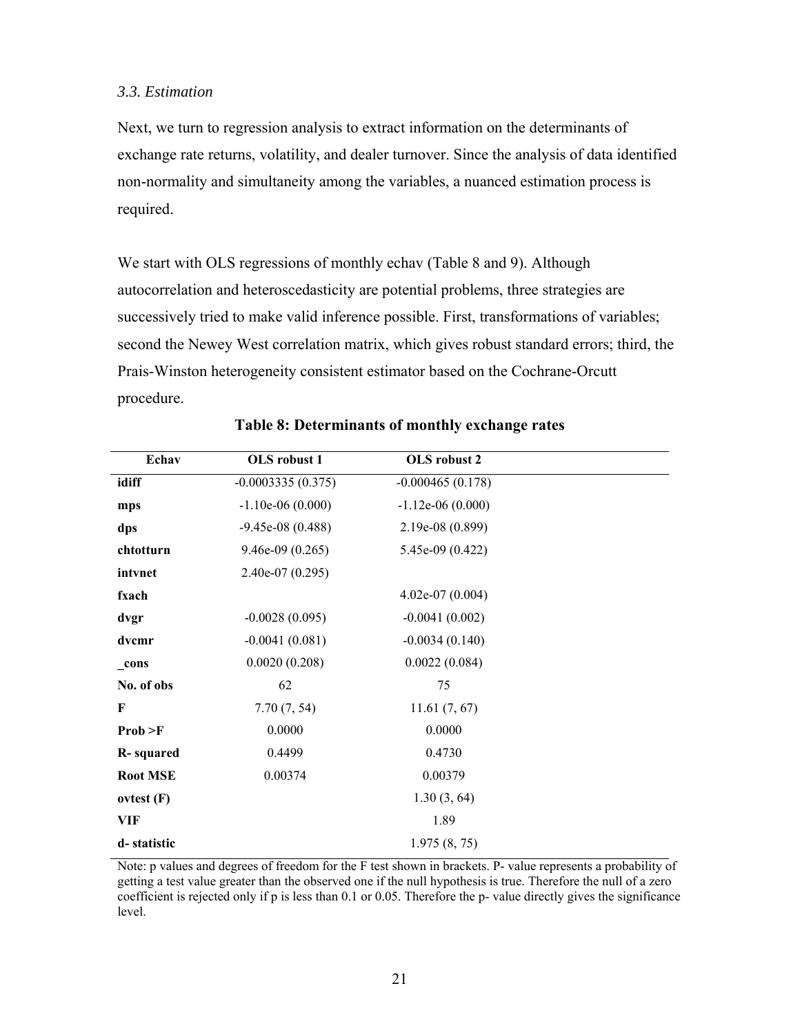### *3.3. Estimation*

Next, we turn to regression analysis to extract information on the determinants of exchange rate returns, volatility, and dealer turnover. Since the analysis of data identified non-normality and simultaneity among the variables, a nuanced estimation process is required.

We start with OLS regressions of monthly echav (Table 8 and 9). Although autocorrelation and heteroscedasticity are potential problems, three strategies are successively tried to make valid inference possible. First, transformations of variables; second the Newey West correlation matrix, which gives robust standard errors; third, the Prais-Winston heterogeneity consistent estimator based on the Cochrane-Orcutt procedure.

**Table 8: Determinants of monthly exchange rates**

| Echav | OLS robust 1 | OLS robust 2 |
|---|---|---|
| **idiff** | -0.0003335 (0.375) | -0.000465 (0.178) |
| **mps** | -1.10e-06 (0.000) | -1.12e-06 (0.000) |
| **dps** | -9.45e-08 (0.488) | 2.19e-08 (0.899) |
| **chtotturn** | 9.46e-09 (0.265) | 5.45e-09 (0.422) |
| **intvnet** | 2.40e-07 (0.295) | |
| **fxach** | | 4.02e-07 (0.004) |
| **dvgr** | -0.0028 (0.095) | -0.0041 (0.002) |
| **dvcmr** | -0.0041 (0.081) | -0.0034 (0.140) |
| **_cons** | 0.0020 (0.208) | 0.0022 (0.084) |
| **No. of obs** | 62 | 75 |
| **F** | 7.70 (7, 54) | 11.61 (7, 67) |
| **Prob >F** | 0.0000 | 0.0000 |
| **R- squared** | 0.4499 | 0.4730 |
| **Root MSE** | 0.00374 | 0.00379 |
| **ovtest (F)** | | 1.30 (3, 64) |
| **VIF** | | 1.89 |
| **d- statistic** | | 1.975 (8, 75) |

Note: p values and degrees of freedom for the F test shown in brackets. P- value represents a probability of getting a test value greater than the observed one if the null hypothesis is true. Therefore the null of a zero coefficient is rejected only if p is less than 0.1 or 0.05. Therefore the p- value directly gives the significance level.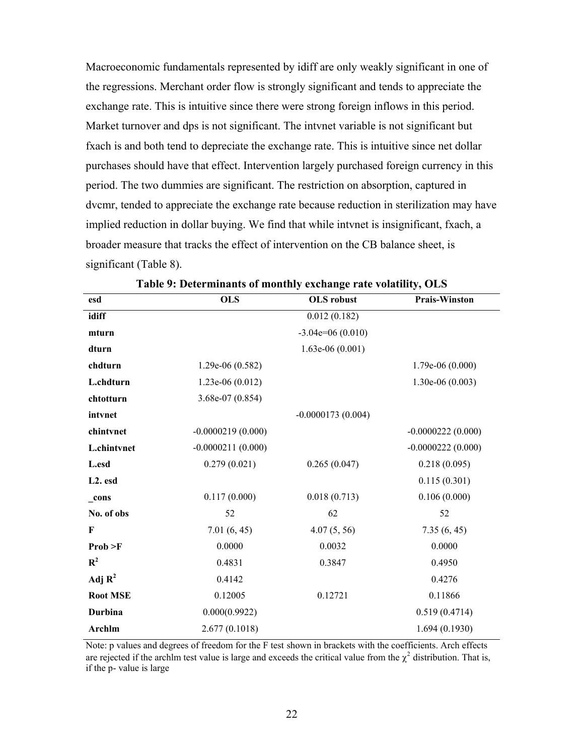Macroeconomic fundamentals represented by idiff are only weakly significant in one of the regressions. Merchant order flow is strongly significant and tends to appreciate the exchange rate. This is intuitive since there were strong foreign inflows in this period. Market turnover and dps is not significant. The intvnet variable is not significant but fxach is and both tend to depreciate the exchange rate. This is intuitive since net dollar purchases should have that effect. Intervention largely purchased foreign currency in this period. The two dummies are significant. The restriction on absorption, captured in dvcmr, tended to appreciate the exchange rate because reduction in sterilization may have implied reduction in dollar buying. We find that while intvnet is insignificant, fxach, a broader measure that tracks the effect of intervention on the CB balance sheet, is significant (Table 8).

**Table 9: Determinants of monthly exchange rate volatility, OLS**

| esd | OLS | OLS robust | Prais-Winston |
|---|---|---|---|
| **idiff** | | 0.012 (0.182) | |
| **mturn** | | -3.04e=06 (0.010) | |
| **dturn** | | 1.63e-06 (0.001) | |
| **chdturn** | 1.29e-06 (0.582) | | 1.79e-06 (0.000) |
| **L.chdturn** | 1.23e-06 (0.012) | | 1.30e-06 (0.003) |
| **chtotturn** | 3.68e-07 (0.854) | | |
| **intvnet** | | -0.0000173 (0.004) | |
| **chintvnet** | -0.0000219 (0.000) | | -0.0000222 (0.000) |
| **L.chintvnet** | -0.0000211 (0.000) | | -0.0000222 (0.000) |
| **L.esd** | 0.279 (0.021) | 0.265 (0.047) | 0.218 (0.095) |
| **L2. esd** | | | 0.115 (0.301) |
| **_cons** | 0.117 (0.000) | 0.018 (0.713) | 0.106 (0.000) |
| **No. of obs** | 52 | 62 | 52 |
| **F** | 7.01 (6, 45) | 4.07 (5, 56) | 7.35 (6, 45) |
| **Prob >F** | 0.0000 | 0.0032 | 0.0000 |
| **$R^2$** | 0.4831 | 0.3847 | 0.4950 |
| **Adj $R^2$** | 0.4142 | | 0.4276 |
| **Root MSE** | 0.12005 | 0.12721 | 0.11866 |
| **Durbina** | 0.000(0.9922) | | 0.519 (0.4714) |
| **Archlm** | 2.677 (0.1018) | | 1.694 (0.1930) |

Note: p values and degrees of freedom for the F test shown in brackets with the coefficients. Arch effects are rejected if the archlm test value is large and exceeds the critical value from the $\chi^2$ distribution. That is, if the p- value is large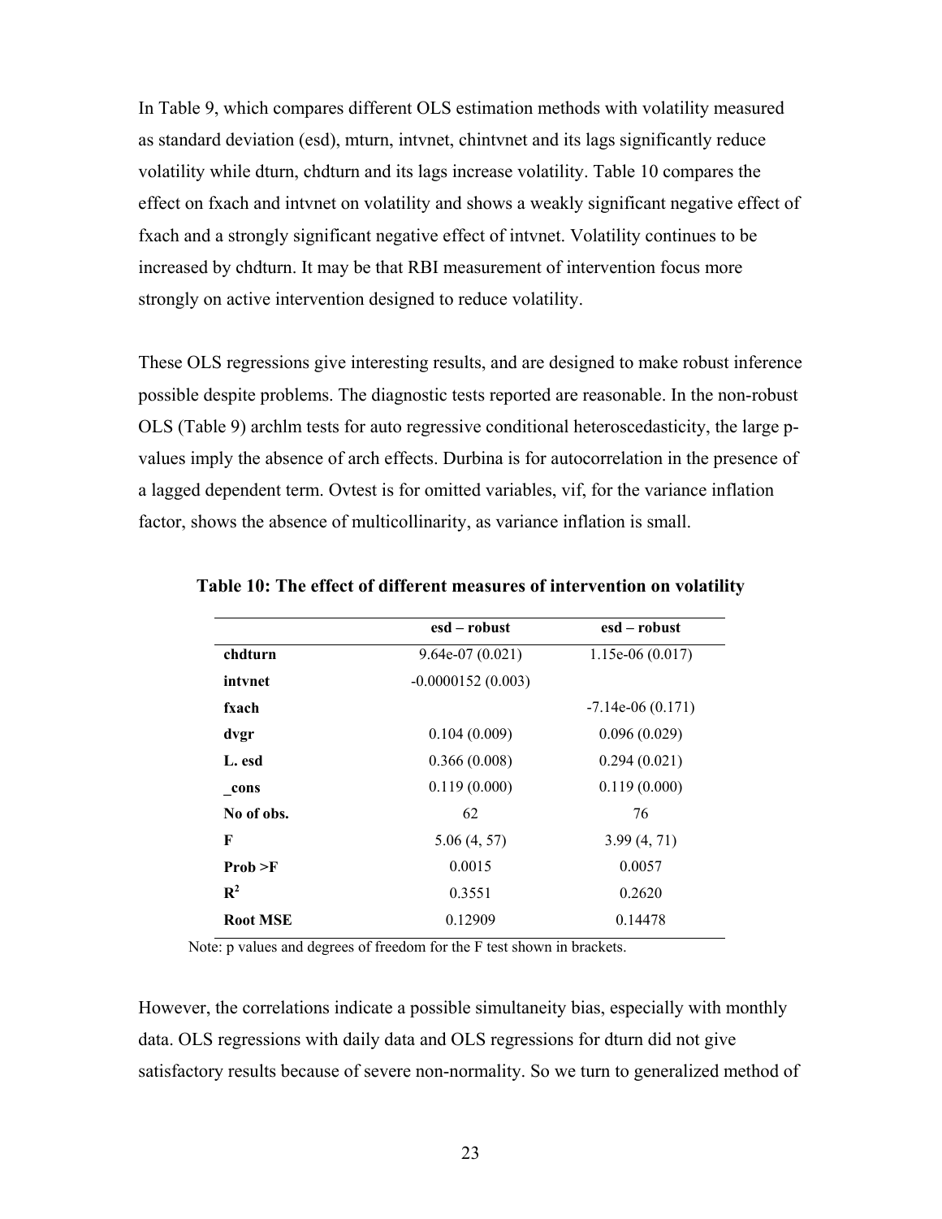In Table 9, which compares different OLS estimation methods with volatility measured as standard deviation (esd), mturn, intvnet, chintvnet and its lags significantly reduce volatility while dturn, chdturn and its lags increase volatility. Table 10 compares the effect on fxach and intvnet on volatility and shows a weakly significant negative effect of fxach and a strongly significant negative effect of intvnet. Volatility continues to be increased by chdturn. It may be that RBI measurement of intervention focus more strongly on active intervention designed to reduce volatility.

These OLS regressions give interesting results, and are designed to make robust inference possible despite problems. The diagnostic tests reported are reasonable. In the non-robust OLS (Table 9) archlm tests for auto regressive conditional heteroscedasticity, the large p-values imply the absence of arch effects. Durbina is for autocorrelation in the presence of a lagged dependent term. Ovtest is for omitted variables, vif, for the variance inflation factor, shows the absence of multicollinarity, as variance inflation is small.

**Table 10: The effect of different measures of intervention on volatility**

| | esd – robust | esd – robust |
|---|---|---|
| **chdturn** | 9.64e-07 (0.021) | 1.15e-06 (0.017) |
| **intvnet** | -0.0000152 (0.003) | |
| **fxach** | | -7.14e-06 (0.171) |
| **dvgr** | 0.104 (0.009) | 0.096 (0.029) |
| **L. esd** | 0.366 (0.008) | 0.294 (0.021) |
| **_cons** | 0.119 (0.000) | 0.119 (0.000) |
| **No of obs.** | 62 | 76 |
| **F** | 5.06 (4, 57) | 3.99 (4, 71) |
| **Prob >F** | 0.0015 | 0.0057 |
| $\mathbf{R^2}$ | 0.3551 | 0.2620 |
| **Root MSE** | 0.12909 | 0.14478 |

Note: p values and degrees of freedom for the F test shown in brackets.

However, the correlations indicate a possible simultaneity bias, especially with monthly data. OLS regressions with daily data and OLS regressions for dturn did not give satisfactory results because of severe non-normality. So we turn to generalized method of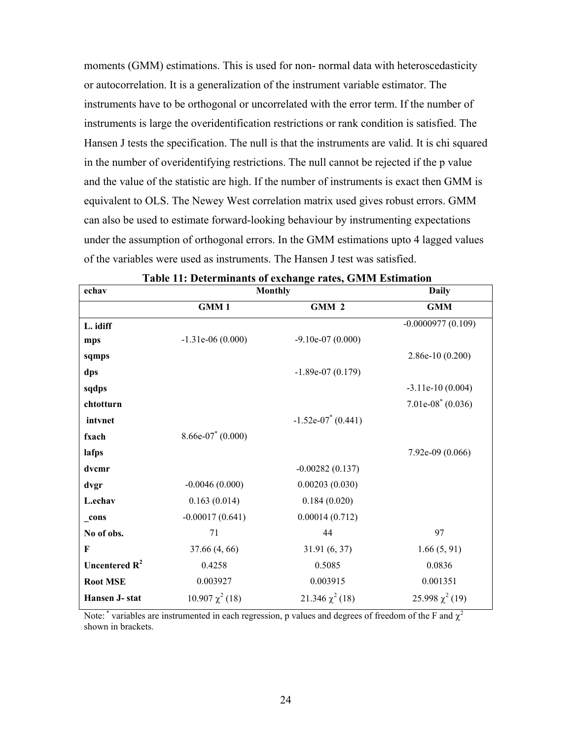moments (GMM) estimations. This is used for non- normal data with heteroscedasticity or autocorrelation. It is a generalization of the instrument variable estimator. The instruments have to be orthogonal or uncorrelated with the error term. If the number of instruments is large the overidentification restrictions or rank condition is satisfied. The Hansen J tests the specification. The null is that the instruments are valid. It is chi squared in the number of overidentifying restrictions. The null cannot be rejected if the p value and the value of the statistic are high. If the number of instruments is exact then GMM is equivalent to OLS. The Newey West correlation matrix used gives robust errors. GMM can also be used to estimate forward-looking behaviour by instrumenting expectations under the assumption of orthogonal errors. In the GMM estimations upto 4 lagged values of the variables were used as instruments. The Hansen J test was satisfied.

**Table 11: Determinants of exchange rates, GMM Estimation**

| echav | Monthly | | Daily |
|---|---|---|---|
| | **GMM 1** | **GMM 2** | **GMM** |
| **L. idiff** | | | -0.0000977 (0.109) |
| **mps** | -1.31e-06 (0.000) | -9.10e-07 (0.000) | |
| **sqmps** | | | 2.86e-10 (0.200) |
| **dps** | | -1.89e-07 (0.179) | |
| **sqdps** | | | -3.11e-10 (0.004) |
| **chtotturn** | | | 7.01e-08* (0.036) |
| **intvnet** | | -1.52e-07* (0.441) | |
| **fxach** | 8.66e-07* (0.000) | | |
| **lafps** | | | 7.92e-09 (0.066) |
| **dvcmr** | | -0.00282 (0.137) | |
| **dvgr** | -0.0046 (0.000) | 0.00203 (0.030) | |
| **L.echav** | 0.163 (0.014) | 0.184 (0.020) | |
| **_cons** | -0.00017 (0.641) | 0.00014 (0.712) | |
| **No of obs.** | 71 | 44 | 97 |
| **F** | 37.66 (4, 66) | 31.91 (6, 37) | 1.66 (5, 91) |
| **Uncentered $R^2$** | 0.4258 | 0.5085 | 0.0836 |
| **Root MSE** | 0.003927 | 0.003915 | 0.001351 |
| **Hansen J- stat** | 10.907 $\chi^2$ (18) | 21.346 $\chi^2$ (18) | 25.998 $\chi^2$ (19) |

Note: * variables are instrumented in each regression, p values and degrees of freedom of the F and $\chi^2$ shown in brackets.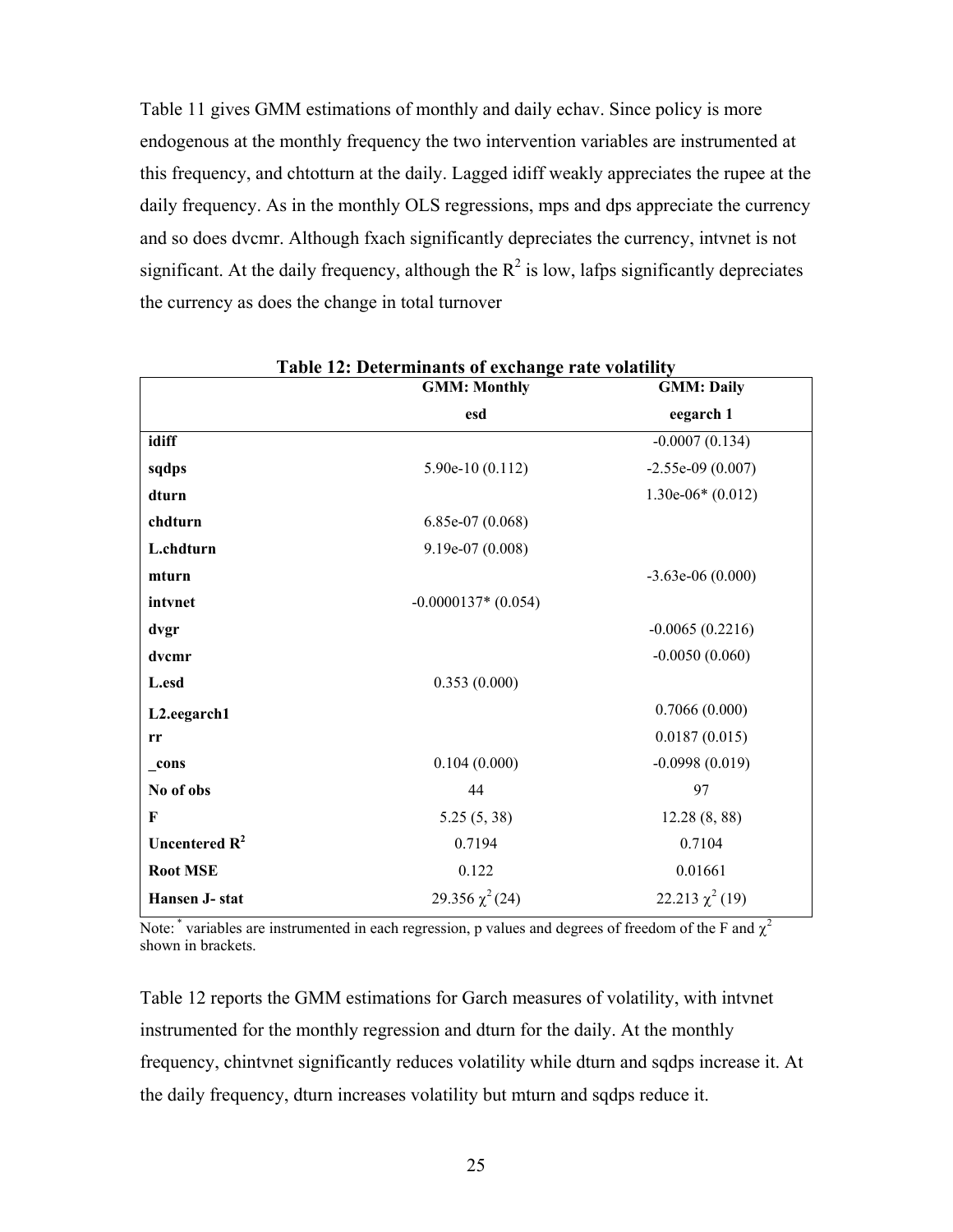Table 11 gives GMM estimations of monthly and daily echav. Since policy is more endogenous at the monthly frequency the two intervention variables are instrumented at this frequency, and chtotturn at the daily. Lagged idiff weakly appreciates the rupee at the daily frequency. As in the monthly OLS regressions, mps and dps appreciate the currency and so does dvcmr. Although fxach significantly depreciates the currency, intvnet is not significant. At the daily frequency, although the $R^2$ is low, lafps significantly depreciates the currency as does the change in total turnover

**Table 12: Determinants of exchange rate volatility**

| | GMM: Monthly esd | GMM: Daily eegarch 1 |
|---|---|---|
| **idiff** | | -0.0007 (0.134) |
| **sqdps** | 5.90e-10 (0.112) | -2.55e-09 (0.007) |
| **dturn** | | 1.30e-06* (0.012) |
| **chdturn** | 6.85e-07 (0.068) | |
| **L.chdturn** | 9.19e-07 (0.008) | |
| **mturn** | | -3.63e-06 (0.000) |
| **intvnet** | -0.0000137* (0.054) | |
| **dvgr** | | -0.0065 (0.2216) |
| **dvcmr** | | -0.0050 (0.060) |
| **L.esd** | 0.353 (0.000) | |
| **L2.eegarch1** | | 0.7066 (0.000) |
| **rr** | | 0.0187 (0.015) |
| **_cons** | 0.104 (0.000) | -0.0998 (0.019) |
| **No of obs** | 44 | 97 |
| **F** | 5.25 (5, 38) | 12.28 (8, 88) |
| **Uncentered $R^2$** | 0.7194 | 0.7104 |
| **Root MSE** | 0.122 | 0.01661 |
| **Hansen J- stat** | 29.356 $\chi^2$ (24) | 22.213 $\chi^2$ (19) |

Note: * variables are instrumented in each regression, p values and degrees of freedom of the F and $\chi^2$ shown in brackets.

Table 12 reports the GMM estimations for Garch measures of volatility, with intvnet instrumented for the monthly regression and dturn for the daily. At the monthly frequency, chintvnet significantly reduces volatility while dturn and sqdps increase it. At the daily frequency, dturn increases volatility but mturn and sqdps reduce it.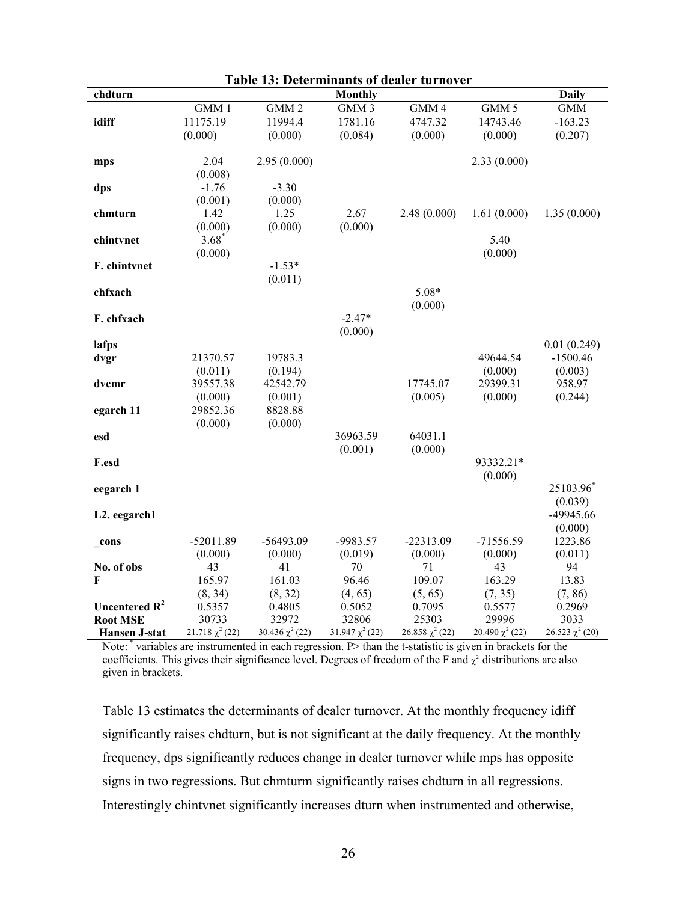**Table 13: Determinants of dealer turnover**

| chdturn | Monthly | | | | | Daily |
|---|---|---|---|---|---|---|
| | GMM 1 | GMM 2 | GMM 3 | GMM 4 | GMM 5 | GMM |
| **idiff** | 11175.19 (0.000) | 11994.4 (0.000) | 1781.16 (0.084) | 4747.32 (0.000) | 14743.46 (0.000) | -163.23 (0.207) |
| **mps** | 2.04 (0.008) | 2.95 (0.000) | | | 2.33 (0.000) | |
| **dps** | -1.76 (0.001) | -3.30 (0.000) | | | | |
| **chmturn** | 1.42 (0.000) | 1.25 (0.000) | 2.67 (0.000) | 2.48 (0.000) | 1.61 (0.000) | 1.35 (0.000) |
| **chintvnet** | 3.68* (0.000) | | | | 5.40 (0.000) | |
| **F. chintvnet** | | -1.53* (0.011) | | | | |
| **chfxach** | | | | 5.08* (0.000) | | |
| **F. chfxach** | | | -2.47* (0.000) | | | |
| **lafps** | | | | | | 0.01 (0.249) |
| **dvgr** | 21370.57 (0.011) | 19783.3 (0.194) | | | 49644.54 (0.000) | -1500.46 (0.003) |
| **dvcmr** | 39557.38 (0.000) | 42542.79 (0.001) | | 17745.07 (0.005) | 29399.31 (0.000) | 958.97 (0.244) |
| **egarch 11** | 29852.36 (0.000) | 8828.88 (0.000) | | | | |
| **esd** | | | 36963.59 (0.001) | 64031.1 (0.000) | | |
| **F.esd** | | | | | 93332.21* (0.000) | |
| **eegarch 1** | | | | | | 25103.96* (0.039) |
| **L2. eegarch1** | | | | | | -49945.66 (0.000) |
| **_cons** | -52011.89 (0.000) | -56493.09 (0.000) | -9983.57 (0.019) | -22313.09 (0.000) | -71556.59 (0.000) | 1223.86 (0.011) |
| **No. of obs** | 43 | 41 | 70 | 71 | 43 | 94 |
| **F** | 165.97 (8, 34) | 161.03 (8, 32) | 96.46 (4, 65) | 109.07 (5, 65) | 163.29 (7, 35) | 13.83 (7, 86) |
| **Uncentered $R^2$** | 0.5357 | 0.4805 | 0.5052 | 0.7095 | 0.5577 | 0.2969 |
| **Root MSE** | 30733 | 32972 | 32806 | 25303 | 29996 | 3033 |
| **Hansen J-stat** | 21.718 $\chi^2$ (22) | 30.436 $\chi^2$ (22) | 31.947 $\chi^2$ (22) | 26.858 $\chi^2$ (22) | 20.490 $\chi^2$ (22) | 26.523 $\chi^2$ (20) |

Note: * variables are instrumented in each regression. P> than the t-statistic is given in brackets for the coefficients. This gives their significance level. Degrees of freedom of the F and $\chi^2$ distributions are also given in brackets.

Table 13 estimates the determinants of dealer turnover. At the monthly frequency idiff significantly raises chdturn, but is not significant at the daily frequency. At the monthly frequency, dps significantly reduces change in dealer turnover while mps has opposite signs in two regressions. But chmturm significantly raises chdturn in all regressions. Interestingly chintvnet significantly increases dturn when instrumented and otherwise,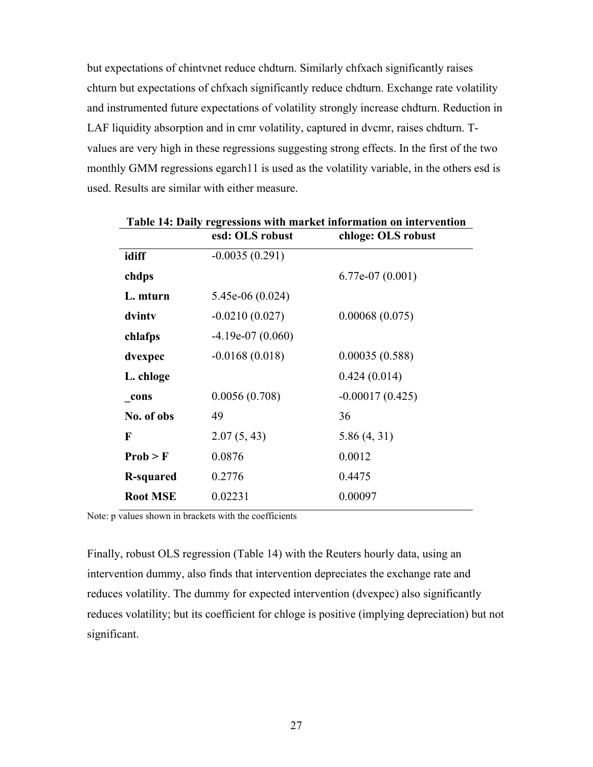but expectations of chintvnet reduce chdturn. Similarly chfxach significantly raises chturn but expectations of chfxach significantly reduce chdturn. Exchange rate volatility and instrumented future expectations of volatility strongly increase chdturn. Reduction in LAF liquidity absorption and in cmr volatility, captured in dvcmr, raises chdturn. T-values are very high in these regressions suggesting strong effects. In the first of the two monthly GMM regressions egarch11 is used as the volatility variable, in the others esd is used. Results are similar with either measure.

**Table 14: Daily regressions with market information on intervention**

| | **esd: OLS robust** | **chloge: OLS robust** |
|---|---|---|
| **idiff** | -0.0035 (0.291) | |
| **chdps** | | 6.77e-07 (0.001) |
| **L. mturn** | 5.45e-06 (0.024) | |
| **dvintv** | -0.0210 (0.027) | 0.00068 (0.075) |
| **chlafps** | -4.19e-07 (0.060) | |
| **dvexpec** | -0.0168 (0.018) | 0.00035 (0.588) |
| **L. chloge** | | 0.424 (0.014) |
| **_cons** | 0.0056 (0.708) | -0.00017 (0.425) |
| **No. of obs** | 49 | 36 |
| **F** | 2.07 (5, 43) | 5.86 (4, 31) |
| **Prob > F** | 0.0876 | 0.0012 |
| **R-squared** | 0.2776 | 0.4475 |
| **Root MSE** | 0.02231 | 0.00097 |

Note: p values shown in brackets with the coefficients

Finally, robust OLS regression (Table 14) with the Reuters hourly data, using an intervention dummy, also finds that intervention depreciates the exchange rate and reduces volatility. The dummy for expected intervention (dvexpec) also significantly reduces volatility; but its coefficient for chloge is positive (implying depreciation) but not significant.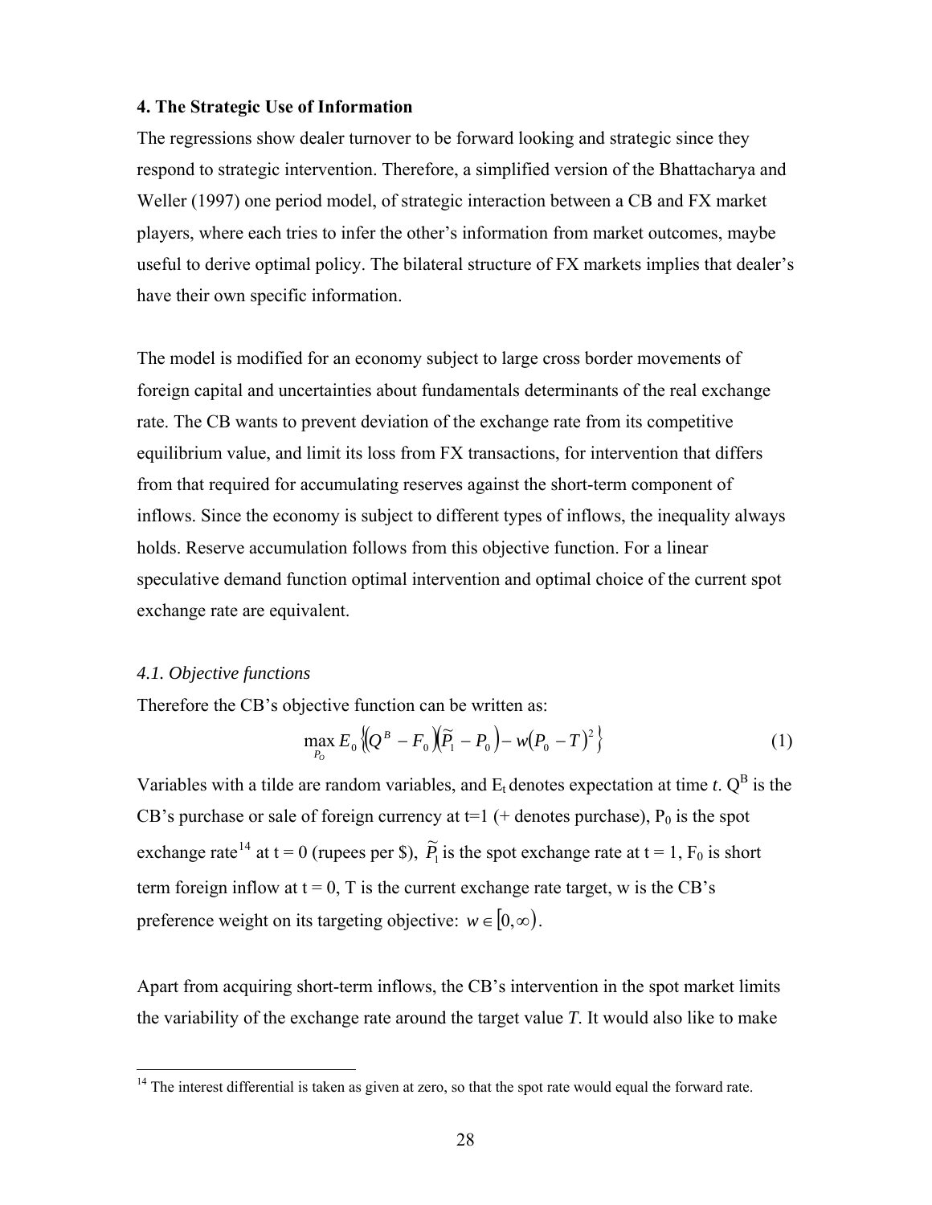## 4. The Strategic Use of Information

The regressions show dealer turnover to be forward looking and strategic since they respond to strategic intervention. Therefore, a simplified version of the Bhattacharya and Weller (1997) one period model, of strategic interaction between a CB and FX market players, where each tries to infer the other's information from market outcomes, maybe useful to derive optimal policy. The bilateral structure of FX markets implies that dealer's have their own specific information.

The model is modified for an economy subject to large cross border movements of foreign capital and uncertainties about fundamentals determinants of the real exchange rate. The CB wants to prevent deviation of the exchange rate from its competitive equilibrium value, and limit its loss from FX transactions, for intervention that differs from that required for accumulating reserves against the short-term component of inflows. Since the economy is subject to different types of inflows, the inequality always holds. Reserve accumulation follows from this objective function. For a linear speculative demand function optimal intervention and optimal choice of the current spot exchange rate are equivalent.

### *4.1. Objective functions*

Therefore the CB's objective function can be written as:

$$\max_{P_O} E_0 \left\{ \left(Q^B - F_0\right)\left(\widetilde{P}_1 - P_0\right) - w\left(P_0 - T\right)^2 \right\} \tag{1}$$

Variables with a tilde are random variables, and $E_t$ denotes expectation at time *t*. $Q^B$ is the CB's purchase or sale of foreign currency at t=1 (+ denotes purchase), $P_0$ is the spot exchange rate[14] at t = 0 (rupees per \$), $\widetilde{P}_1$ is the spot exchange rate at t = 1, $F_0$ is short term foreign inflow at t = 0, T is the current exchange rate target, w is the CB's preference weight on its targeting objective: $w \in [0, \infty)$.

Apart from acquiring short-term inflows, the CB's intervention in the spot market limits the variability of the exchange rate around the target value *T*. It would also like to make

[14] The interest differential is taken as given at zero, so that the spot rate would equal the forward rate.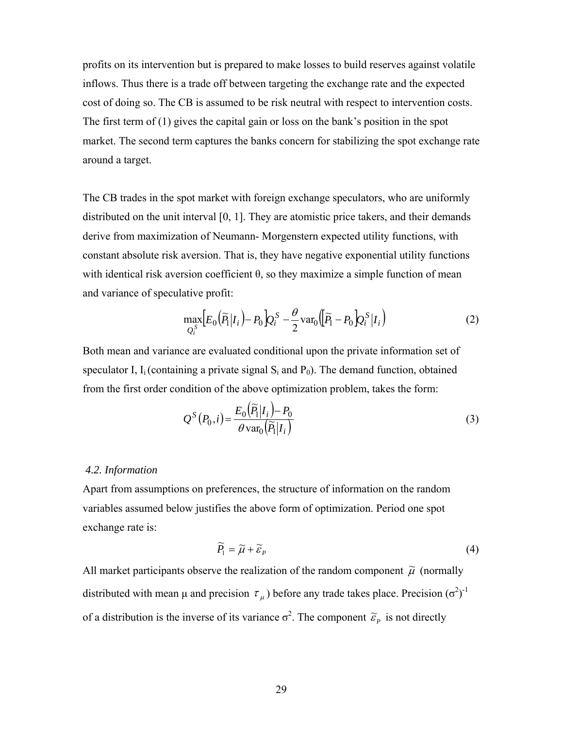profits on its intervention but is prepared to make losses to build reserves against volatile inflows. Thus there is a trade off between targeting the exchange rate and the expected cost of doing so. The CB is assumed to be risk neutral with respect to intervention costs. The first term of (1) gives the capital gain or loss on the bank's position in the spot market. The second term captures the banks concern for stabilizing the spot exchange rate around a target.

The CB trades in the spot market with foreign exchange speculators, who are uniformly distributed on the unit interval [0, 1]. They are atomistic price takers, and their demands derive from maximization of Neumann- Morgenstern expected utility functions, with constant absolute risk aversion. That is, they have negative exponential utility functions with identical risk aversion coefficient θ, so they maximize a simple function of mean and variance of speculative profit:

$$\max_{Q_i^S}\left[E_0\left(\widetilde{P}_1|I_i\right)-P_0\right]Q_i^S-\frac{\theta}{2}\operatorname{var}_0\left(\left[\widetilde{P}_1-P_0\right]Q_i^S|I_i\right) \tag{2}$$

Both mean and variance are evaluated conditional upon the private information set of speculator I, $I_i$ (containing a private signal $S_i$ and $P_0$). The demand function, obtained from the first order condition of the above optimization problem, takes the form:

$$Q^S\left(P_0,i\right)=\frac{E_0\left(\widetilde{P}_1|I_i\right)-P_0}{\theta\operatorname{var}_0\left(\widetilde{P}_1|I_i\right)} \tag{3}$$

### *4.2. Information*

Apart from assumptions on preferences, the structure of information on the random variables assumed below justifies the above form of optimization. Period one spot exchange rate is:

$$\widetilde{P}_1=\widetilde{\mu}+\widetilde{\varepsilon}_P \tag{4}$$

All market participants observe the realization of the random component $\widetilde{\mu}$ (normally distributed with mean μ and precision $\tau_\mu$) before any trade takes place. Precision $(\sigma^2)^{-1}$ of a distribution is the inverse of its variance $\sigma^2$. The component $\widetilde{\varepsilon}_P$ is not directly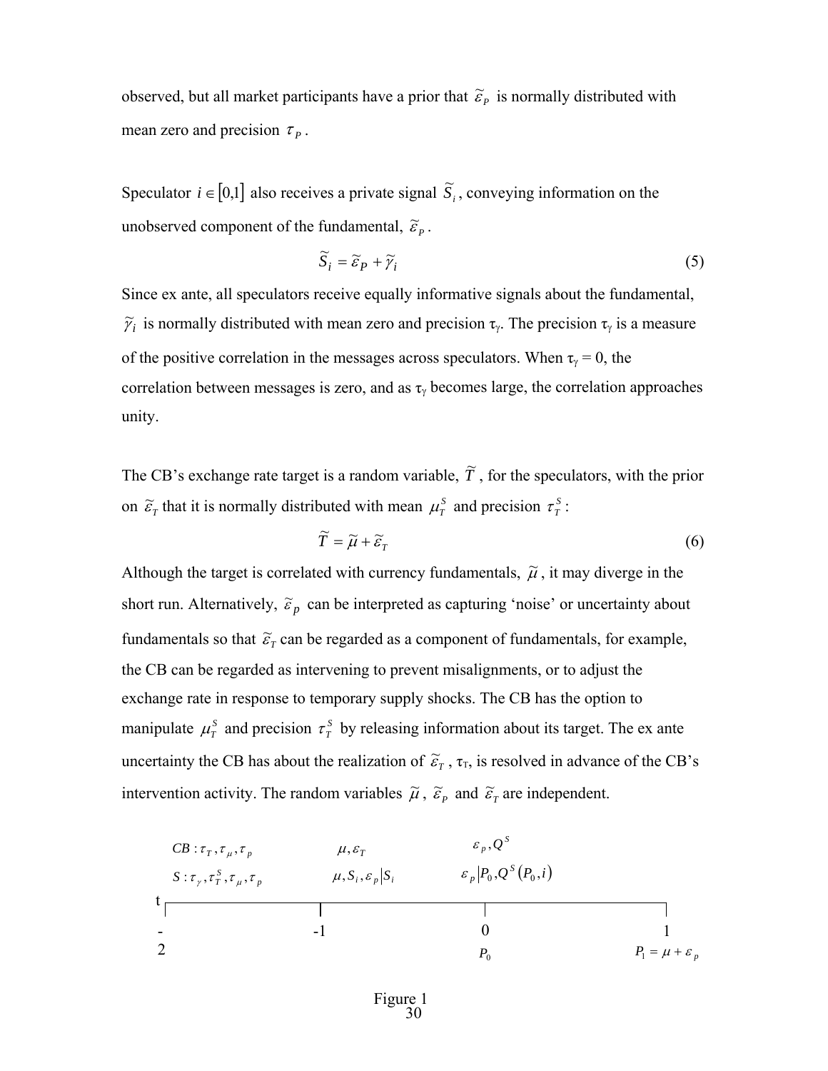observed, but all market participants have a prior that $\tilde{\varepsilon}_P$ is normally distributed with mean zero and precision $\tau_P$.

Speculator $i \in [0,1]$ also receives a private signal $\tilde{S}_i$, conveying information on the unobserved component of the fundamental, $\tilde{\varepsilon}_P$.

$$\tilde{S}_i = \tilde{\varepsilon}_P + \tilde{\gamma}_i \tag{5}$$

Since ex ante, all speculators receive equally informative signals about the fundamental, $\tilde{\gamma}_i$ is normally distributed with mean zero and precision $\tau_\gamma$. The precision $\tau_\gamma$ is a measure of the positive correlation in the messages across speculators. When $\tau_\gamma = 0$, the correlation between messages is zero, and as $\tau_\gamma$ becomes large, the correlation approaches unity.

The CB's exchange rate target is a random variable, $\tilde{T}$, for the speculators, with the prior on $\tilde{\varepsilon}_T$ that it is normally distributed with mean $\mu_T^S$ and precision $\tau_T^S$:

$$\tilde{T} = \tilde{\mu} + \tilde{\varepsilon}_T \tag{6}$$

Although the target is correlated with currency fundamentals, $\tilde{\mu}$, it may diverge in the short run. Alternatively, $\tilde{\varepsilon}_p$ can be interpreted as capturing 'noise' or uncertainty about fundamentals so that $\tilde{\varepsilon}_T$ can be regarded as a component of fundamentals, for example, the CB can be regarded as intervening to prevent misalignments, or to adjust the exchange rate in response to temporary supply shocks. The CB has the option to manipulate $\mu_T^S$ and precision $\tau_T^S$ by releasing information about its target. The ex ante uncertainty the CB has about the realization of $\tilde{\varepsilon}_T$, $\tau_T$, is resolved in advance of the CB's intervention activity. The random variables $\tilde{\mu}$, $\tilde{\varepsilon}_P$ and $\tilde{\varepsilon}_T$ are independent.

| t | -2 | -1 | 0 | 1 |
|---|---|---|---|---|
| CB | $\tau_T, \tau_\mu, \tau_p$ | $\mu, \varepsilon_T$ | $\varepsilon_p, Q^S$ | |
| S | $\tau_\gamma, \tau_T^S, \tau_\mu, \tau_p$ | $\mu, S_i, \varepsilon_p \vert S_i$ | $\varepsilon_p \vert P_0, Q^S(P_0, i)$ | |
| | | | $P_0$ | $P_1 = \mu + \varepsilon_p$ |

Figure 1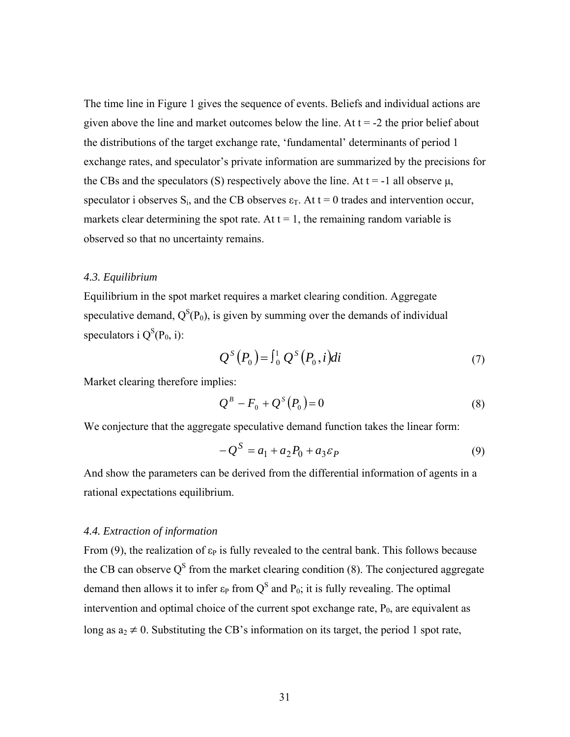The time line in Figure 1 gives the sequence of events. Beliefs and individual actions are given above the line and market outcomes below the line. At t = -2 the prior belief about the distributions of the target exchange rate, 'fundamental' determinants of period 1 exchange rates, and speculator's private information are summarized by the precisions for the CBs and the speculators (S) respectively above the line. At t = -1 all observe μ, speculator i observes $S_i$, and the CB observes $\varepsilon_T$. At t = 0 trades and intervention occur, markets clear determining the spot rate. At t = 1, the remaining random variable is observed so that no uncertainty remains.

### *4.3. Equilibrium*

Equilibrium in the spot market requires a market clearing condition. Aggregate speculative demand, $Q^S(P_0)$, is given by summing over the demands of individual speculators i $Q^S(P_0, i)$:

$$Q^S(P_0) = \int_0^1 Q^S(P_0, i)di \tag{7}$$

Market clearing therefore implies:

$$Q^B - F_0 + Q^S(P_0) = 0 \tag{8}$$

We conjecture that the aggregate speculative demand function takes the linear form:

$$-Q^S = a_1 + a_2 P_0 + a_3 \varepsilon_P \tag{9}$$

And show the parameters can be derived from the differential information of agents in a rational expectations equilibrium.

### *4.4. Extraction of information*

From (9), the realization of $\varepsilon_P$ is fully revealed to the central bank. This follows because the CB can observe $Q^S$ from the market clearing condition (8). The conjectured aggregate demand then allows it to infer $\varepsilon_P$ from $Q^S$ and $P_0$; it is fully revealing. The optimal intervention and optimal choice of the current spot exchange rate, $P_0$, are equivalent as long as $a_2 \neq 0$. Substituting the CB's information on its target, the period 1 spot rate,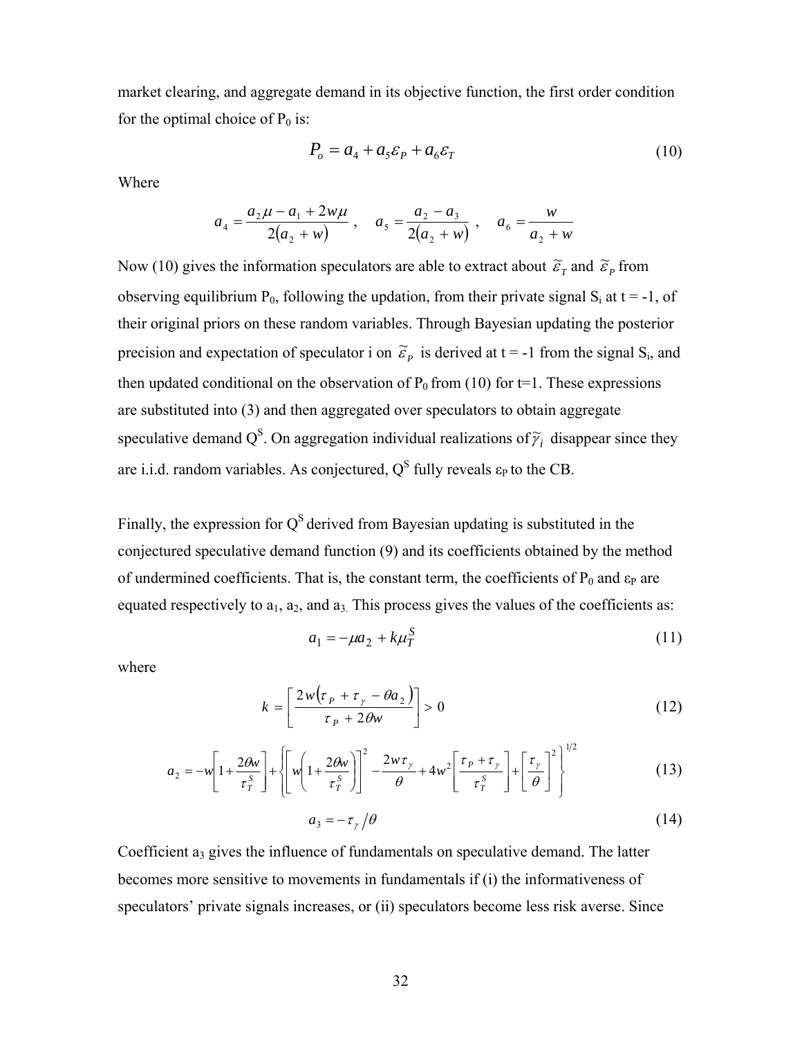market clearing, and aggregate demand in its objective function, the first order condition for the optimal choice of $P_0$ is:

$$P_o = a_4 + a_5\varepsilon_P + a_6\varepsilon_T \tag{10}$$

Where

$$a_4 = \frac{a_2\mu - a_1 + 2w\mu}{2(a_2 + w)}, \quad a_5 = \frac{a_2 - a_3}{2(a_2 + w)}, \quad a_6 = \frac{w}{a_2 + w}$$

Now (10) gives the information speculators are able to extract about $\tilde{\varepsilon}_T$ and $\tilde{\varepsilon}_P$ from observing equilibrium $P_0$, following the updation, from their private signal $S_i$ at t = -1, of their original priors on these random variables. Through Bayesian updating the posterior precision and expectation of speculator i on $\tilde{\varepsilon}_P$ is derived at t = -1 from the signal $S_i$, and then updated conditional on the observation of $P_0$ from (10) for t=1. These expressions are substituted into (3) and then aggregated over speculators to obtain aggregate speculative demand $Q^S$. On aggregation individual realizations of $\tilde{\gamma}_i$ disappear since they are i.i.d. random variables. As conjectured, $Q^S$ fully reveals $\varepsilon_P$ to the CB.

Finally, the expression for $Q^S$ derived from Bayesian updating is substituted in the conjectured speculative demand function (9) and its coefficients obtained by the method of undermined coefficients. That is, the constant term, the coefficients of $P_0$ and $\varepsilon_P$ are equated respectively to $a_1$, $a_2$, and $a_3$. This process gives the values of the coefficients as:

$$a_1 = -\mu a_2 + k\mu_T^S \tag{11}$$

where

$$k = \left[\frac{2w(\tau_P + \tau_\gamma - \theta a_2)}{\tau_P + 2\theta w}\right] > 0 \tag{12}$$

$$a_2 = -w\left[1 + \frac{2\theta w}{\tau_T^S}\right] + \left\{\left[w\left(1 + \frac{2\theta w}{\tau_T^S}\right)\right]^2 - \frac{2w\tau_\gamma}{\theta} + 4w^2\left[\frac{\tau_P + \tau_\gamma}{\tau_T^S}\right] + \left[\frac{\tau_\gamma}{\theta}\right]^2\right\}^{1/2} \tag{13}$$

$$a_3 = -\tau_\gamma / \theta \tag{14}$$

Coefficient $a_3$ gives the influence of fundamentals on speculative demand. The latter becomes more sensitive to movements in fundamentals if (i) the informativeness of speculators' private signals increases, or (ii) speculators become less risk averse. Since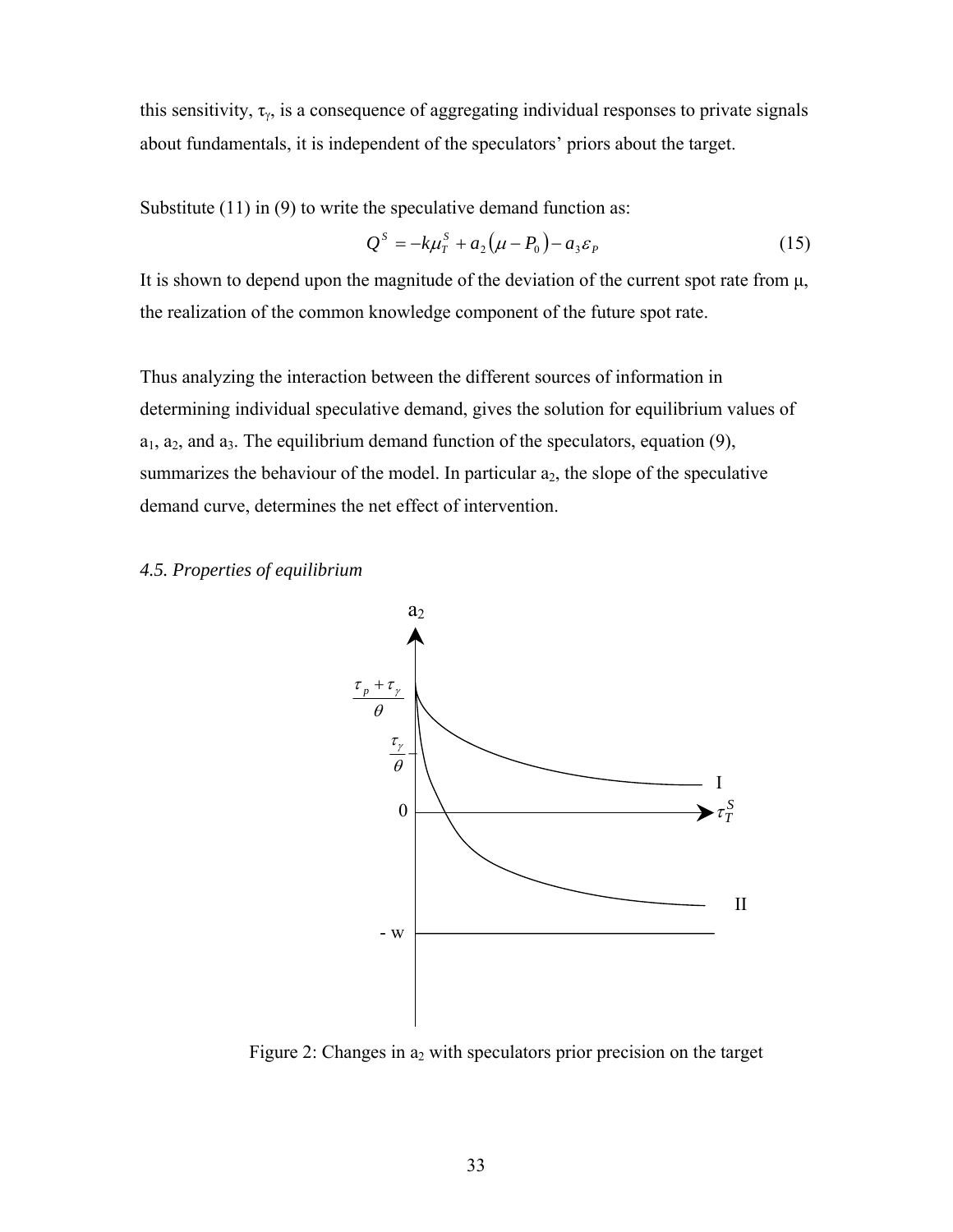this sensitivity, $\tau_\gamma$, is a consequence of aggregating individual responses to private signals about fundamentals, it is independent of the speculators' priors about the target.

Substitute (11) in (9) to write the speculative demand function as:

$$Q^S = -k\mu_T^S + a_2(\mu - P_0) - a_3\varepsilon_P \tag{15}$$

It is shown to depend upon the magnitude of the deviation of the current spot rate from μ, the realization of the common knowledge component of the future spot rate.

Thus analyzing the interaction between the different sources of information in determining individual speculative demand, gives the solution for equilibrium values of $a_1$, $a_2$, and $a_3$. The equilibrium demand function of the speculators, equation (9), summarizes the behaviour of the model. In particular $a_2$, the slope of the speculative demand curve, determines the net effect of intervention.

*4.5. Properties of equilibrium*

Figure 2: Changes in $a_2$ with speculators prior precision on the target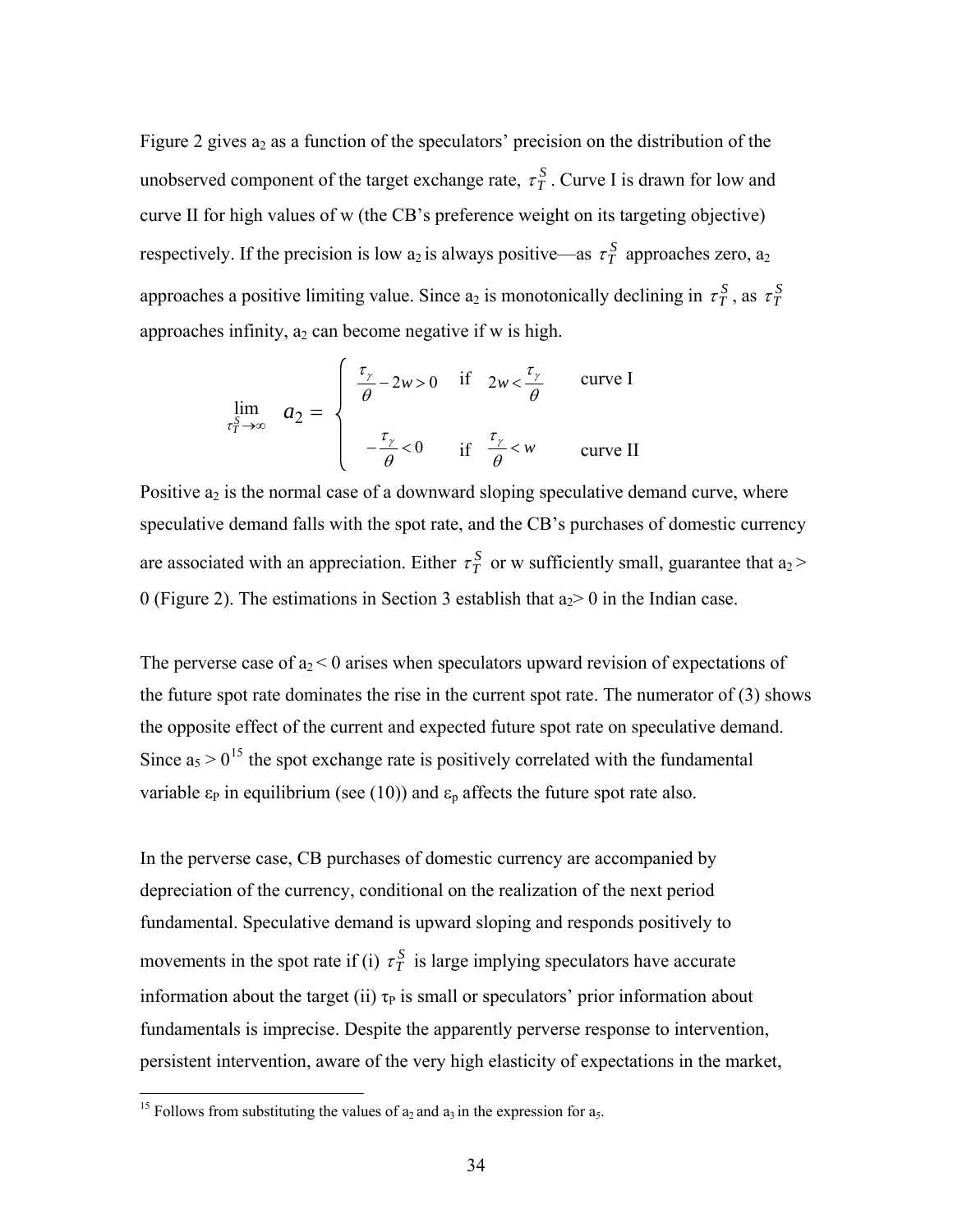Figure 2 gives $a_2$ as a function of the speculators' precision on the distribution of the unobserved component of the target exchange rate, $\tau_T^S$. Curve I is drawn for low and curve II for high values of w (the CB's preference weight on its targeting objective) respectively. If the precision is low $a_2$ is always positive—as $\tau_T^S$ approaches zero, $a_2$ approaches a positive limiting value. Since $a_2$ is monotonically declining in $\tau_T^S$, as $\tau_T^S$ approaches infinity, $a_2$ can become negative if w is high.

$$
\lim_{\tau_T^S \to \infty} a_2 = \begin{cases} \dfrac{\tau_\gamma}{\theta} - 2w > 0 & \text{if} \quad 2w < \dfrac{\tau_\gamma}{\theta} \qquad \text{curve I} \\[2ex] -\dfrac{\tau_\gamma}{\theta} < 0 & \text{if} \quad \dfrac{\tau_\gamma}{\theta} < w \qquad \text{curve II} \end{cases}
$$

Positive $a_2$ is the normal case of a downward sloping speculative demand curve, where speculative demand falls with the spot rate, and the CB's purchases of domestic currency are associated with an appreciation. Either $\tau_T^S$ or w sufficiently small, guarantee that $a_2 > 0$ (Figure 2). The estimations in Section 3 establish that $a_2 > 0$ in the Indian case.

The perverse case of $a_2 < 0$ arises when speculators upward revision of expectations of the future spot rate dominates the rise in the current spot rate. The numerator of (3) shows the opposite effect of the current and expected future spot rate on speculative demand. Since $a_5 > 0$[15] the spot exchange rate is positively correlated with the fundamental variable $\varepsilon_P$ in equilibrium (see (10)) and $\varepsilon_p$ affects the future spot rate also.

In the perverse case, CB purchases of domestic currency are accompanied by depreciation of the currency, conditional on the realization of the next period fundamental. Speculative demand is upward sloping and responds positively to movements in the spot rate if (i) $\tau_T^S$ is large implying speculators have accurate information about the target (ii) $\tau_P$ is small or speculators' prior information about fundamentals is imprecise. Despite the apparently perverse response to intervention, persistent intervention, aware of the very high elasticity of expectations in the market,

[15] Follows from substituting the values of $a_2$ and $a_3$ in the expression for $a_5$.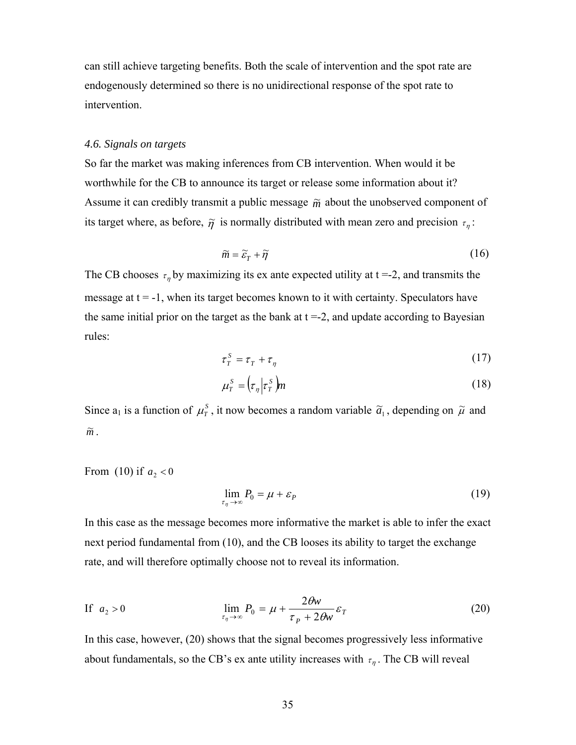can still achieve targeting benefits. Both the scale of intervention and the spot rate are endogenously determined so there is no unidirectional response of the spot rate to intervention.

### *4.6. Signals on targets*

So far the market was making inferences from CB intervention. When would it be worthwhile for the CB to announce its target or release some information about it? Assume it can credibly transmit a public message $\tilde{m}$ about the unobserved component of its target where, as before, $\tilde{\eta}$ is normally distributed with mean zero and precision $\tau_\eta$:

$$\tilde{m} = \tilde{\varepsilon}_T + \tilde{\eta} \tag{16}$$

The CB chooses $\tau_\eta$ by maximizing its ex ante expected utility at t =-2, and transmits the message at t = -1, when its target becomes known to it with certainty. Speculators have the same initial prior on the target as the bank at t =-2, and update according to Bayesian rules:

$$\tau_T^S = \tau_T + \tau_\eta \tag{17}$$

$$\mu_T^S = \left(\tau_\eta \middle| \tau_T^S\right) m \tag{18}$$

Since $a_1$ is a function of $\mu_T^S$, it now becomes a random variable $\tilde{a}_1$, depending on $\tilde{\mu}$ and $\tilde{m}$.

From (10) if $a_2 < 0$

$$\lim_{\tau_\eta \to \infty} P_0 = \mu + \varepsilon_P \tag{19}$$

In this case as the message becomes more informative the market is able to infer the exact next period fundamental from (10), and the CB looses its ability to target the exchange rate, and will therefore optimally choose not to reveal its information.

If $a_2 > 0$

$$\lim_{\tau_\eta \to \infty} P_0 = \mu + \frac{2\theta w}{\tau_P + 2\theta w} \varepsilon_T \tag{20}$$

In this case, however, (20) shows that the signal becomes progressively less informative about fundamentals, so the CB's ex ante utility increases with $\tau_\eta$. The CB will reveal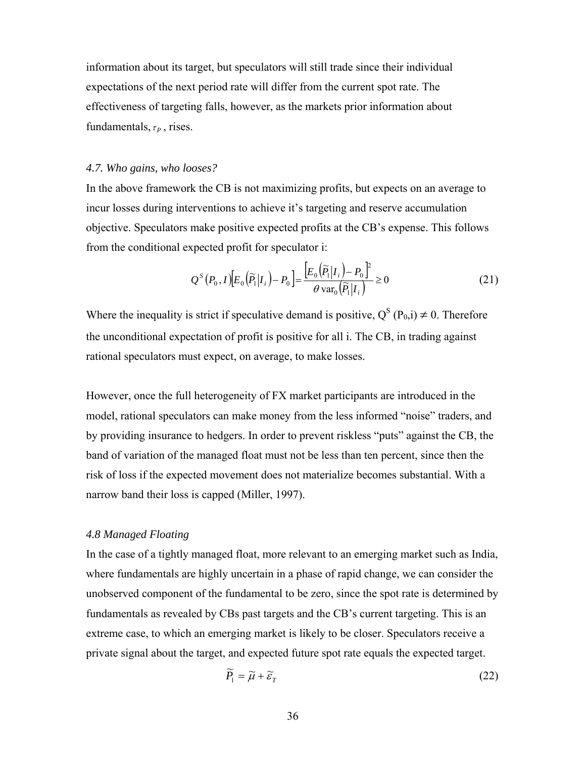information about its target, but speculators will still trade since their individual expectations of the next period rate will differ from the current spot rate. The effectiveness of targeting falls, however, as the markets prior information about fundamentals, $\tau_P$, rises.

### *4.7. Who gains, who looses?*

In the above framework the CB is not maximizing profits, but expects on an average to incur losses during interventions to achieve it's targeting and reserve accumulation objective. Speculators make positive expected profits at the CB's expense. This follows from the conditional expected profit for speculator i:

$$Q^S(P_0, I)\left[E_0\left(\widetilde{P}_1 \middle| I_i\right) - P_0\right] = \frac{\left[E_0\left(\widetilde{P}_1 \middle| I_i\right) - P_0\right]^2}{\theta \operatorname{var}_0\left(\widetilde{P}_1 \middle| I_i\right)} \geq 0 \tag{21}$$

Where the inequality is strict if speculative demand is positive, $Q^S(P_0, i) \neq 0$. Therefore the unconditional expectation of profit is positive for all i. The CB, in trading against rational speculators must expect, on average, to make losses.

However, once the full heterogeneity of FX market participants are introduced in the model, rational speculators can make money from the less informed "noise" traders, and by providing insurance to hedgers. In order to prevent riskless "puts" against the CB, the band of variation of the managed float must not be less than ten percent, since then the risk of loss if the expected movement does not materialize becomes substantial. With a narrow band their loss is capped (Miller, 1997).

### *4.8 Managed Floating*

In the case of a tightly managed float, more relevant to an emerging market such as India, where fundamentals are highly uncertain in a phase of rapid change, we can consider the unobserved component of the fundamental to be zero, since the spot rate is determined by fundamentals as revealed by CBs past targets and the CB's current targeting. This is an extreme case, to which an emerging market is likely to be closer. Speculators receive a private signal about the target, and expected future spot rate equals the expected target.

$$\widetilde{P}_1 = \widetilde{\mu} + \widetilde{\varepsilon}_T \tag{22}$$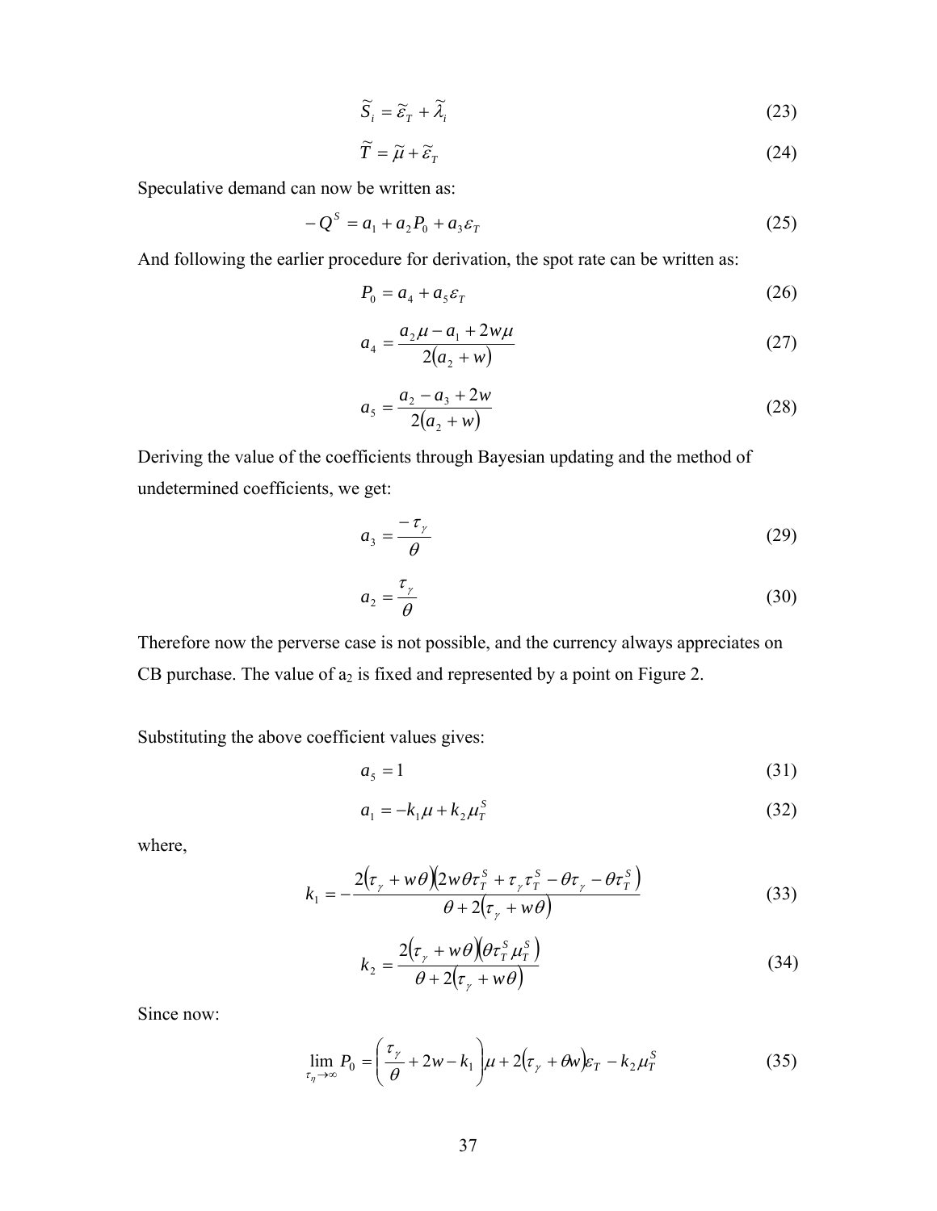$$\tilde{S}_i = \tilde{\varepsilon}_T + \tilde{\lambda}_i \tag{23}$$

$$\tilde{T} = \tilde{\mu} + \tilde{\varepsilon}_T \tag{24}$$

Speculative demand can now be written as:

$$-Q^S = a_1 + a_2 P_0 + a_3 \varepsilon_T \tag{25}$$

And following the earlier procedure for derivation, the spot rate can be written as:

$$P_0 = a_4 + a_5 \varepsilon_T \tag{26}$$

$$a_4 = \frac{a_2 \mu - a_1 + 2w\mu}{2(a_2 + w)} \tag{27}$$

$$a_5 = \frac{a_2 - a_3 + 2w}{2(a_2 + w)} \tag{28}$$

Deriving the value of the coefficients through Bayesian updating and the method of undetermined coefficients, we get:

$$a_3 = \frac{-\tau_\gamma}{\theta} \tag{29}$$

$$a_2 = \frac{\tau_\gamma}{\theta} \tag{30}$$

Therefore now the perverse case is not possible, and the currency always appreciates on CB purchase. The value of $a_2$ is fixed and represented by a point on Figure 2.

Substituting the above coefficient values gives:

$$a_5 = 1 \tag{31}$$

$$a_1 = -k_1 \mu + k_2 \mu_T^S \tag{32}$$

where,

$$k_1 = -\frac{2(\tau_\gamma + w\theta)(2w\theta\tau_T^S + \tau_\gamma \tau_T^S - \theta\tau_\gamma - \theta\tau_T^S)}{\theta + 2(\tau_\gamma + w\theta)} \tag{33}$$

$$k_2 = \frac{2(\tau_\gamma + w\theta)(\theta\tau_T^S \mu_T^S)}{\theta + 2(\tau_\gamma + w\theta)} \tag{34}$$

Since now:

$$\lim_{\tau_\eta \to \infty} P_0 = \left(\frac{\tau_\gamma}{\theta} + 2w - k_1\right)\mu + 2(\tau_\gamma + \theta w)\varepsilon_T - k_2 \mu_T^S \tag{35}$$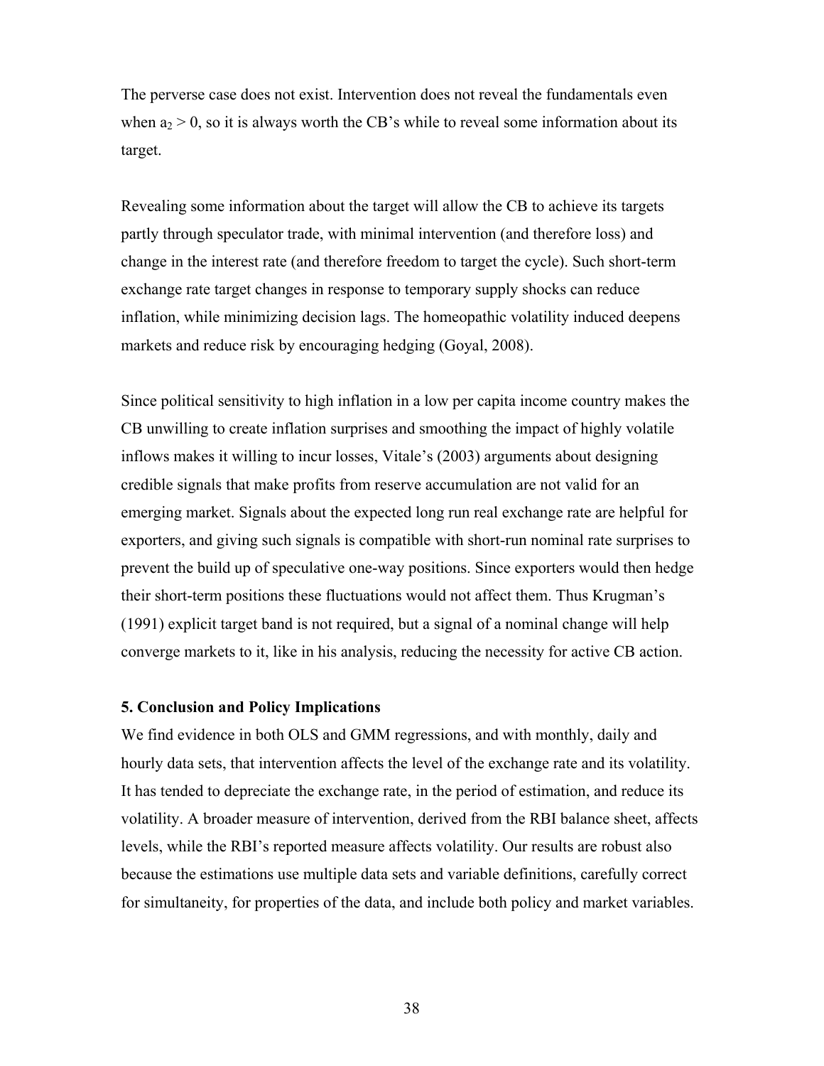The perverse case does not exist. Intervention does not reveal the fundamentals even when $a_2 > 0$, so it is always worth the CB's while to reveal some information about its target.

Revealing some information about the target will allow the CB to achieve its targets partly through speculator trade, with minimal intervention (and therefore loss) and change in the interest rate (and therefore freedom to target the cycle). Such short-term exchange rate target changes in response to temporary supply shocks can reduce inflation, while minimizing decision lags. The homeopathic volatility induced deepens markets and reduce risk by encouraging hedging (Goyal, 2008).

Since political sensitivity to high inflation in a low per capita income country makes the CB unwilling to create inflation surprises and smoothing the impact of highly volatile inflows makes it willing to incur losses, Vitale's (2003) arguments about designing credible signals that make profits from reserve accumulation are not valid for an emerging market. Signals about the expected long run real exchange rate are helpful for exporters, and giving such signals is compatible with short-run nominal rate surprises to prevent the build up of speculative one-way positions. Since exporters would then hedge their short-term positions these fluctuations would not affect them. Thus Krugman's (1991) explicit target band is not required, but a signal of a nominal change will help converge markets to it, like in his analysis, reducing the necessity for active CB action.

## 5. Conclusion and Policy Implications

We find evidence in both OLS and GMM regressions, and with monthly, daily and hourly data sets, that intervention affects the level of the exchange rate and its volatility. It has tended to depreciate the exchange rate, in the period of estimation, and reduce its volatility. A broader measure of intervention, derived from the RBI balance sheet, affects levels, while the RBI's reported measure affects volatility. Our results are robust also because the estimations use multiple data sets and variable definitions, carefully correct for simultaneity, for properties of the data, and include both policy and market variables.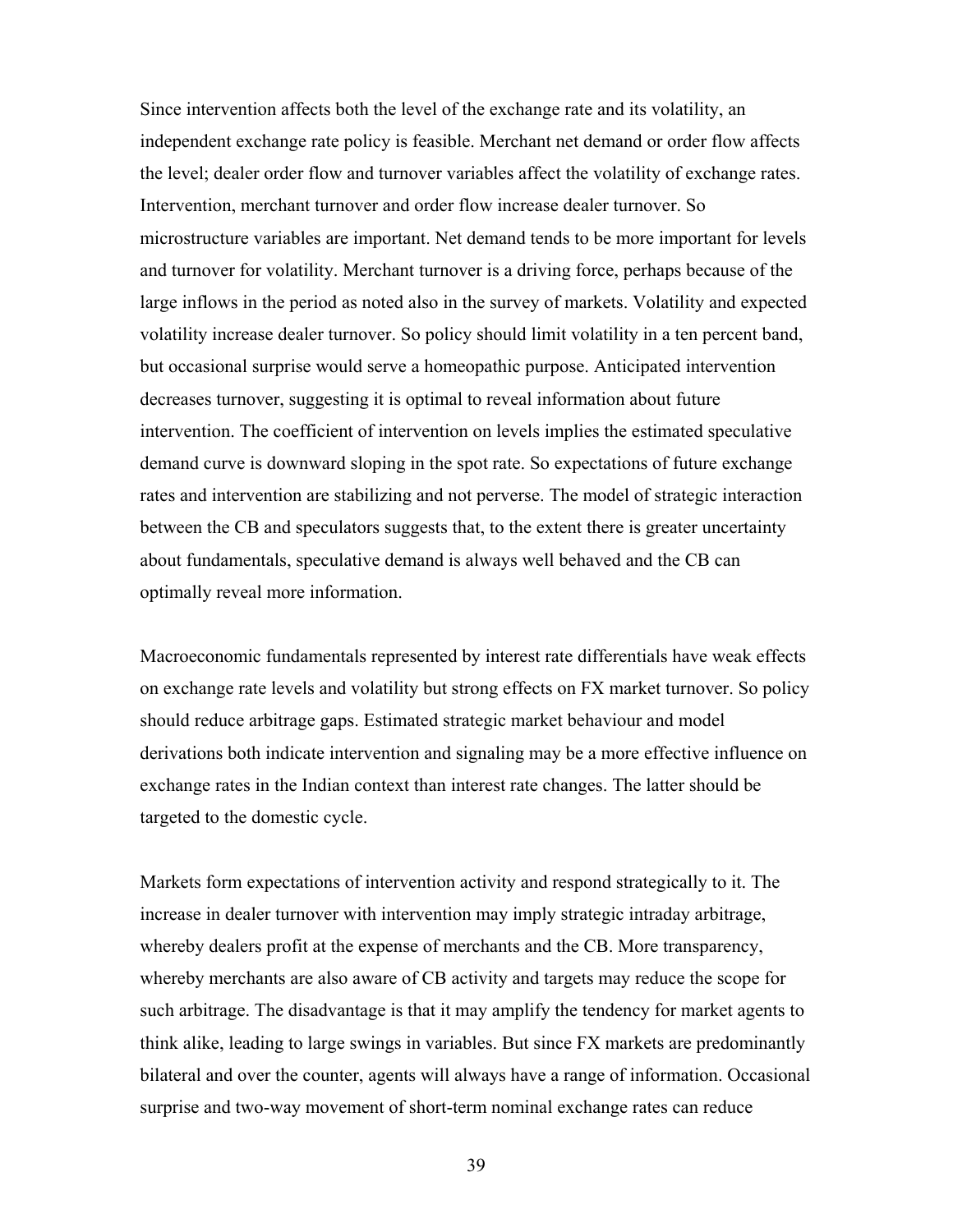Since intervention affects both the level of the exchange rate and its volatility, an independent exchange rate policy is feasible. Merchant net demand or order flow affects the level; dealer order flow and turnover variables affect the volatility of exchange rates. Intervention, merchant turnover and order flow increase dealer turnover. So microstructure variables are important. Net demand tends to be more important for levels and turnover for volatility. Merchant turnover is a driving force, perhaps because of the large inflows in the period as noted also in the survey of markets. Volatility and expected volatility increase dealer turnover. So policy should limit volatility in a ten percent band, but occasional surprise would serve a homeopathic purpose. Anticipated intervention decreases turnover, suggesting it is optimal to reveal information about future intervention. The coefficient of intervention on levels implies the estimated speculative demand curve is downward sloping in the spot rate. So expectations of future exchange rates and intervention are stabilizing and not perverse. The model of strategic interaction between the CB and speculators suggests that, to the extent there is greater uncertainty about fundamentals, speculative demand is always well behaved and the CB can optimally reveal more information.

Macroeconomic fundamentals represented by interest rate differentials have weak effects on exchange rate levels and volatility but strong effects on FX market turnover. So policy should reduce arbitrage gaps. Estimated strategic market behaviour and model derivations both indicate intervention and signaling may be a more effective influence on exchange rates in the Indian context than interest rate changes. The latter should be targeted to the domestic cycle.

Markets form expectations of intervention activity and respond strategically to it. The increase in dealer turnover with intervention may imply strategic intraday arbitrage, whereby dealers profit at the expense of merchants and the CB. More transparency, whereby merchants are also aware of CB activity and targets may reduce the scope for such arbitrage. The disadvantage is that it may amplify the tendency for market agents to think alike, leading to large swings in variables. But since FX markets are predominantly bilateral and over the counter, agents will always have a range of information. Occasional surprise and two-way movement of short-term nominal exchange rates can reduce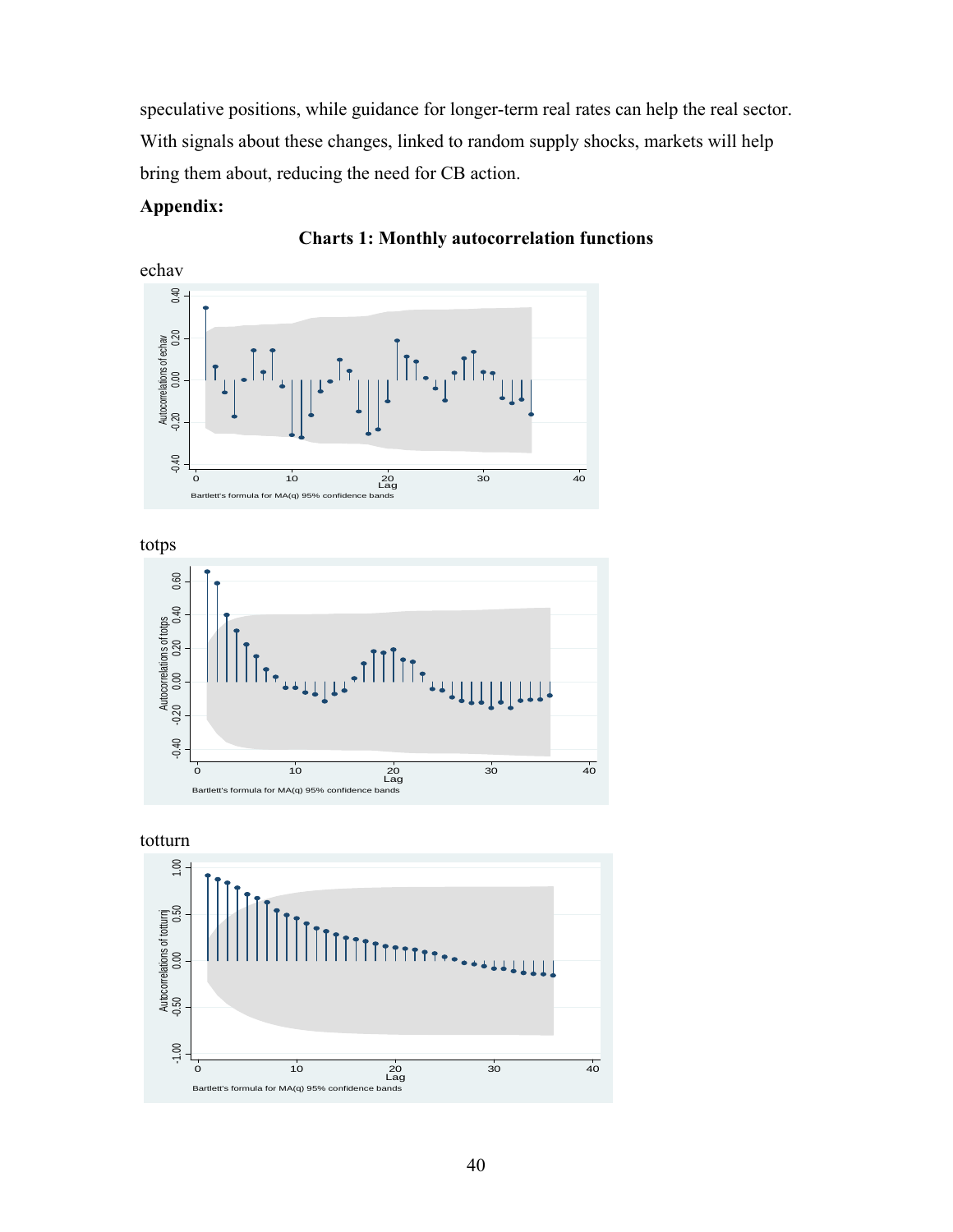speculative positions, while guidance for longer-term real rates can help the real sector. With signals about these changes, linked to random supply shocks, markets will help bring them about, reducing the need for CB action.

**Appendix:**

**Charts 1: Monthly autocorrelation functions**

echav

totps

totturn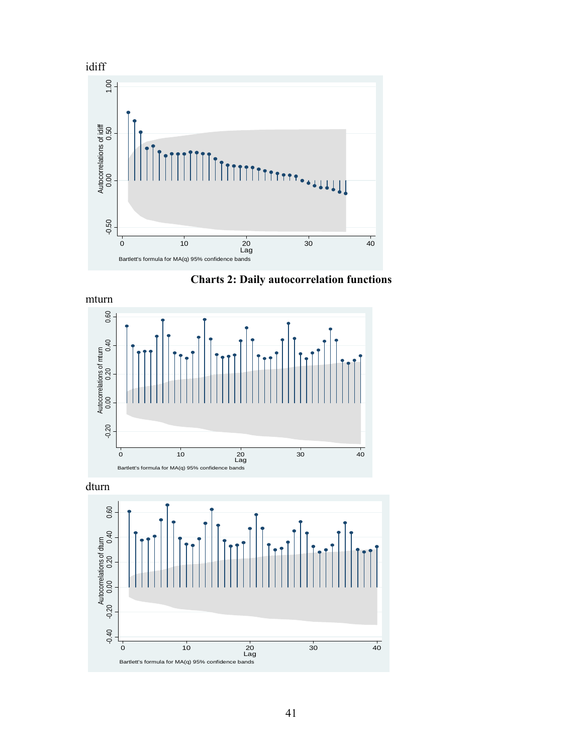idiff

Charts 2: Daily autocorrelation functions

mturn

dturn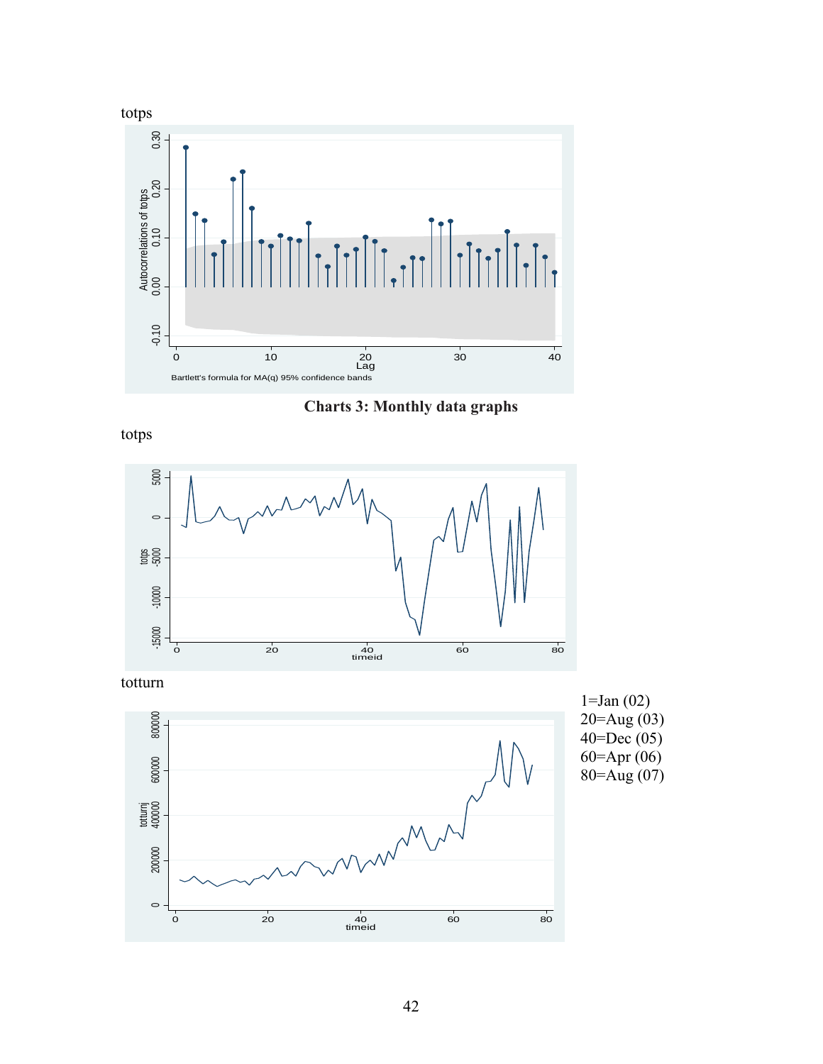totps

**Charts 3: Monthly data graphs**

totps

totturn

1=Jan (02)
20=Aug (03)
40=Dec (05)
60=Apr (06)
80=Aug (07)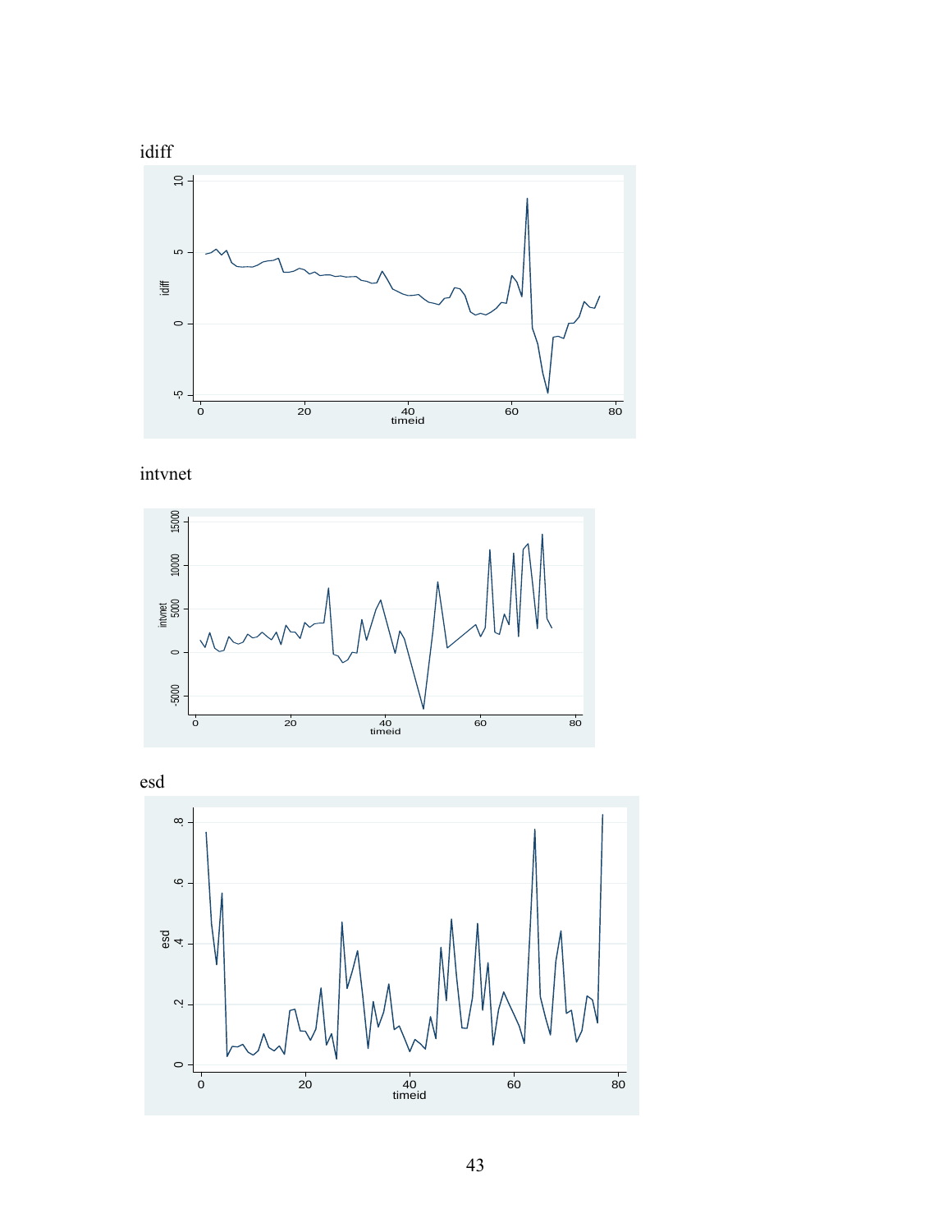idiff

intvnet

esd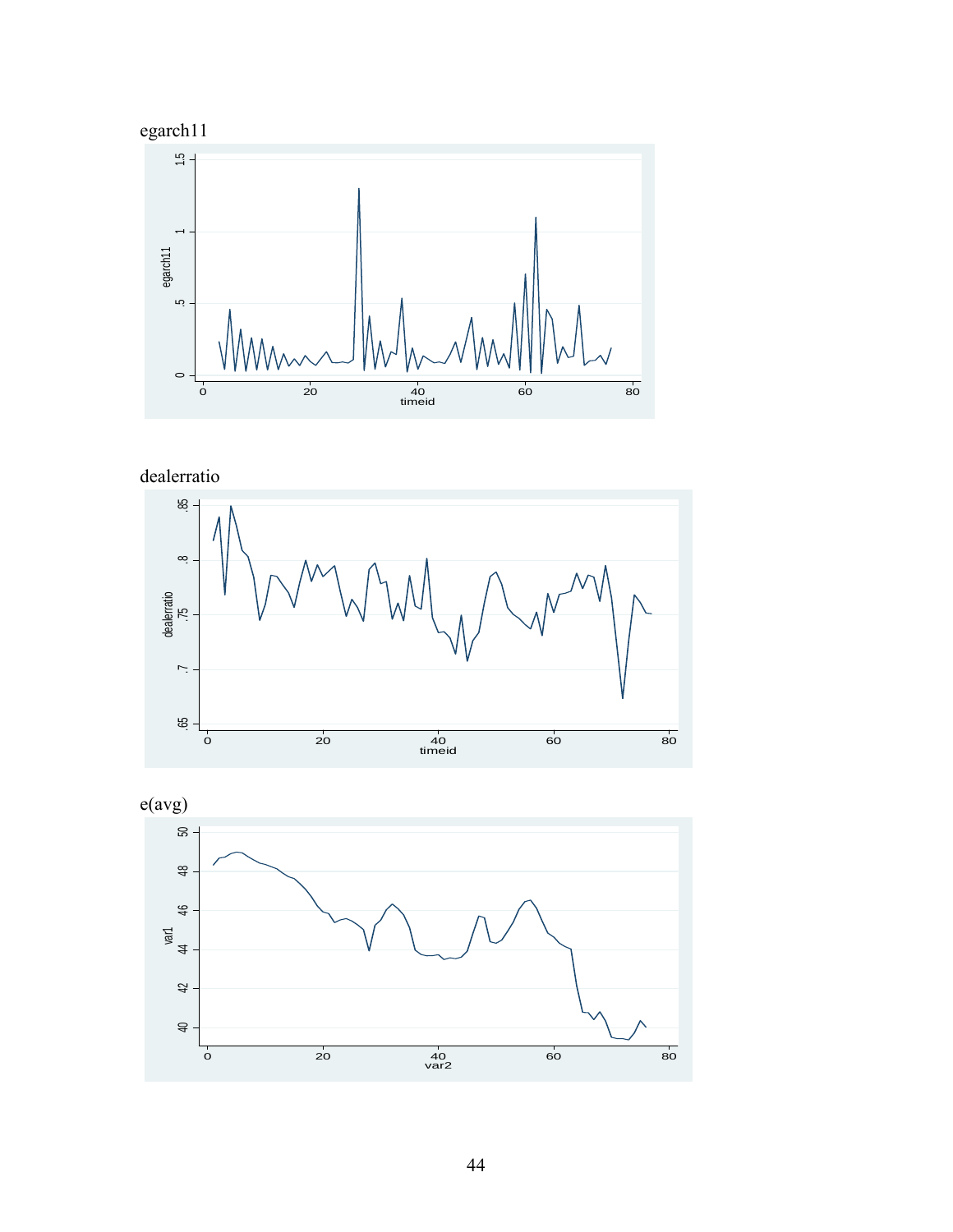egarch11

dealerratio

e(avg)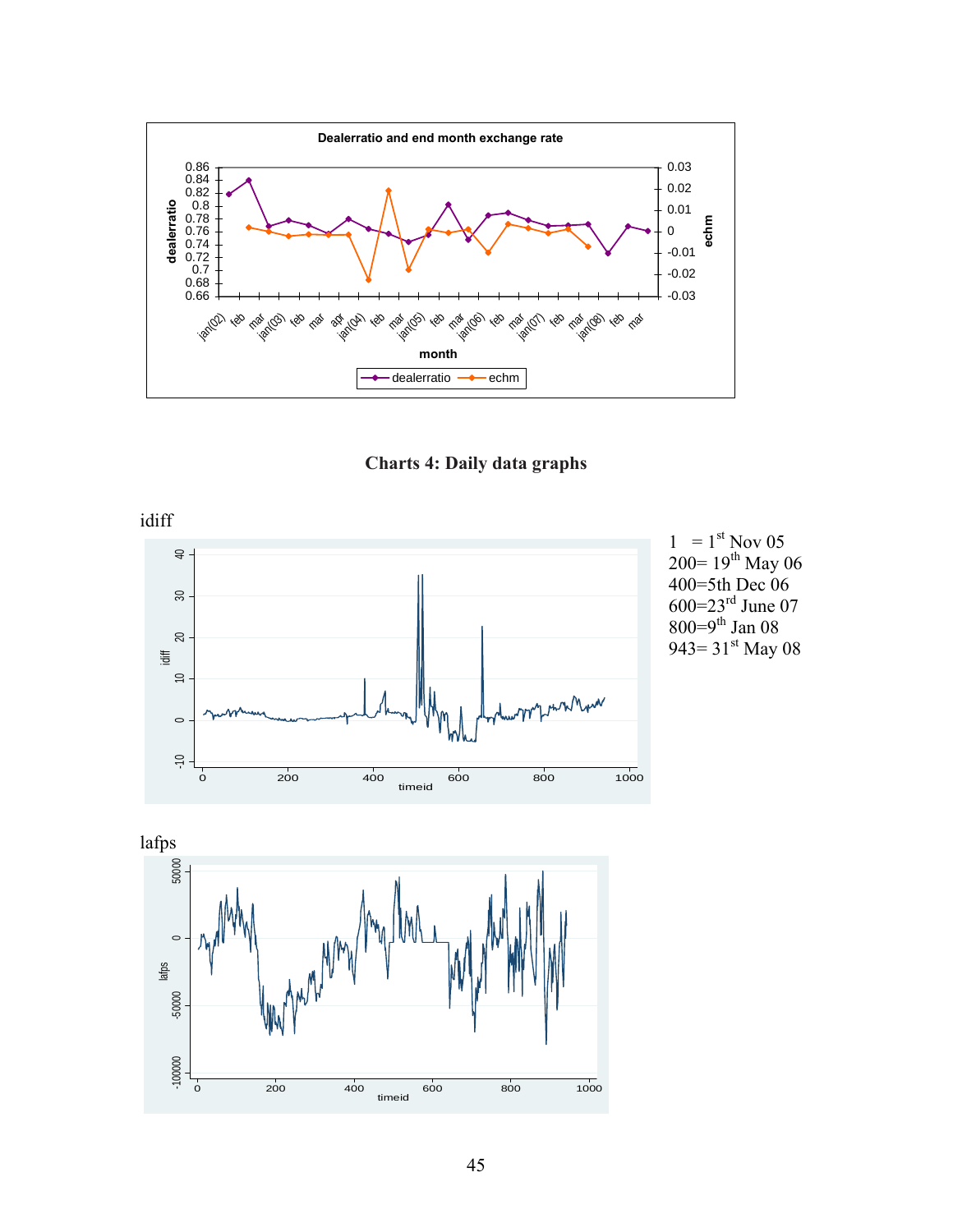**Dealerratio and end month exchange rate**

**Charts 4: Daily data graphs**

idiff

1 = 1st Nov 05
200= 19th May 06
400=5th Dec 06
600=23rd June 07
800=9th Jan 08
943= 31st May 08

lafps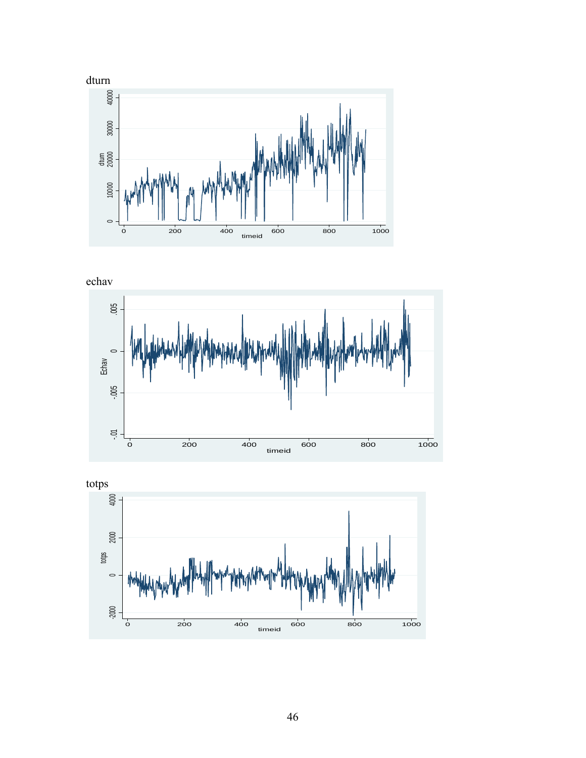dturn

echav

totps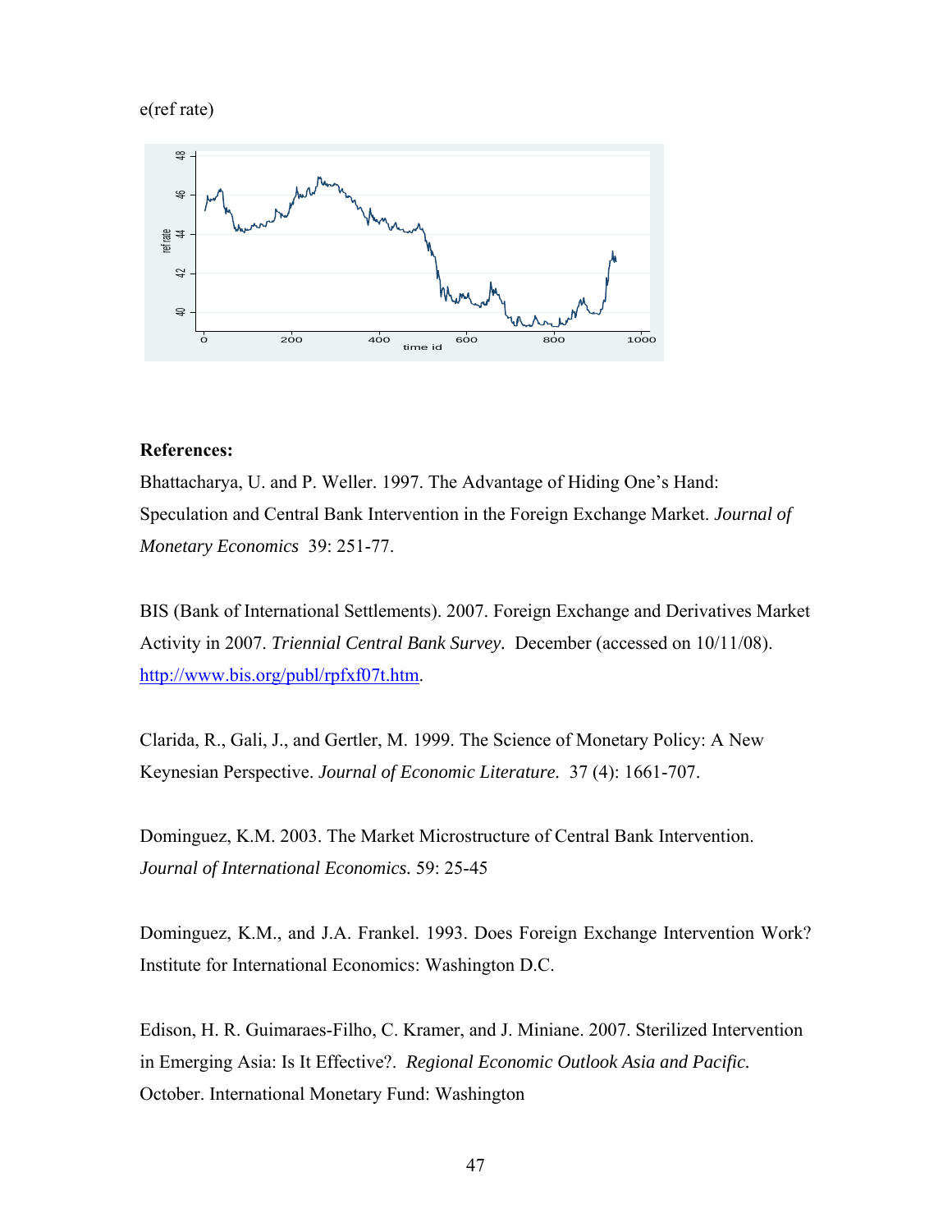e(ref rate)

**References:**

Bhattacharya, U. and P. Weller. 1997. The Advantage of Hiding One's Hand: Speculation and Central Bank Intervention in the Foreign Exchange Market. *Journal of Monetary Economics* 39: 251-77.

BIS (Bank of International Settlements). 2007. Foreign Exchange and Derivatives Market Activity in 2007. *Triennial Central Bank Survey*. December (accessed on 10/11/08). http://www.bis.org/publ/rpfxf07t.htm.

Clarida, R., Gali, J., and Gertler, M. 1999. The Science of Monetary Policy: A New Keynesian Perspective. *Journal of Economic Literature.* 37 (4): 1661-707.

Dominguez, K.M. 2003. The Market Microstructure of Central Bank Intervention. *Journal of International Economics.* 59: 25-45

Dominguez, K.M., and J.A. Frankel. 1993. Does Foreign Exchange Intervention Work? Institute for International Economics: Washington D.C.

Edison, H. R. Guimaraes-Filho, C. Kramer, and J. Miniane. 2007. Sterilized Intervention in Emerging Asia: Is It Effective?. *Regional Economic Outlook Asia and Pacific.* October. International Monetary Fund: Washington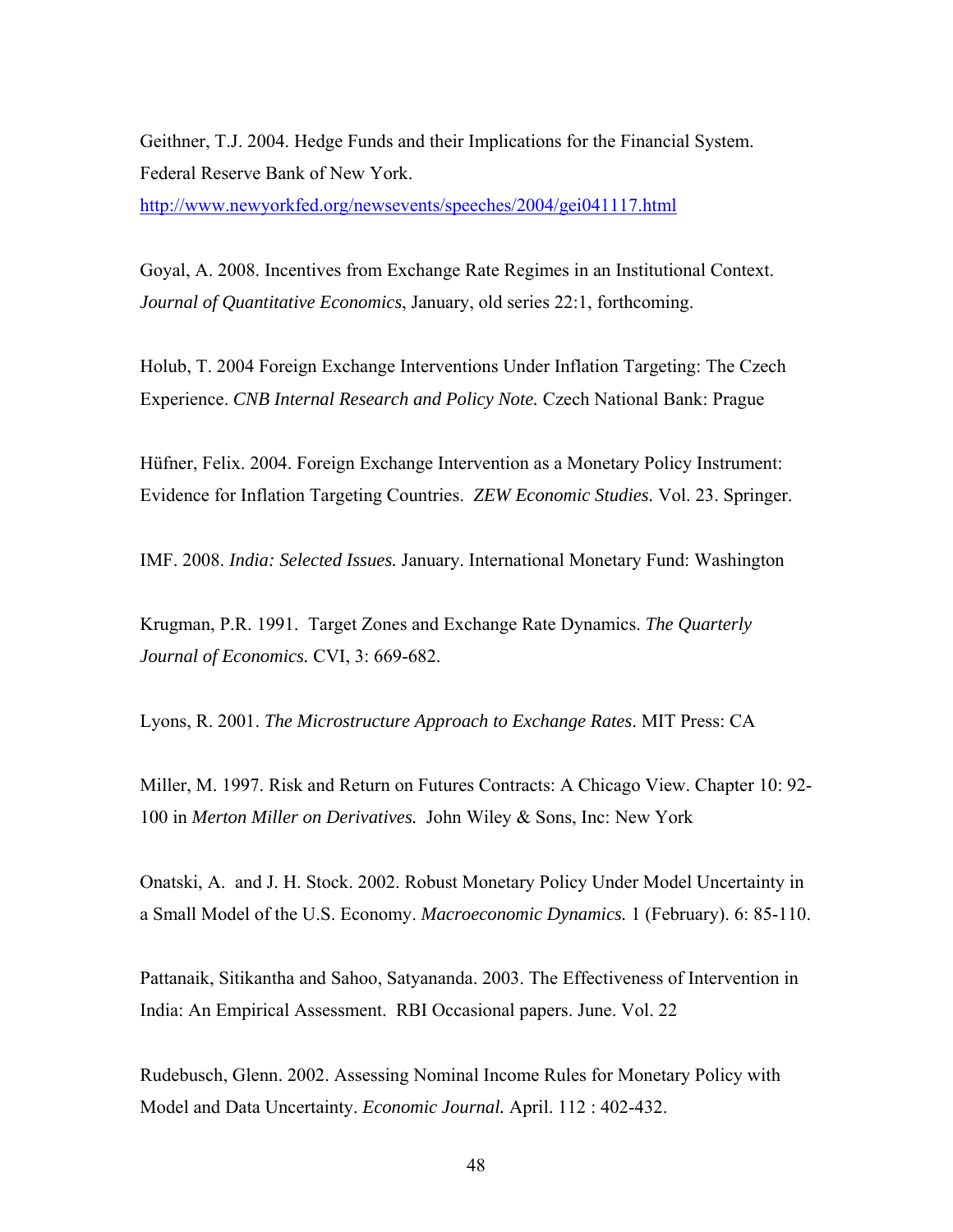Geithner, T.J. 2004. Hedge Funds and their Implications for the Financial System. Federal Reserve Bank of New York. http://www.newyorkfed.org/newsevents/speeches/2004/gei041117.html

Goyal, A. 2008. Incentives from Exchange Rate Regimes in an Institutional Context. *Journal of Quantitative Economics*, January, old series 22:1, forthcoming.

Holub, T. 2004 Foreign Exchange Interventions Under Inflation Targeting: The Czech Experience. *CNB Internal Research and Policy Note.* Czech National Bank: Prague

Hüfner, Felix. 2004. Foreign Exchange Intervention as a Monetary Policy Instrument: Evidence for Inflation Targeting Countries. *ZEW Economic Studies.* Vol. 23. Springer.

IMF. 2008. *India: Selected Issues.* January. International Monetary Fund: Washington

Krugman, P.R. 1991. Target Zones and Exchange Rate Dynamics. *The Quarterly Journal of Economics.* CVI, 3: 669-682.

Lyons, R. 2001. *The Microstructure Approach to Exchange Rates*. MIT Press: CA

Miller, M. 1997. Risk and Return on Futures Contracts: A Chicago View. Chapter 10: 92-100 in *Merton Miller on Derivatives.* John Wiley & Sons, Inc: New York

Onatski, A. and J. H. Stock. 2002. Robust Monetary Policy Under Model Uncertainty in a Small Model of the U.S. Economy. *Macroeconomic Dynamics.* 1 (February). 6: 85-110.

Pattanaik, Sitikantha and Sahoo, Satyananda. 2003. The Effectiveness of Intervention in India: An Empirical Assessment. RBI Occasional papers. June. Vol. 22

Rudebusch, Glenn. 2002. Assessing Nominal Income Rules for Monetary Policy with Model and Data Uncertainty. *Economic Journal.* April. 112 : 402-432.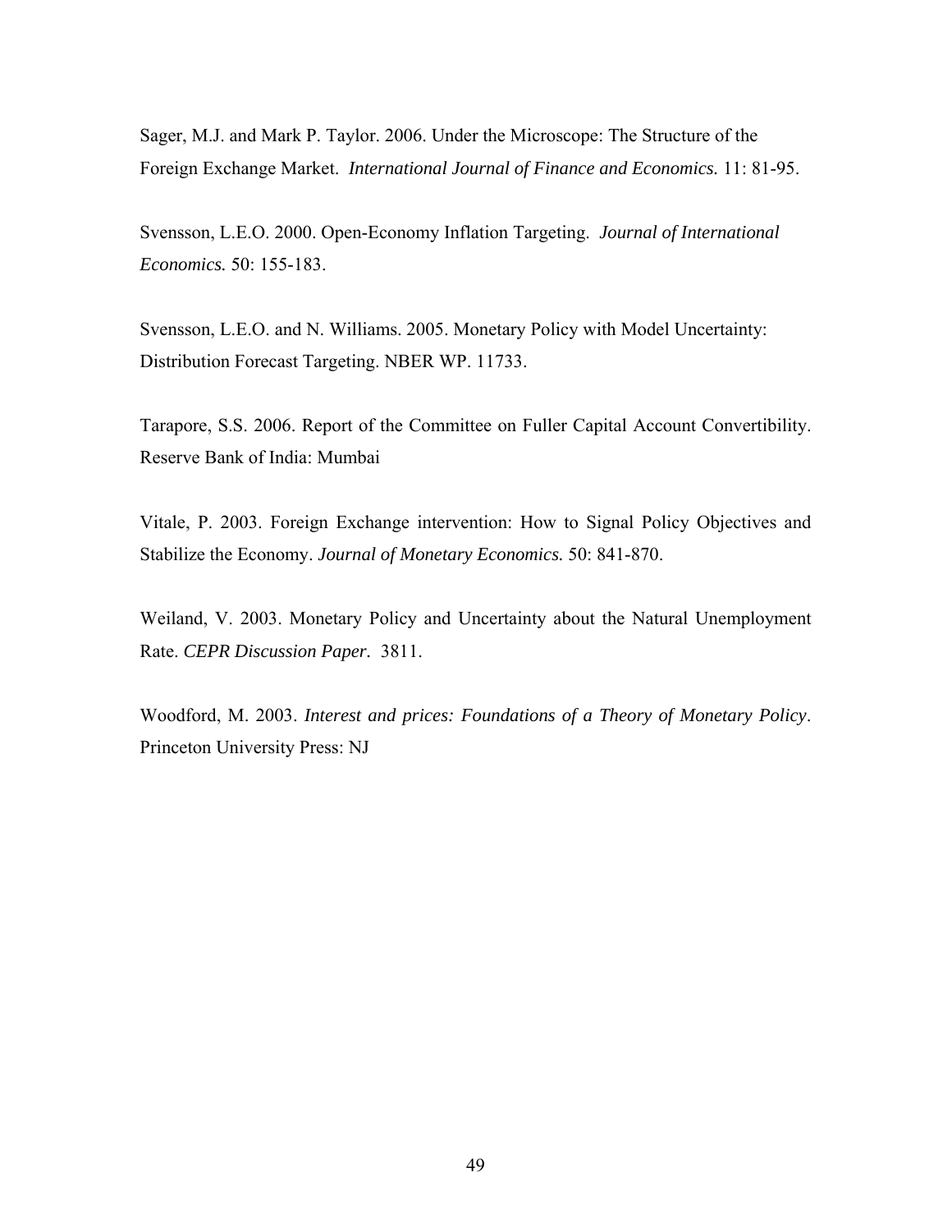Sager, M.J. and Mark P. Taylor. 2006. Under the Microscope: The Structure of the Foreign Exchange Market. *International Journal of Finance and Economics.* 11: 81-95.

Svensson, L.E.O. 2000. Open-Economy Inflation Targeting. *Journal of International Economics.* 50: 155-183.

Svensson, L.E.O. and N. Williams. 2005. Monetary Policy with Model Uncertainty: Distribution Forecast Targeting. NBER WP. 11733.

Tarapore, S.S. 2006. Report of the Committee on Fuller Capital Account Convertibility. Reserve Bank of India: Mumbai

Vitale, P. 2003. Foreign Exchange intervention: How to Signal Policy Objectives and Stabilize the Economy. *Journal of Monetary Economics.* 50: 841-870.

Weiland, V. 2003. Monetary Policy and Uncertainty about the Natural Unemployment Rate. *CEPR Discussion Paper.* 3811.

Woodford, M. 2003. *Interest and prices: Foundations of a Theory of Monetary Policy*. Princeton University Press: NJ